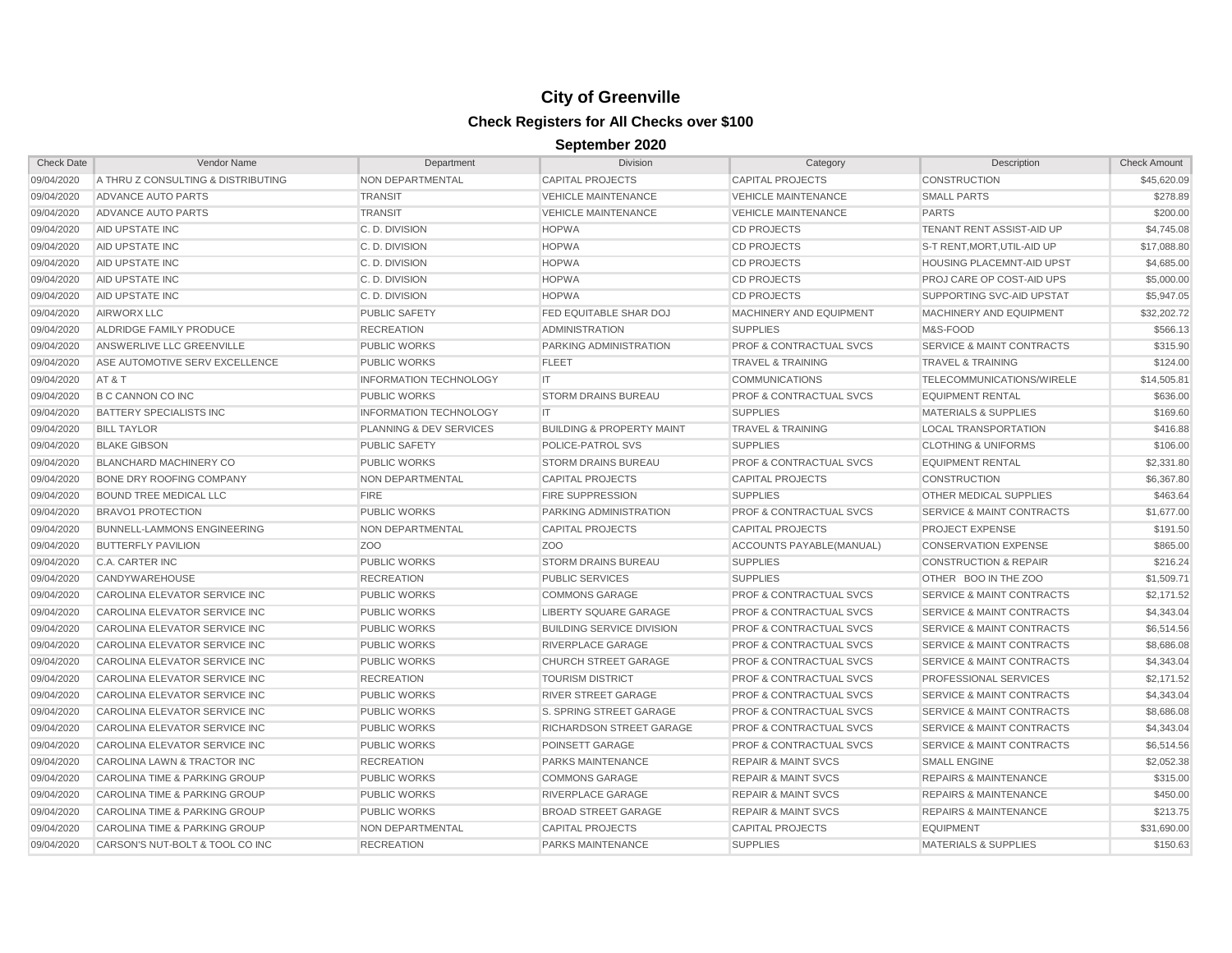# City of Greenville

## Check Registers for All Checks over $100

### September 2020

| Check Date | Vendor Name | Department | Division | Category | Description | Check Amount |
|---|---|---|---|---|---|---|
| 09/04/2020 | A THRU Z CONSULTING & DISTRIBUTING | NON DEPARTMENTAL | CAPITAL PROJECTS | CAPITAL PROJECTS | CONSTRUCTION | $45,620.09 |
| 09/04/2020 | ADVANCE AUTO PARTS | TRANSIT | VEHICLE MAINTENANCE | VEHICLE MAINTENANCE | SMALL PARTS | $278.89 |
| 09/04/2020 | ADVANCE AUTO PARTS | TRANSIT | VEHICLE MAINTENANCE | VEHICLE MAINTENANCE | PARTS | $200.00 |
| 09/04/2020 | AID UPSTATE INC | C. D. DIVISION | HOPWA | CD PROJECTS | TENANT RENT ASSIST-AID UP | $4,745.08 |
| 09/04/2020 | AID UPSTATE INC | C. D. DIVISION | HOPWA | CD PROJECTS | S-T RENT,MORT,UTIL-AID UP | $17,088.80 |
| 09/04/2020 | AID UPSTATE INC | C. D. DIVISION | HOPWA | CD PROJECTS | HOUSING PLACEMNT-AID UPST | $4,685.00 |
| 09/04/2020 | AID UPSTATE INC | C. D. DIVISION | HOPWA | CD PROJECTS | PROJ CARE OP COST-AID UPS | $5,000.00 |
| 09/04/2020 | AID UPSTATE INC | C. D. DIVISION | HOPWA | CD PROJECTS | SUPPORTING SVC-AID UPSTAT | $5,947.05 |
| 09/04/2020 | AIRWORX LLC | PUBLIC SAFETY | FED EQUITABLE SHAR DOJ | MACHINERY AND EQUIPMENT | MACHINERY AND EQUIPMENT | $32,202.72 |
| 09/04/2020 | ALDRIDGE FAMILY PRODUCE | RECREATION | ADMINISTRATION | SUPPLIES | M&S-FOOD | $566.13 |
| 09/04/2020 | ANSWERLIVE LLC GREENVILLE | PUBLIC WORKS | PARKING ADMINISTRATION | PROF & CONTRACTUAL SVCS | SERVICE & MAINT CONTRACTS | $315.90 |
| 09/04/2020 | ASE AUTOMOTIVE SERV EXCELLENCE | PUBLIC WORKS | FLEET | TRAVEL & TRAINING | TRAVEL & TRAINING | $124.00 |
| 09/04/2020 | AT & T | INFORMATION TECHNOLOGY | IT | COMMUNICATIONS | TELECOMMUNICATIONS/WIRELE | $14,505.81 |
| 09/04/2020 | B C CANNON CO INC | PUBLIC WORKS | STORM DRAINS BUREAU | PROF & CONTRACTUAL SVCS | EQUIPMENT RENTAL | $636.00 |
| 09/04/2020 | BATTERY SPECIALISTS INC | INFORMATION TECHNOLOGY | IT | SUPPLIES | MATERIALS & SUPPLIES | $169.60 |
| 09/04/2020 | BILL TAYLOR | PLANNING & DEV SERVICES | BUILDING & PROPERTY MAINT | TRAVEL & TRAINING | LOCAL TRANSPORTATION | $416.88 |
| 09/04/2020 | BLAKE GIBSON | PUBLIC SAFETY | POLICE-PATROL SVS | SUPPLIES | CLOTHING & UNIFORMS | $106.00 |
| 09/04/2020 | BLANCHARD MACHINERY CO | PUBLIC WORKS | STORM DRAINS BUREAU | PROF & CONTRACTUAL SVCS | EQUIPMENT RENTAL | $2,331.80 |
| 09/04/2020 | BONE DRY ROOFING COMPANY | NON DEPARTMENTAL | CAPITAL PROJECTS | CAPITAL PROJECTS | CONSTRUCTION | $6,367.80 |
| 09/04/2020 | BOUND TREE MEDICAL LLC | FIRE | FIRE SUPPRESSION | SUPPLIES | OTHER MEDICAL SUPPLIES | $463.64 |
| 09/04/2020 | BRAVO1 PROTECTION | PUBLIC WORKS | PARKING ADMINISTRATION | PROF & CONTRACTUAL SVCS | SERVICE & MAINT CONTRACTS | $1,677.00 |
| 09/04/2020 | BUNNELL-LAMMONS ENGINEERING | NON DEPARTMENTAL | CAPITAL PROJECTS | CAPITAL PROJECTS | PROJECT EXPENSE | $191.50 |
| 09/04/2020 | BUTTERFLY PAVILION | ZOO | ZOO | ACCOUNTS PAYABLE(MANUAL) | CONSERVATION EXPENSE | $865.00 |
| 09/04/2020 | C.A. CARTER INC | PUBLIC WORKS | STORM DRAINS BUREAU | SUPPLIES | CONSTRUCTION & REPAIR | $216.24 |
| 09/04/2020 | CANDYWAREHOUSE | RECREATION | PUBLIC SERVICES | SUPPLIES | OTHER BOO IN THE ZOO | $1,509.71 |
| 09/04/2020 | CAROLINA ELEVATOR SERVICE INC | PUBLIC WORKS | COMMONS GARAGE | PROF & CONTRACTUAL SVCS | SERVICE & MAINT CONTRACTS | $2,171.52 |
| 09/04/2020 | CAROLINA ELEVATOR SERVICE INC | PUBLIC WORKS | LIBERTY SQUARE GARAGE | PROF & CONTRACTUAL SVCS | SERVICE & MAINT CONTRACTS | $4,343.04 |
| 09/04/2020 | CAROLINA ELEVATOR SERVICE INC | PUBLIC WORKS | BUILDING SERVICE DIVISION | PROF & CONTRACTUAL SVCS | SERVICE & MAINT CONTRACTS | $6,514.56 |
| 09/04/2020 | CAROLINA ELEVATOR SERVICE INC | PUBLIC WORKS | RIVERPLACE GARAGE | PROF & CONTRACTUAL SVCS | SERVICE & MAINT CONTRACTS | $8,686.08 |
| 09/04/2020 | CAROLINA ELEVATOR SERVICE INC | PUBLIC WORKS | CHURCH STREET GARAGE | PROF & CONTRACTUAL SVCS | SERVICE & MAINT CONTRACTS | $4,343.04 |
| 09/04/2020 | CAROLINA ELEVATOR SERVICE INC | RECREATION | TOURISM DISTRICT | PROF & CONTRACTUAL SVCS | PROFESSIONAL SERVICES | $2,171.52 |
| 09/04/2020 | CAROLINA ELEVATOR SERVICE INC | PUBLIC WORKS | RIVER STREET GARAGE | PROF & CONTRACTUAL SVCS | SERVICE & MAINT CONTRACTS | $4,343.04 |
| 09/04/2020 | CAROLINA ELEVATOR SERVICE INC | PUBLIC WORKS | S. SPRING STREET GARAGE | PROF & CONTRACTUAL SVCS | SERVICE & MAINT CONTRACTS | $8,686.08 |
| 09/04/2020 | CAROLINA ELEVATOR SERVICE INC | PUBLIC WORKS | RICHARDSON STREET GARAGE | PROF & CONTRACTUAL SVCS | SERVICE & MAINT CONTRACTS | $4,343.04 |
| 09/04/2020 | CAROLINA ELEVATOR SERVICE INC | PUBLIC WORKS | POINSETT GARAGE | PROF & CONTRACTUAL SVCS | SERVICE & MAINT CONTRACTS | $6,514.56 |
| 09/04/2020 | CAROLINA LAWN & TRACTOR INC | RECREATION | PARKS MAINTENANCE | REPAIR & MAINT SVCS | SMALL ENGINE | $2,052.38 |
| 09/04/2020 | CAROLINA TIME & PARKING GROUP | PUBLIC WORKS | COMMONS GARAGE | REPAIR & MAINT SVCS | REPAIRS & MAINTENANCE | $315.00 |
| 09/04/2020 | CAROLINA TIME & PARKING GROUP | PUBLIC WORKS | RIVERPLACE GARAGE | REPAIR & MAINT SVCS | REPAIRS & MAINTENANCE | $450.00 |
| 09/04/2020 | CAROLINA TIME & PARKING GROUP | PUBLIC WORKS | BROAD STREET GARAGE | REPAIR & MAINT SVCS | REPAIRS & MAINTENANCE | $213.75 |
| 09/04/2020 | CAROLINA TIME & PARKING GROUP | NON DEPARTMENTAL | CAPITAL PROJECTS | CAPITAL PROJECTS | EQUIPMENT | $31,690.00 |
| 09/04/2020 | CARSON'S NUT-BOLT & TOOL CO INC | RECREATION | PARKS MAINTENANCE | SUPPLIES | MATERIALS & SUPPLIES | $150.63 |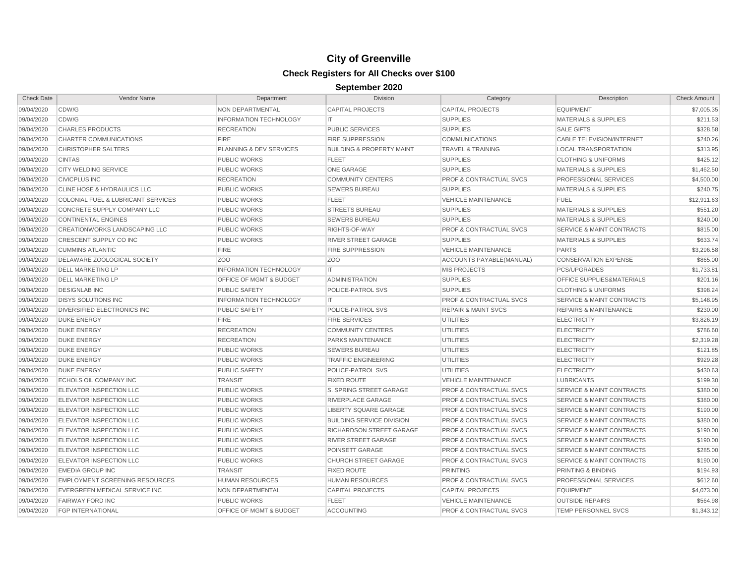# City of Greenville

## Check Registers for All Checks over $100

### September 2020

| Check Date | Vendor Name | Department | Division | Category | Description | Check Amount |
|---|---|---|---|---|---|---|
| 09/04/2020 | CDW/G | NON DEPARTMENTAL | CAPITAL PROJECTS | CAPITAL PROJECTS | EQUIPMENT | $7,005.35 |
| 09/04/2020 | CDW/G | INFORMATION TECHNOLOGY | IT | SUPPLIES | MATERIALS & SUPPLIES | $211.53 |
| 09/04/2020 | CHARLES PRODUCTS | RECREATION | PUBLIC SERVICES | SUPPLIES | SALE GIFTS | $328.58 |
| 09/04/2020 | CHARTER COMMUNICATIONS | FIRE | FIRE SUPPRESSION | COMMUNICATIONS | CABLE TELEVISION/INTERNET | $240.26 |
| 09/04/2020 | CHRISTOPHER SALTERS | PLANNING & DEV SERVICES | BUILDING & PROPERTY MAINT | TRAVEL & TRAINING | LOCAL TRANSPORTATION | $313.95 |
| 09/04/2020 | CINTAS | PUBLIC WORKS | FLEET | SUPPLIES | CLOTHING & UNIFORMS | $425.12 |
| 09/04/2020 | CITY WELDING SERVICE | PUBLIC WORKS | ONE GARAGE | SUPPLIES | MATERIALS & SUPPLIES | $1,462.50 |
| 09/04/2020 | CIVICPLUS INC | RECREATION | COMMUNITY CENTERS | PROF & CONTRACTUAL SVCS | PROFESSIONAL SERVICES | $4,500.00 |
| 09/04/2020 | CLINE HOSE & HYDRAULICS LLC | PUBLIC WORKS | SEWERS BUREAU | SUPPLIES | MATERIALS & SUPPLIES | $240.75 |
| 09/04/2020 | COLONIAL FUEL & LUBRICANT SERVICES | PUBLIC WORKS | FLEET | VEHICLE MAINTENANCE | FUEL | $12,911.63 |
| 09/04/2020 | CONCRETE SUPPLY COMPANY LLC | PUBLIC WORKS | STREETS BUREAU | SUPPLIES | MATERIALS & SUPPLIES | $551.20 |
| 09/04/2020 | CONTINENTAL ENGINES | PUBLIC WORKS | SEWERS BUREAU | SUPPLIES | MATERIALS & SUPPLIES | $240.00 |
| 09/04/2020 | CREATIONWORKS LANDSCAPING LLC | PUBLIC WORKS | RIGHTS-OF-WAY | PROF & CONTRACTUAL SVCS | SERVICE & MAINT CONTRACTS | $815.00 |
| 09/04/2020 | CRESCENT SUPPLY CO INC | PUBLIC WORKS | RIVER STREET GARAGE | SUPPLIES | MATERIALS & SUPPLIES | $633.74 |
| 09/04/2020 | CUMMINS ATLANTIC | FIRE | FIRE SUPPRESSION | VEHICLE MAINTENANCE | PARTS | $3,296.58 |
| 09/04/2020 | DELAWARE ZOOLOGICAL SOCIETY | ZOO | ZOO | ACCOUNTS PAYABLE(MANUAL) | CONSERVATION EXPENSE | $865.00 |
| 09/04/2020 | DELL MARKETING LP | INFORMATION TECHNOLOGY | IT | MIS PROJECTS | PCS/UPGRADES | $1,733.81 |
| 09/04/2020 | DELL MARKETING LP | OFFICE OF MGMT & BUDGET | ADMINISTRATION | SUPPLIES | OFFICE SUPPLIES&MATERIALS | $201.16 |
| 09/04/2020 | DESIGNLAB INC | PUBLIC SAFETY | POLICE-PATROL SVS | SUPPLIES | CLOTHING & UNIFORMS | $398.24 |
| 09/04/2020 | DISYS SOLUTIONS INC | INFORMATION TECHNOLOGY | IT | PROF & CONTRACTUAL SVCS | SERVICE & MAINT CONTRACTS | $5,148.95 |
| 09/04/2020 | DIVERSIFIED ELECTRONICS INC | PUBLIC SAFETY | POLICE-PATROL SVS | REPAIR & MAINT SVCS | REPAIRS & MAINTENANCE | $230.00 |
| 09/04/2020 | DUKE ENERGY | FIRE | FIRE SERVICES | UTILITIES | ELECTRICITY | $3,826.19 |
| 09/04/2020 | DUKE ENERGY | RECREATION | COMMUNITY CENTERS | UTILITIES | ELECTRICITY | $786.60 |
| 09/04/2020 | DUKE ENERGY | RECREATION | PARKS MAINTENANCE | UTILITIES | ELECTRICITY | $2,319.28 |
| 09/04/2020 | DUKE ENERGY | PUBLIC WORKS | SEWERS BUREAU | UTILITIES | ELECTRICITY | $121.85 |
| 09/04/2020 | DUKE ENERGY | PUBLIC WORKS | TRAFFIC ENGINEERING | UTILITIES | ELECTRICITY | $929.28 |
| 09/04/2020 | DUKE ENERGY | PUBLIC SAFETY | POLICE-PATROL SVS | UTILITIES | ELECTRICITY | $430.63 |
| 09/04/2020 | ECHOLS OIL COMPANY INC | TRANSIT | FIXED ROUTE | VEHICLE MAINTENANCE | LUBRICANTS | $199.30 |
| 09/04/2020 | ELEVATOR INSPECTION LLC | PUBLIC WORKS | S. SPRING STREET GARAGE | PROF & CONTRACTUAL SVCS | SERVICE & MAINT CONTRACTS | $380.00 |
| 09/04/2020 | ELEVATOR INSPECTION LLC | PUBLIC WORKS | RIVERPLACE GARAGE | PROF & CONTRACTUAL SVCS | SERVICE & MAINT CONTRACTS | $380.00 |
| 09/04/2020 | ELEVATOR INSPECTION LLC | PUBLIC WORKS | LIBERTY SQUARE GARAGE | PROF & CONTRACTUAL SVCS | SERVICE & MAINT CONTRACTS | $190.00 |
| 09/04/2020 | ELEVATOR INSPECTION LLC | PUBLIC WORKS | BUILDING SERVICE DIVISION | PROF & CONTRACTUAL SVCS | SERVICE & MAINT CONTRACTS | $380.00 |
| 09/04/2020 | ELEVATOR INSPECTION LLC | PUBLIC WORKS | RICHARDSON STREET GARAGE | PROF & CONTRACTUAL SVCS | SERVICE & MAINT CONTRACTS | $190.00 |
| 09/04/2020 | ELEVATOR INSPECTION LLC | PUBLIC WORKS | RIVER STREET GARAGE | PROF & CONTRACTUAL SVCS | SERVICE & MAINT CONTRACTS | $190.00 |
| 09/04/2020 | ELEVATOR INSPECTION LLC | PUBLIC WORKS | POINSETT GARAGE | PROF & CONTRACTUAL SVCS | SERVICE & MAINT CONTRACTS | $285.00 |
| 09/04/2020 | ELEVATOR INSPECTION LLC | PUBLIC WORKS | CHURCH STREET GARAGE | PROF & CONTRACTUAL SVCS | SERVICE & MAINT CONTRACTS | $190.00 |
| 09/04/2020 | EMEDIA GROUP INC | TRANSIT | FIXED ROUTE | PRINTING | PRINTING & BINDING | $194.93 |
| 09/04/2020 | EMPLOYMENT SCREENING RESOURCES | HUMAN RESOURCES | HUMAN RESOURCES | PROF & CONTRACTUAL SVCS | PROFESSIONAL SERVICES | $612.60 |
| 09/04/2020 | EVERGREEN MEDICAL SERVICE INC | NON DEPARTMENTAL | CAPITAL PROJECTS | CAPITAL PROJECTS | EQUIPMENT | $4,073.00 |
| 09/04/2020 | FAIRWAY FORD INC | PUBLIC WORKS | FLEET | VEHICLE MAINTENANCE | OUTSIDE REPAIRS | $564.98 |
| 09/04/2020 | FGP INTERNATIONAL | OFFICE OF MGMT & BUDGET | ACCOUNTING | PROF & CONTRACTUAL SVCS | TEMP PERSONNEL SVCS | $1,343.12 |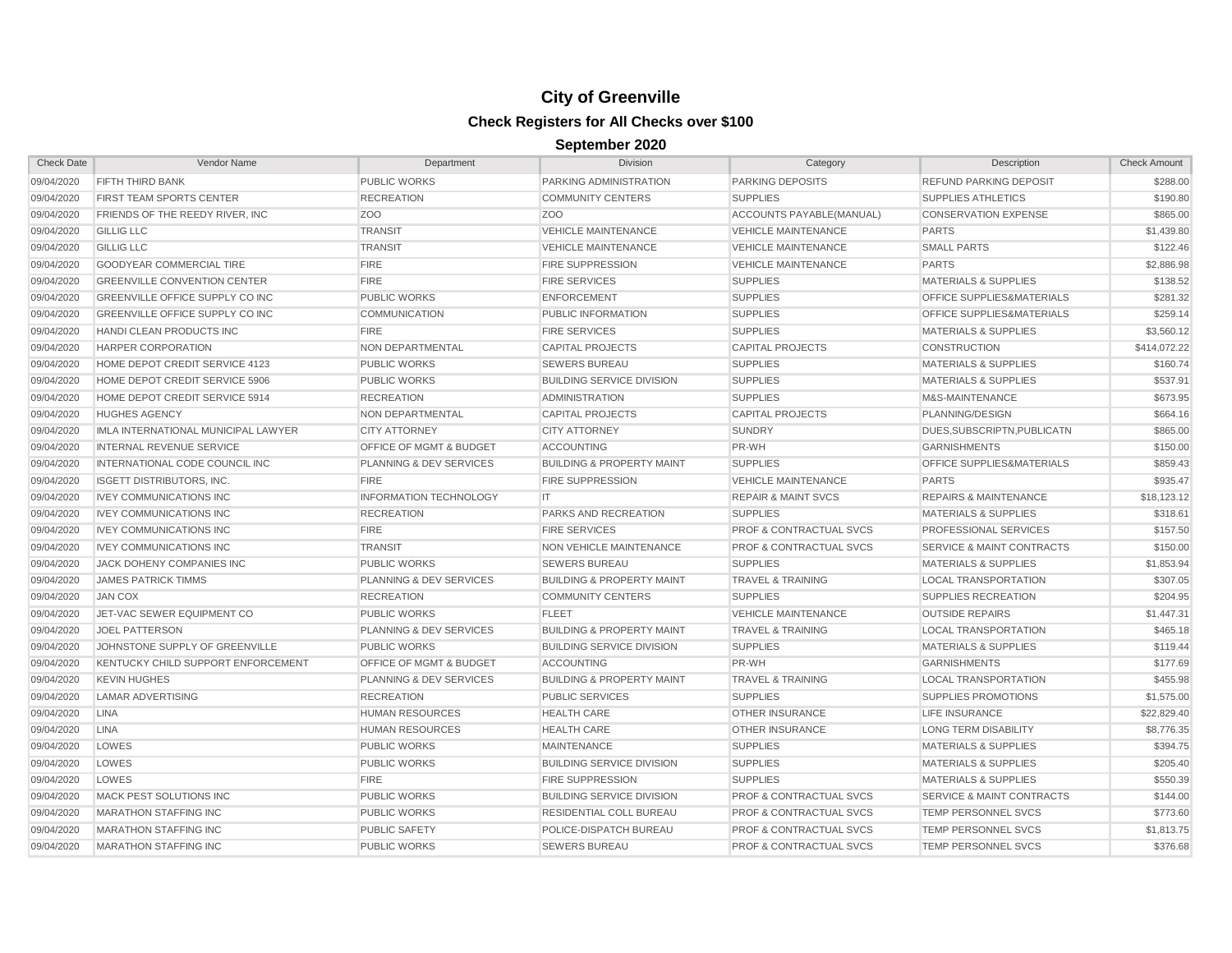# City of Greenville

## Check Registers for All Checks over $100

### September 2020

| Check Date | Vendor Name | Department | Division | Category | Description | Check Amount |
|---|---|---|---|---|---|---|
| 09/04/2020 | FIFTH THIRD BANK | PUBLIC WORKS | PARKING ADMINISTRATION | PARKING DEPOSITS | REFUND PARKING DEPOSIT | $288.00 |
| 09/04/2020 | FIRST TEAM SPORTS CENTER | RECREATION | COMMUNITY CENTERS | SUPPLIES | SUPPLIES ATHLETICS | $190.80 |
| 09/04/2020 | FRIENDS OF THE REEDY RIVER, INC | ZOO | ZOO | ACCOUNTS PAYABLE(MANUAL) | CONSERVATION EXPENSE | $865.00 |
| 09/04/2020 | GILLIG LLC | TRANSIT | VEHICLE MAINTENANCE | VEHICLE MAINTENANCE | PARTS | $1,439.80 |
| 09/04/2020 | GILLIG LLC | TRANSIT | VEHICLE MAINTENANCE | VEHICLE MAINTENANCE | SMALL PARTS | $122.46 |
| 09/04/2020 | GOODYEAR COMMERCIAL TIRE | FIRE | FIRE SUPPRESSION | VEHICLE MAINTENANCE | PARTS | $2,886.98 |
| 09/04/2020 | GREENVILLE CONVENTION CENTER | FIRE | FIRE SERVICES | SUPPLIES | MATERIALS & SUPPLIES | $138.52 |
| 09/04/2020 | GREENVILLE OFFICE SUPPLY CO INC | PUBLIC WORKS | ENFORCEMENT | SUPPLIES | OFFICE SUPPLIES&MATERIALS | $281.32 |
| 09/04/2020 | GREENVILLE OFFICE SUPPLY CO INC | COMMUNICATION | PUBLIC INFORMATION | SUPPLIES | OFFICE SUPPLIES&MATERIALS | $259.14 |
| 09/04/2020 | HANDI CLEAN PRODUCTS INC | FIRE | FIRE SERVICES | SUPPLIES | MATERIALS & SUPPLIES | $3,560.12 |
| 09/04/2020 | HARPER CORPORATION | NON DEPARTMENTAL | CAPITAL PROJECTS | CAPITAL PROJECTS | CONSTRUCTION | $414,072.22 |
| 09/04/2020 | HOME DEPOT CREDIT SERVICE 4123 | PUBLIC WORKS | SEWERS BUREAU | SUPPLIES | MATERIALS & SUPPLIES | $160.74 |
| 09/04/2020 | HOME DEPOT CREDIT SERVICE 5906 | PUBLIC WORKS | BUILDING SERVICE DIVISION | SUPPLIES | MATERIALS & SUPPLIES | $537.91 |
| 09/04/2020 | HOME DEPOT CREDIT SERVICE 5914 | RECREATION | ADMINISTRATION | SUPPLIES | M&S-MAINTENANCE | $673.95 |
| 09/04/2020 | HUGHES AGENCY | NON DEPARTMENTAL | CAPITAL PROJECTS | CAPITAL PROJECTS | PLANNING/DESIGN | $664.16 |
| 09/04/2020 | IMLA INTERNATIONAL MUNICIPAL LAWYER | CITY ATTORNEY | CITY ATTORNEY | SUNDRY | DUES,SUBSCRIPTN,PUBLICATN | $865.00 |
| 09/04/2020 | INTERNAL REVENUE SERVICE | OFFICE OF MGMT & BUDGET | ACCOUNTING | PR-WH | GARNISHMENTS | $150.00 |
| 09/04/2020 | INTERNATIONAL CODE COUNCIL INC | PLANNING & DEV SERVICES | BUILDING & PROPERTY MAINT | SUPPLIES | OFFICE SUPPLIES&MATERIALS | $859.43 |
| 09/04/2020 | ISGETT DISTRIBUTORS, INC. | FIRE | FIRE SUPPRESSION | VEHICLE MAINTENANCE | PARTS | $935.47 |
| 09/04/2020 | IVEY COMMUNICATIONS INC | INFORMATION TECHNOLOGY | IT | REPAIR & MAINT SVCS | REPAIRS & MAINTENANCE | $18,123.12 |
| 09/04/2020 | IVEY COMMUNICATIONS INC | RECREATION | PARKS AND RECREATION | SUPPLIES | MATERIALS & SUPPLIES | $318.61 |
| 09/04/2020 | IVEY COMMUNICATIONS INC | FIRE | FIRE SERVICES | PROF & CONTRACTUAL SVCS | PROFESSIONAL SERVICES | $157.50 |
| 09/04/2020 | IVEY COMMUNICATIONS INC | TRANSIT | NON VEHICLE MAINTENANCE | PROF & CONTRACTUAL SVCS | SERVICE & MAINT CONTRACTS | $150.00 |
| 09/04/2020 | JACK DOHENY COMPANIES INC | PUBLIC WORKS | SEWERS BUREAU | SUPPLIES | MATERIALS & SUPPLIES | $1,853.94 |
| 09/04/2020 | JAMES PATRICK TIMMS | PLANNING & DEV SERVICES | BUILDING & PROPERTY MAINT | TRAVEL & TRAINING | LOCAL TRANSPORTATION | $307.05 |
| 09/04/2020 | JAN COX | RECREATION | COMMUNITY CENTERS | SUPPLIES | SUPPLIES RECREATION | $204.95 |
| 09/04/2020 | JET-VAC SEWER EQUIPMENT CO | PUBLIC WORKS | FLEET | VEHICLE MAINTENANCE | OUTSIDE REPAIRS | $1,447.31 |
| 09/04/2020 | JOEL PATTERSON | PLANNING & DEV SERVICES | BUILDING & PROPERTY MAINT | TRAVEL & TRAINING | LOCAL TRANSPORTATION | $465.18 |
| 09/04/2020 | JOHNSTONE SUPPLY OF GREENVILLE | PUBLIC WORKS | BUILDING SERVICE DIVISION | SUPPLIES | MATERIALS & SUPPLIES | $119.44 |
| 09/04/2020 | KENTUCKY CHILD SUPPORT ENFORCEMENT | OFFICE OF MGMT & BUDGET | ACCOUNTING | PR-WH | GARNISHMENTS | $177.69 |
| 09/04/2020 | KEVIN HUGHES | PLANNING & DEV SERVICES | BUILDING & PROPERTY MAINT | TRAVEL & TRAINING | LOCAL TRANSPORTATION | $455.98 |
| 09/04/2020 | LAMAR ADVERTISING | RECREATION | PUBLIC SERVICES | SUPPLIES | SUPPLIES PROMOTIONS | $1,575.00 |
| 09/04/2020 | LINA | HUMAN RESOURCES | HEALTH CARE | OTHER INSURANCE | LIFE INSURANCE | $22,829.40 |
| 09/04/2020 | LINA | HUMAN RESOURCES | HEALTH CARE | OTHER INSURANCE | LONG TERM DISABILITY | $8,776.35 |
| 09/04/2020 | LOWES | PUBLIC WORKS | MAINTENANCE | SUPPLIES | MATERIALS & SUPPLIES | $394.75 |
| 09/04/2020 | LOWES | PUBLIC WORKS | BUILDING SERVICE DIVISION | SUPPLIES | MATERIALS & SUPPLIES | $205.40 |
| 09/04/2020 | LOWES | FIRE | FIRE SUPPRESSION | SUPPLIES | MATERIALS & SUPPLIES | $550.39 |
| 09/04/2020 | MACK PEST SOLUTIONS INC | PUBLIC WORKS | BUILDING SERVICE DIVISION | PROF & CONTRACTUAL SVCS | SERVICE & MAINT CONTRACTS | $144.00 |
| 09/04/2020 | MARATHON STAFFING INC | PUBLIC WORKS | RESIDENTIAL COLL BUREAU | PROF & CONTRACTUAL SVCS | TEMP PERSONNEL SVCS | $773.60 |
| 09/04/2020 | MARATHON STAFFING INC | PUBLIC SAFETY | POLICE-DISPATCH BUREAU | PROF & CONTRACTUAL SVCS | TEMP PERSONNEL SVCS | $1,813.75 |
| 09/04/2020 | MARATHON STAFFING INC | PUBLIC WORKS | SEWERS BUREAU | PROF & CONTRACTUAL SVCS | TEMP PERSONNEL SVCS | $376.68 |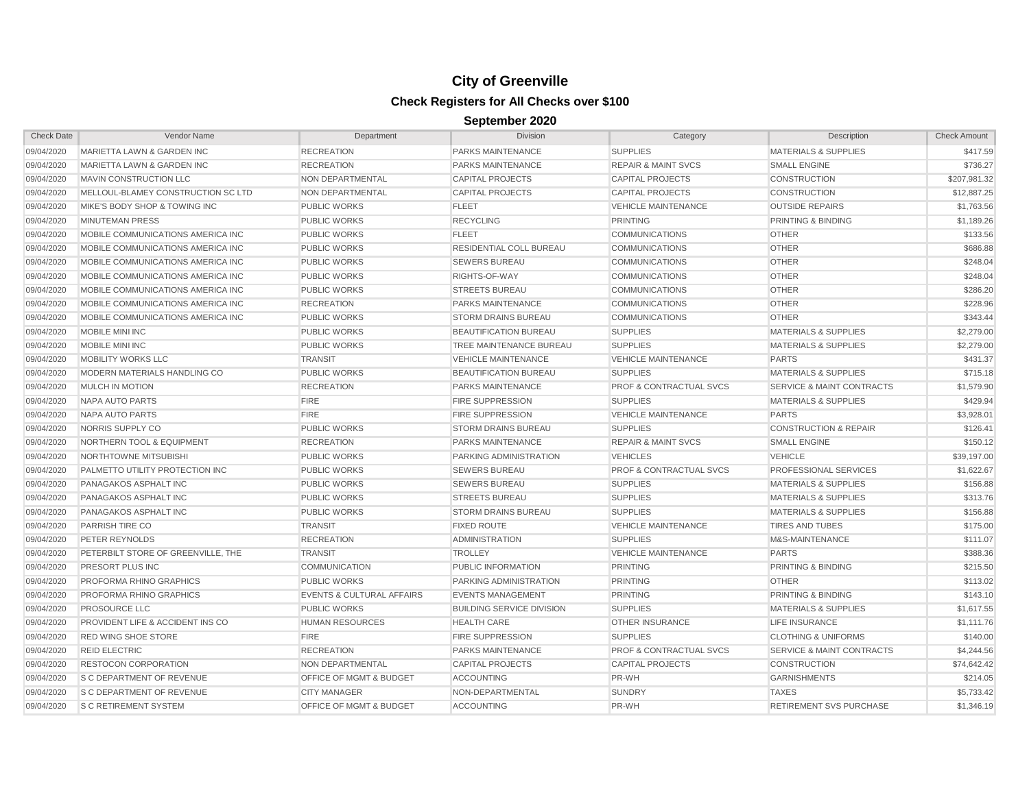# City of Greenville

## Check Registers for All Checks over $100

### September 2020

| Check Date | Vendor Name | Department | Division | Category | Description | Check Amount |
|---|---|---|---|---|---|---|
| 09/04/2020 | MARIETTA LAWN & GARDEN INC | RECREATION | PARKS MAINTENANCE | SUPPLIES | MATERIALS & SUPPLIES | $417.59 |
| 09/04/2020 | MARIETTA LAWN & GARDEN INC | RECREATION | PARKS MAINTENANCE | REPAIR & MAINT SVCS | SMALL ENGINE | $736.27 |
| 09/04/2020 | MAVIN CONSTRUCTION LLC | NON DEPARTMENTAL | CAPITAL PROJECTS | CAPITAL PROJECTS | CONSTRUCTION | $207,981.32 |
| 09/04/2020 | MELLOUL-BLAMEY CONSTRUCTION SC LTD | NON DEPARTMENTAL | CAPITAL PROJECTS | CAPITAL PROJECTS | CONSTRUCTION | $12,887.25 |
| 09/04/2020 | MIKE'S BODY SHOP & TOWING INC | PUBLIC WORKS | FLEET | VEHICLE MAINTENANCE | OUTSIDE REPAIRS | $1,763.56 |
| 09/04/2020 | MINUTEMAN PRESS | PUBLIC WORKS | RECYCLING | PRINTING | PRINTING & BINDING | $1,189.26 |
| 09/04/2020 | MOBILE COMMUNICATIONS AMERICA INC | PUBLIC WORKS | FLEET | COMMUNICATIONS | OTHER | $133.56 |
| 09/04/2020 | MOBILE COMMUNICATIONS AMERICA INC | PUBLIC WORKS | RESIDENTIAL COLL BUREAU | COMMUNICATIONS | OTHER | $686.88 |
| 09/04/2020 | MOBILE COMMUNICATIONS AMERICA INC | PUBLIC WORKS | SEWERS BUREAU | COMMUNICATIONS | OTHER | $248.04 |
| 09/04/2020 | MOBILE COMMUNICATIONS AMERICA INC | PUBLIC WORKS | RIGHTS-OF-WAY | COMMUNICATIONS | OTHER | $248.04 |
| 09/04/2020 | MOBILE COMMUNICATIONS AMERICA INC | PUBLIC WORKS | STREETS BUREAU | COMMUNICATIONS | OTHER | $286.20 |
| 09/04/2020 | MOBILE COMMUNICATIONS AMERICA INC | RECREATION | PARKS MAINTENANCE | COMMUNICATIONS | OTHER | $228.96 |
| 09/04/2020 | MOBILE COMMUNICATIONS AMERICA INC | PUBLIC WORKS | STORM DRAINS BUREAU | COMMUNICATIONS | OTHER | $343.44 |
| 09/04/2020 | MOBILE MINI INC | PUBLIC WORKS | BEAUTIFICATION BUREAU | SUPPLIES | MATERIALS & SUPPLIES | $2,279.00 |
| 09/04/2020 | MOBILE MINI INC | PUBLIC WORKS | TREE MAINTENANCE BUREAU | SUPPLIES | MATERIALS & SUPPLIES | $2,279.00 |
| 09/04/2020 | MOBILITY WORKS LLC | TRANSIT | VEHICLE MAINTENANCE | VEHICLE MAINTENANCE | PARTS | $431.37 |
| 09/04/2020 | MODERN MATERIALS HANDLING CO | PUBLIC WORKS | BEAUTIFICATION BUREAU | SUPPLIES | MATERIALS & SUPPLIES | $715.18 |
| 09/04/2020 | MULCH IN MOTION | RECREATION | PARKS MAINTENANCE | PROF & CONTRACTUAL SVCS | SERVICE & MAINT CONTRACTS | $1,579.90 |
| 09/04/2020 | NAPA AUTO PARTS | FIRE | FIRE SUPPRESSION | SUPPLIES | MATERIALS & SUPPLIES | $429.94 |
| 09/04/2020 | NAPA AUTO PARTS | FIRE | FIRE SUPPRESSION | VEHICLE MAINTENANCE | PARTS | $3,928.01 |
| 09/04/2020 | NORRIS SUPPLY CO | PUBLIC WORKS | STORM DRAINS BUREAU | SUPPLIES | CONSTRUCTION & REPAIR | $126.41 |
| 09/04/2020 | NORTHERN TOOL & EQUIPMENT | RECREATION | PARKS MAINTENANCE | REPAIR & MAINT SVCS | SMALL ENGINE | $150.12 |
| 09/04/2020 | NORTHTOWNE MITSUBISHI | PUBLIC WORKS | PARKING ADMINISTRATION | VEHICLES | VEHICLE | $39,197.00 |
| 09/04/2020 | PALMETTO UTILITY PROTECTION INC | PUBLIC WORKS | SEWERS BUREAU | PROF & CONTRACTUAL SVCS | PROFESSIONAL SERVICES | $1,622.67 |
| 09/04/2020 | PANAGAKOS ASPHALT INC | PUBLIC WORKS | SEWERS BUREAU | SUPPLIES | MATERIALS & SUPPLIES | $156.88 |
| 09/04/2020 | PANAGAKOS ASPHALT INC | PUBLIC WORKS | STREETS BUREAU | SUPPLIES | MATERIALS & SUPPLIES | $313.76 |
| 09/04/2020 | PANAGAKOS ASPHALT INC | PUBLIC WORKS | STORM DRAINS BUREAU | SUPPLIES | MATERIALS & SUPPLIES | $156.88 |
| 09/04/2020 | PARRISH TIRE CO | TRANSIT | FIXED ROUTE | VEHICLE MAINTENANCE | TIRES AND TUBES | $175.00 |
| 09/04/2020 | PETER REYNOLDS | RECREATION | ADMINISTRATION | SUPPLIES | M&S-MAINTENANCE | $111.07 |
| 09/04/2020 | PETERBILT STORE OF GREENVILLE, THE | TRANSIT | TROLLEY | VEHICLE MAINTENANCE | PARTS | $388.36 |
| 09/04/2020 | PRESORT PLUS INC | COMMUNICATION | PUBLIC INFORMATION | PRINTING | PRINTING & BINDING | $215.50 |
| 09/04/2020 | PROFORMA RHINO GRAPHICS | PUBLIC WORKS | PARKING ADMINISTRATION | PRINTING | OTHER | $113.02 |
| 09/04/2020 | PROFORMA RHINO GRAPHICS | EVENTS & CULTURAL AFFAIRS | EVENTS MANAGEMENT | PRINTING | PRINTING & BINDING | $143.10 |
| 09/04/2020 | PROSOURCE LLC | PUBLIC WORKS | BUILDING SERVICE DIVISION | SUPPLIES | MATERIALS & SUPPLIES | $1,617.55 |
| 09/04/2020 | PROVIDENT LIFE & ACCIDENT INS CO | HUMAN RESOURCES | HEALTH CARE | OTHER INSURANCE | LIFE INSURANCE | $1,111.76 |
| 09/04/2020 | RED WING SHOE STORE | FIRE | FIRE SUPPRESSION | SUPPLIES | CLOTHING & UNIFORMS | $140.00 |
| 09/04/2020 | REID ELECTRIC | RECREATION | PARKS MAINTENANCE | PROF & CONTRACTUAL SVCS | SERVICE & MAINT CONTRACTS | $4,244.56 |
| 09/04/2020 | RESTOCON CORPORATION | NON DEPARTMENTAL | CAPITAL PROJECTS | CAPITAL PROJECTS | CONSTRUCTION | $74,642.42 |
| 09/04/2020 | S C DEPARTMENT OF REVENUE | OFFICE OF MGMT & BUDGET | ACCOUNTING | PR-WH | GARNISHMENTS | $214.05 |
| 09/04/2020 | S C DEPARTMENT OF REVENUE | CITY MANAGER | NON-DEPARTMENTAL | SUNDRY | TAXES | $5,733.42 |
| 09/04/2020 | S C RETIREMENT SYSTEM | OFFICE OF MGMT & BUDGET | ACCOUNTING | PR-WH | RETIREMENT SVS PURCHASE | $1,346.19 |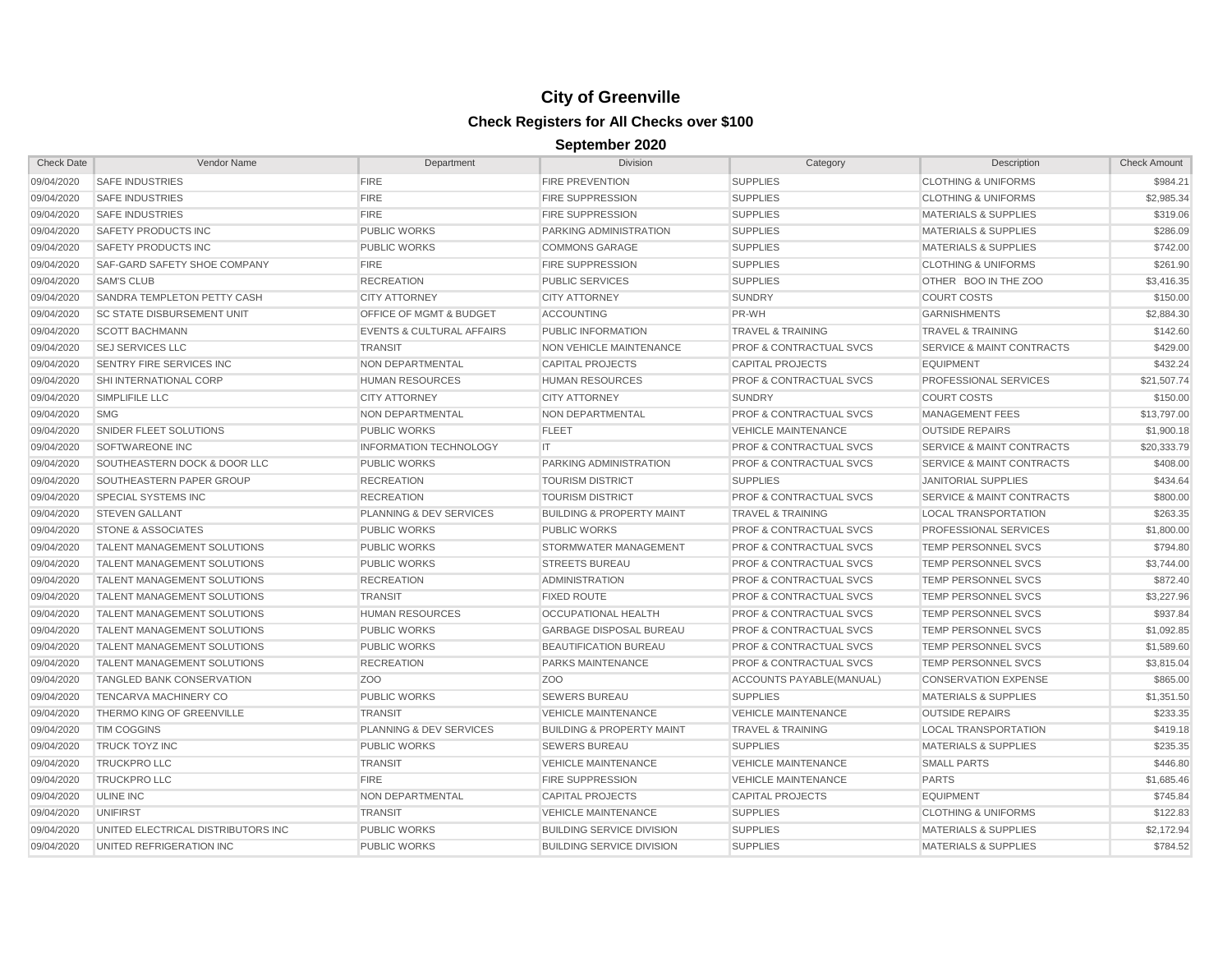# City of Greenville

## Check Registers for All Checks over $100

### September 2020

| Check Date | Vendor Name | Department | Division | Category | Description | Check Amount |
|---|---|---|---|---|---|---|
| 09/04/2020 | SAFE INDUSTRIES | FIRE | FIRE PREVENTION | SUPPLIES | CLOTHING & UNIFORMS | $984.21 |
| 09/04/2020 | SAFE INDUSTRIES | FIRE | FIRE SUPPRESSION | SUPPLIES | CLOTHING & UNIFORMS | $2,985.34 |
| 09/04/2020 | SAFE INDUSTRIES | FIRE | FIRE SUPPRESSION | SUPPLIES | MATERIALS & SUPPLIES | $319.06 |
| 09/04/2020 | SAFETY PRODUCTS INC | PUBLIC WORKS | PARKING ADMINISTRATION | SUPPLIES | MATERIALS & SUPPLIES | $286.09 |
| 09/04/2020 | SAFETY PRODUCTS INC | PUBLIC WORKS | COMMONS GARAGE | SUPPLIES | MATERIALS & SUPPLIES | $742.00 |
| 09/04/2020 | SAF-GARD SAFETY SHOE COMPANY | FIRE | FIRE SUPPRESSION | SUPPLIES | CLOTHING & UNIFORMS | $261.90 |
| 09/04/2020 | SAM'S CLUB | RECREATION | PUBLIC SERVICES | SUPPLIES | OTHER BOO IN THE ZOO | $3,416.35 |
| 09/04/2020 | SANDRA TEMPLETON PETTY CASH | CITY ATTORNEY | CITY ATTORNEY | SUNDRY | COURT COSTS | $150.00 |
| 09/04/2020 | SC STATE DISBURSEMENT UNIT | OFFICE OF MGMT & BUDGET | ACCOUNTING | PR-WH | GARNISHMENTS | $2,884.30 |
| 09/04/2020 | SCOTT BACHMANN | EVENTS & CULTURAL AFFAIRS | PUBLIC INFORMATION | TRAVEL & TRAINING | TRAVEL & TRAINING | $142.60 |
| 09/04/2020 | SEJ SERVICES LLC | TRANSIT | NON VEHICLE MAINTENANCE | PROF & CONTRACTUAL SVCS | SERVICE & MAINT CONTRACTS | $429.00 |
| 09/04/2020 | SENTRY FIRE SERVICES INC | NON DEPARTMENTAL | CAPITAL PROJECTS | CAPITAL PROJECTS | EQUIPMENT | $432.24 |
| 09/04/2020 | SHI INTERNATIONAL CORP | HUMAN RESOURCES | HUMAN RESOURCES | PROF & CONTRACTUAL SVCS | PROFESSIONAL SERVICES | $21,507.74 |
| 09/04/2020 | SIMPLIFILE LLC | CITY ATTORNEY | CITY ATTORNEY | SUNDRY | COURT COSTS | $150.00 |
| 09/04/2020 | SMG | NON DEPARTMENTAL | NON DEPARTMENTAL | PROF & CONTRACTUAL SVCS | MANAGEMENT FEES | $13,797.00 |
| 09/04/2020 | SNIDER FLEET SOLUTIONS | PUBLIC WORKS | FLEET | VEHICLE MAINTENANCE | OUTSIDE REPAIRS | $1,900.18 |
| 09/04/2020 | SOFTWAREONE INC | INFORMATION TECHNOLOGY | IT | PROF & CONTRACTUAL SVCS | SERVICE & MAINT CONTRACTS | $20,333.79 |
| 09/04/2020 | SOUTHEASTERN DOCK & DOOR LLC | PUBLIC WORKS | PARKING ADMINISTRATION | PROF & CONTRACTUAL SVCS | SERVICE & MAINT CONTRACTS | $408.00 |
| 09/04/2020 | SOUTHEASTERN PAPER GROUP | RECREATION | TOURISM DISTRICT | SUPPLIES | JANITORIAL SUPPLIES | $434.64 |
| 09/04/2020 | SPECIAL SYSTEMS INC | RECREATION | TOURISM DISTRICT | PROF & CONTRACTUAL SVCS | SERVICE & MAINT CONTRACTS | $800.00 |
| 09/04/2020 | STEVEN GALLANT | PLANNING & DEV SERVICES | BUILDING & PROPERTY MAINT | TRAVEL & TRAINING | LOCAL TRANSPORTATION | $263.35 |
| 09/04/2020 | STONE & ASSOCIATES | PUBLIC WORKS | PUBLIC WORKS | PROF & CONTRACTUAL SVCS | PROFESSIONAL SERVICES | $1,800.00 |
| 09/04/2020 | TALENT MANAGEMENT SOLUTIONS | PUBLIC WORKS | STORMWATER MANAGEMENT | PROF & CONTRACTUAL SVCS | TEMP PERSONNEL SVCS | $794.80 |
| 09/04/2020 | TALENT MANAGEMENT SOLUTIONS | PUBLIC WORKS | STREETS BUREAU | PROF & CONTRACTUAL SVCS | TEMP PERSONNEL SVCS | $3,744.00 |
| 09/04/2020 | TALENT MANAGEMENT SOLUTIONS | RECREATION | ADMINISTRATION | PROF & CONTRACTUAL SVCS | TEMP PERSONNEL SVCS | $872.40 |
| 09/04/2020 | TALENT MANAGEMENT SOLUTIONS | TRANSIT | FIXED ROUTE | PROF & CONTRACTUAL SVCS | TEMP PERSONNEL SVCS | $3,227.96 |
| 09/04/2020 | TALENT MANAGEMENT SOLUTIONS | HUMAN RESOURCES | OCCUPATIONAL HEALTH | PROF & CONTRACTUAL SVCS | TEMP PERSONNEL SVCS | $937.84 |
| 09/04/2020 | TALENT MANAGEMENT SOLUTIONS | PUBLIC WORKS | GARBAGE DISPOSAL BUREAU | PROF & CONTRACTUAL SVCS | TEMP PERSONNEL SVCS | $1,092.85 |
| 09/04/2020 | TALENT MANAGEMENT SOLUTIONS | PUBLIC WORKS | BEAUTIFICATION BUREAU | PROF & CONTRACTUAL SVCS | TEMP PERSONNEL SVCS | $1,589.60 |
| 09/04/2020 | TALENT MANAGEMENT SOLUTIONS | RECREATION | PARKS MAINTENANCE | PROF & CONTRACTUAL SVCS | TEMP PERSONNEL SVCS | $3,815.04 |
| 09/04/2020 | TANGLED BANK CONSERVATION | ZOO | ZOO | ACCOUNTS PAYABLE(MANUAL) | CONSERVATION EXPENSE | $865.00 |
| 09/04/2020 | TENCARVA MACHINERY CO | PUBLIC WORKS | SEWERS BUREAU | SUPPLIES | MATERIALS & SUPPLIES | $1,351.50 |
| 09/04/2020 | THERMO KING OF GREENVILLE | TRANSIT | VEHICLE MAINTENANCE | VEHICLE MAINTENANCE | OUTSIDE REPAIRS | $233.35 |
| 09/04/2020 | TIM COGGINS | PLANNING & DEV SERVICES | BUILDING & PROPERTY MAINT | TRAVEL & TRAINING | LOCAL TRANSPORTATION | $419.18 |
| 09/04/2020 | TRUCK TOYZ INC | PUBLIC WORKS | SEWERS BUREAU | SUPPLIES | MATERIALS & SUPPLIES | $235.35 |
| 09/04/2020 | TRUCKPRO LLC | TRANSIT | VEHICLE MAINTENANCE | VEHICLE MAINTENANCE | SMALL PARTS | $446.80 |
| 09/04/2020 | TRUCKPRO LLC | FIRE | FIRE SUPPRESSION | VEHICLE MAINTENANCE | PARTS | $1,685.46 |
| 09/04/2020 | ULINE INC | NON DEPARTMENTAL | CAPITAL PROJECTS | CAPITAL PROJECTS | EQUIPMENT | $745.84 |
| 09/04/2020 | UNIFIRST | TRANSIT | VEHICLE MAINTENANCE | SUPPLIES | CLOTHING & UNIFORMS | $122.83 |
| 09/04/2020 | UNITED ELECTRICAL DISTRIBUTORS INC | PUBLIC WORKS | BUILDING SERVICE DIVISION | SUPPLIES | MATERIALS & SUPPLIES | $2,172.94 |
| 09/04/2020 | UNITED REFRIGERATION INC | PUBLIC WORKS | BUILDING SERVICE DIVISION | SUPPLIES | MATERIALS & SUPPLIES | $784.52 |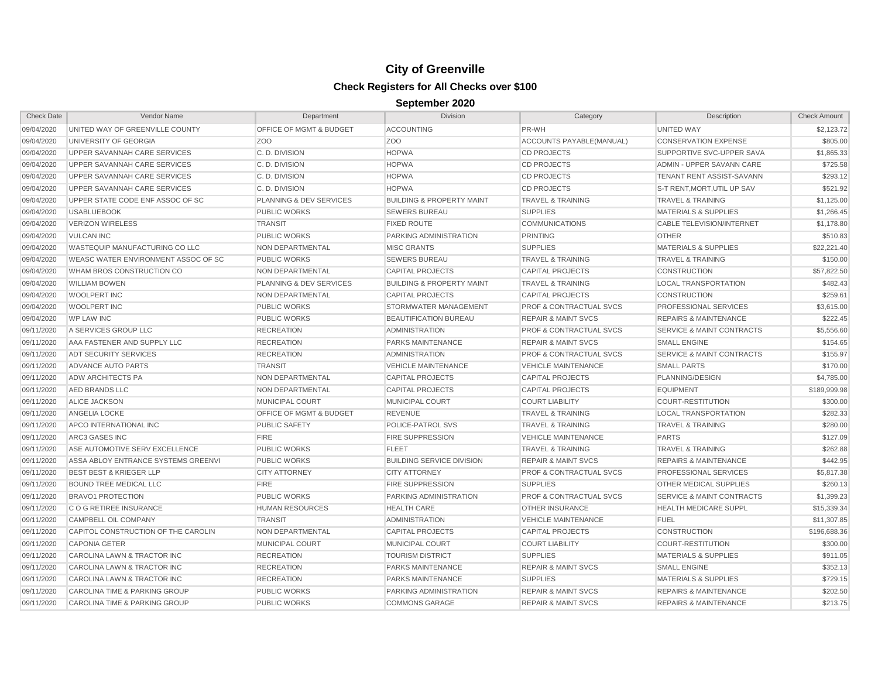# City of Greenville

## Check Registers for All Checks over $100

### September 2020

| Check Date | Vendor Name | Department | Division | Category | Description | Check Amount |
|---|---|---|---|---|---|---|
| 09/04/2020 | UNITED WAY OF GREENVILLE COUNTY | OFFICE OF MGMT & BUDGET | ACCOUNTING | PR-WH | UNITED WAY | $2,123.72 |
| 09/04/2020 | UNIVERSITY OF GEORGIA | ZOO | ZOO | ACCOUNTS PAYABLE(MANUAL) | CONSERVATION EXPENSE | $805.00 |
| 09/04/2020 | UPPER SAVANNAH CARE SERVICES | C. D. DIVISION | HOPWA | CD PROJECTS | SUPPORTIVE SVC-UPPER SAVA | $1,865.33 |
| 09/04/2020 | UPPER SAVANNAH CARE SERVICES | C. D. DIVISION | HOPWA | CD PROJECTS | ADMIN - UPPER SAVANN CARE | $725.58 |
| 09/04/2020 | UPPER SAVANNAH CARE SERVICES | C. D. DIVISION | HOPWA | CD PROJECTS | TENANT RENT ASSIST-SAVANN | $293.12 |
| 09/04/2020 | UPPER SAVANNAH CARE SERVICES | C. D. DIVISION | HOPWA | CD PROJECTS | S-T RENT,MORT,UTIL UP SAV | $521.92 |
| 09/04/2020 | UPPER STATE CODE ENF ASSOC OF SC | PLANNING & DEV SERVICES | BUILDING & PROPERTY MAINT | TRAVEL & TRAINING | TRAVEL & TRAINING | $1,125.00 |
| 09/04/2020 | USABLUEBOOK | PUBLIC WORKS | SEWERS BUREAU | SUPPLIES | MATERIALS & SUPPLIES | $1,266.45 |
| 09/04/2020 | VERIZON WIRELESS | TRANSIT | FIXED ROUTE | COMMUNICATIONS | CABLE TELEVISION/INTERNET | $1,178.80 |
| 09/04/2020 | VULCAN INC | PUBLIC WORKS | PARKING ADMINISTRATION | PRINTING | OTHER | $510.83 |
| 09/04/2020 | WASTEQUIP MANUFACTURING CO LLC | NON DEPARTMENTAL | MISC GRANTS | SUPPLIES | MATERIALS & SUPPLIES | $22,221.40 |
| 09/04/2020 | WEASC WATER ENVIRONMENT ASSOC OF SC | PUBLIC WORKS | SEWERS BUREAU | TRAVEL & TRAINING | TRAVEL & TRAINING | $150.00 |
| 09/04/2020 | WHAM BROS CONSTRUCTION CO | NON DEPARTMENTAL | CAPITAL PROJECTS | CAPITAL PROJECTS | CONSTRUCTION | $57,822.50 |
| 09/04/2020 | WILLIAM BOWEN | PLANNING & DEV SERVICES | BUILDING & PROPERTY MAINT | TRAVEL & TRAINING | LOCAL TRANSPORTATION | $482.43 |
| 09/04/2020 | WOOLPERT INC | NON DEPARTMENTAL | CAPITAL PROJECTS | CAPITAL PROJECTS | CONSTRUCTION | $259.61 |
| 09/04/2020 | WOOLPERT INC | PUBLIC WORKS | STORMWATER MANAGEMENT | PROF & CONTRACTUAL SVCS | PROFESSIONAL SERVICES | $3,615.00 |
| 09/04/2020 | WP LAW INC | PUBLIC WORKS | BEAUTIFICATION BUREAU | REPAIR & MAINT SVCS | REPAIRS & MAINTENANCE | $222.45 |
| 09/11/2020 | A SERVICES GROUP LLC | RECREATION | ADMINISTRATION | PROF & CONTRACTUAL SVCS | SERVICE & MAINT CONTRACTS | $5,556.60 |
| 09/11/2020 | AAA FASTENER AND SUPPLY LLC | RECREATION | PARKS MAINTENANCE | REPAIR & MAINT SVCS | SMALL ENGINE | $154.65 |
| 09/11/2020 | ADT SECURITY SERVICES | RECREATION | ADMINISTRATION | PROF & CONTRACTUAL SVCS | SERVICE & MAINT CONTRACTS | $155.97 |
| 09/11/2020 | ADVANCE AUTO PARTS | TRANSIT | VEHICLE MAINTENANCE | VEHICLE MAINTENANCE | SMALL PARTS | $170.00 |
| 09/11/2020 | ADW ARCHITECTS PA | NON DEPARTMENTAL | CAPITAL PROJECTS | CAPITAL PROJECTS | PLANNING/DESIGN | $4,785.00 |
| 09/11/2020 | AED BRANDS LLC | NON DEPARTMENTAL | CAPITAL PROJECTS | CAPITAL PROJECTS | EQUIPMENT | $189,999.98 |
| 09/11/2020 | ALICE JACKSON | MUNICIPAL COURT | MUNICIPAL COURT | COURT LIABILITY | COURT-RESTITUTION | $300.00 |
| 09/11/2020 | ANGELIA LOCKE | OFFICE OF MGMT & BUDGET | REVENUE | TRAVEL & TRAINING | LOCAL TRANSPORTATION | $282.33 |
| 09/11/2020 | APCO INTERNATIONAL INC | PUBLIC SAFETY | POLICE-PATROL SVS | TRAVEL & TRAINING | TRAVEL & TRAINING | $280.00 |
| 09/11/2020 | ARC3 GASES INC | FIRE | FIRE SUPPRESSION | VEHICLE MAINTENANCE | PARTS | $127.09 |
| 09/11/2020 | ASE AUTOMOTIVE SERV EXCELLENCE | PUBLIC WORKS | FLEET | TRAVEL & TRAINING | TRAVEL & TRAINING | $262.88 |
| 09/11/2020 | ASSA ABLOY ENTRANCE SYSTEMS GREENVI | PUBLIC WORKS | BUILDING SERVICE DIVISION | REPAIR & MAINT SVCS | REPAIRS & MAINTENANCE | $442.95 |
| 09/11/2020 | BEST BEST & KRIEGER LLP | CITY ATTORNEY | CITY ATTORNEY | PROF & CONTRACTUAL SVCS | PROFESSIONAL SERVICES | $5,817.38 |
| 09/11/2020 | BOUND TREE MEDICAL LLC | FIRE | FIRE SUPPRESSION | SUPPLIES | OTHER MEDICAL SUPPLIES | $260.13 |
| 09/11/2020 | BRAVO1 PROTECTION | PUBLIC WORKS | PARKING ADMINISTRATION | PROF & CONTRACTUAL SVCS | SERVICE & MAINT CONTRACTS | $1,399.23 |
| 09/11/2020 | C O G RETIREE INSURANCE | HUMAN RESOURCES | HEALTH CARE | OTHER INSURANCE | HEALTH MEDICARE SUPPL | $15,339.34 |
| 09/11/2020 | CAMPBELL OIL COMPANY | TRANSIT | ADMINISTRATION | VEHICLE MAINTENANCE | FUEL | $11,307.85 |
| 09/11/2020 | CAPITOL CONSTRUCTION OF THE CAROLIN | NON DEPARTMENTAL | CAPITAL PROJECTS | CAPITAL PROJECTS | CONSTRUCTION | $196,688.36 |
| 09/11/2020 | CAPONIA GETER | MUNICIPAL COURT | MUNICIPAL COURT | COURT LIABILITY | COURT-RESTITUTION | $300.00 |
| 09/11/2020 | CAROLINA LAWN & TRACTOR INC | RECREATION | TOURISM DISTRICT | SUPPLIES | MATERIALS & SUPPLIES | $911.05 |
| 09/11/2020 | CAROLINA LAWN & TRACTOR INC | RECREATION | PARKS MAINTENANCE | REPAIR & MAINT SVCS | SMALL ENGINE | $352.13 |
| 09/11/2020 | CAROLINA LAWN & TRACTOR INC | RECREATION | PARKS MAINTENANCE | SUPPLIES | MATERIALS & SUPPLIES | $729.15 |
| 09/11/2020 | CAROLINA TIME & PARKING GROUP | PUBLIC WORKS | PARKING ADMINISTRATION | REPAIR & MAINT SVCS | REPAIRS & MAINTENANCE | $202.50 |
| 09/11/2020 | CAROLINA TIME & PARKING GROUP | PUBLIC WORKS | COMMONS GARAGE | REPAIR & MAINT SVCS | REPAIRS & MAINTENANCE | $213.75 |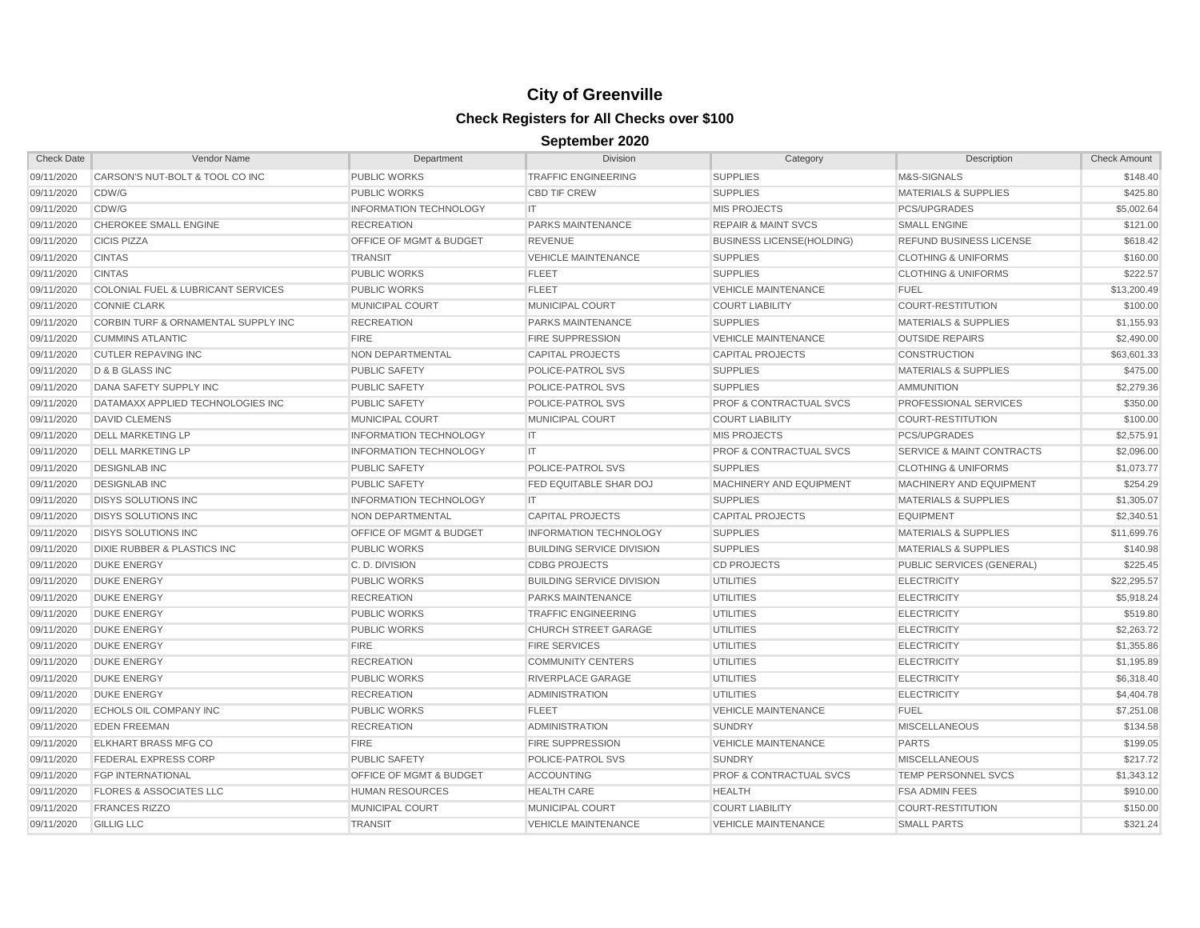# City of Greenville

## Check Registers for All Checks over $100

### September 2020

| Check Date | Vendor Name | Department | Division | Category | Description | Check Amount |
|---|---|---|---|---|---|---|
| 09/11/2020 | CARSON'S NUT-BOLT & TOOL CO INC | PUBLIC WORKS | TRAFFIC ENGINEERING | SUPPLIES | M&S-SIGNALS | $148.40 |
| 09/11/2020 | CDW/G | PUBLIC WORKS | CBD TIF CREW | SUPPLIES | MATERIALS & SUPPLIES | $425.80 |
| 09/11/2020 | CDW/G | INFORMATION TECHNOLOGY | IT | MIS PROJECTS | PCS/UPGRADES | $5,002.64 |
| 09/11/2020 | CHEROKEE SMALL ENGINE | RECREATION | PARKS MAINTENANCE | REPAIR & MAINT SVCS | SMALL ENGINE | $121.00 |
| 09/11/2020 | CICIS PIZZA | OFFICE OF MGMT & BUDGET | REVENUE | BUSINESS LICENSE(HOLDING) | REFUND BUSINESS LICENSE | $618.42 |
| 09/11/2020 | CINTAS | TRANSIT | VEHICLE MAINTENANCE | SUPPLIES | CLOTHING & UNIFORMS | $160.00 |
| 09/11/2020 | CINTAS | PUBLIC WORKS | FLEET | SUPPLIES | CLOTHING & UNIFORMS | $222.57 |
| 09/11/2020 | COLONIAL FUEL & LUBRICANT SERVICES | PUBLIC WORKS | FLEET | VEHICLE MAINTENANCE | FUEL | $13,200.49 |
| 09/11/2020 | CONNIE CLARK | MUNICIPAL COURT | MUNICIPAL COURT | COURT LIABILITY | COURT-RESTITUTION | $100.00 |
| 09/11/2020 | CORBIN TURF & ORNAMENTAL SUPPLY INC | RECREATION | PARKS MAINTENANCE | SUPPLIES | MATERIALS & SUPPLIES | $1,155.93 |
| 09/11/2020 | CUMMINS ATLANTIC | FIRE | FIRE SUPPRESSION | VEHICLE MAINTENANCE | OUTSIDE REPAIRS | $2,490.00 |
| 09/11/2020 | CUTLER REPAVING INC | NON DEPARTMENTAL | CAPITAL PROJECTS | CAPITAL PROJECTS | CONSTRUCTION | $63,601.33 |
| 09/11/2020 | D & B GLASS INC | PUBLIC SAFETY | POLICE-PATROL SVS | SUPPLIES | MATERIALS & SUPPLIES | $475.00 |
| 09/11/2020 | DANA SAFETY SUPPLY INC | PUBLIC SAFETY | POLICE-PATROL SVS | SUPPLIES | AMMUNITION | $2,279.36 |
| 09/11/2020 | DATAMAXX APPLIED TECHNOLOGIES INC | PUBLIC SAFETY | POLICE-PATROL SVS | PROF & CONTRACTUAL SVCS | PROFESSIONAL SERVICES | $350.00 |
| 09/11/2020 | DAVID CLEMENS | MUNICIPAL COURT | MUNICIPAL COURT | COURT LIABILITY | COURT-RESTITUTION | $100.00 |
| 09/11/2020 | DELL MARKETING LP | INFORMATION TECHNOLOGY | IT | MIS PROJECTS | PCS/UPGRADES | $2,575.91 |
| 09/11/2020 | DELL MARKETING LP | INFORMATION TECHNOLOGY | IT | PROF & CONTRACTUAL SVCS | SERVICE & MAINT CONTRACTS | $2,096.00 |
| 09/11/2020 | DESIGNLAB INC | PUBLIC SAFETY | POLICE-PATROL SVS | SUPPLIES | CLOTHING & UNIFORMS | $1,073.77 |
| 09/11/2020 | DESIGNLAB INC | PUBLIC SAFETY | FED EQUITABLE SHAR DOJ | MACHINERY AND EQUIPMENT | MACHINERY AND EQUIPMENT | $254.29 |
| 09/11/2020 | DISYS SOLUTIONS INC | INFORMATION TECHNOLOGY | IT | SUPPLIES | MATERIALS & SUPPLIES | $1,305.07 |
| 09/11/2020 | DISYS SOLUTIONS INC | NON DEPARTMENTAL | CAPITAL PROJECTS | CAPITAL PROJECTS | EQUIPMENT | $2,340.51 |
| 09/11/2020 | DISYS SOLUTIONS INC | OFFICE OF MGMT & BUDGET | INFORMATION TECHNOLOGY | SUPPLIES | MATERIALS & SUPPLIES | $11,699.76 |
| 09/11/2020 | DIXIE RUBBER & PLASTICS INC | PUBLIC WORKS | BUILDING SERVICE DIVISION | SUPPLIES | MATERIALS & SUPPLIES | $140.98 |
| 09/11/2020 | DUKE ENERGY | C. D. DIVISION | CDBG PROJECTS | CD PROJECTS | PUBLIC SERVICES (GENERAL) | $225.45 |
| 09/11/2020 | DUKE ENERGY | PUBLIC WORKS | BUILDING SERVICE DIVISION | UTILITIES | ELECTRICITY | $22,295.57 |
| 09/11/2020 | DUKE ENERGY | RECREATION | PARKS MAINTENANCE | UTILITIES | ELECTRICITY | $5,918.24 |
| 09/11/2020 | DUKE ENERGY | PUBLIC WORKS | TRAFFIC ENGINEERING | UTILITIES | ELECTRICITY | $519.80 |
| 09/11/2020 | DUKE ENERGY | PUBLIC WORKS | CHURCH STREET GARAGE | UTILITIES | ELECTRICITY | $2,263.72 |
| 09/11/2020 | DUKE ENERGY | FIRE | FIRE SERVICES | UTILITIES | ELECTRICITY | $1,355.86 |
| 09/11/2020 | DUKE ENERGY | RECREATION | COMMUNITY CENTERS | UTILITIES | ELECTRICITY | $1,195.89 |
| 09/11/2020 | DUKE ENERGY | PUBLIC WORKS | RIVERPLACE GARAGE | UTILITIES | ELECTRICITY | $6,318.40 |
| 09/11/2020 | DUKE ENERGY | RECREATION | ADMINISTRATION | UTILITIES | ELECTRICITY | $4,404.78 |
| 09/11/2020 | ECHOLS OIL COMPANY INC | PUBLIC WORKS | FLEET | VEHICLE MAINTENANCE | FUEL | $7,251.08 |
| 09/11/2020 | EDEN FREEMAN | RECREATION | ADMINISTRATION | SUNDRY | MISCELLANEOUS | $134.58 |
| 09/11/2020 | ELKHART BRASS MFG CO | FIRE | FIRE SUPPRESSION | VEHICLE MAINTENANCE | PARTS | $199.05 |
| 09/11/2020 | FEDERAL EXPRESS CORP | PUBLIC SAFETY | POLICE-PATROL SVS | SUNDRY | MISCELLANEOUS | $217.72 |
| 09/11/2020 | FGP INTERNATIONAL | OFFICE OF MGMT & BUDGET | ACCOUNTING | PROF & CONTRACTUAL SVCS | TEMP PERSONNEL SVCS | $1,343.12 |
| 09/11/2020 | FLORES & ASSOCIATES LLC | HUMAN RESOURCES | HEALTH CARE | HEALTH | FSA ADMIN FEES | $910.00 |
| 09/11/2020 | FRANCES RIZZO | MUNICIPAL COURT | MUNICIPAL COURT | COURT LIABILITY | COURT-RESTITUTION | $150.00 |
| 09/11/2020 | GILLIG LLC | TRANSIT | VEHICLE MAINTENANCE | VEHICLE MAINTENANCE | SMALL PARTS | $321.24 |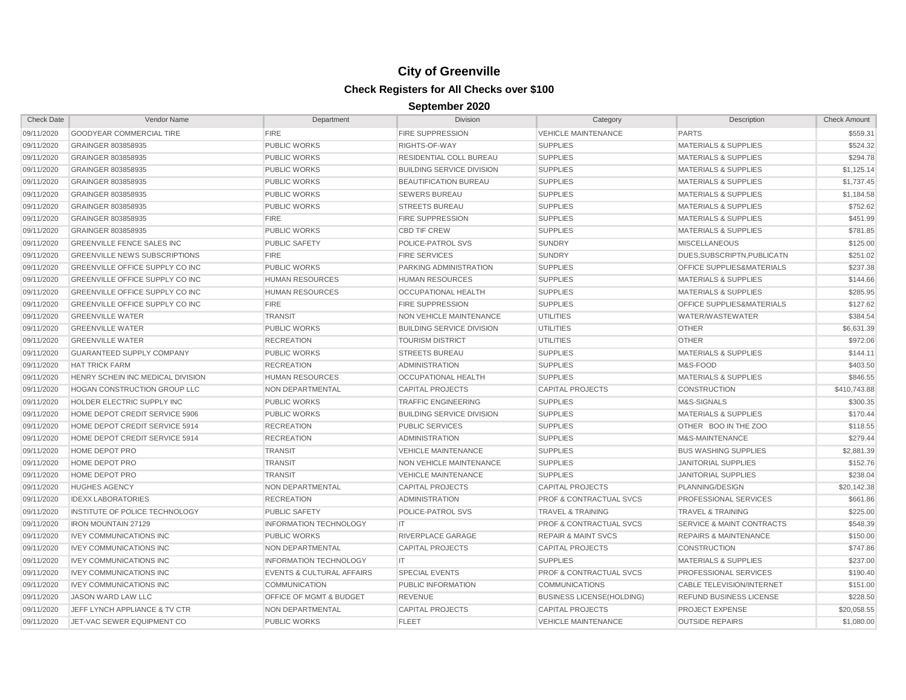# City of Greenville

## Check Registers for All Checks over $100

### September 2020

| Check Date | Vendor Name | Department | Division | Category | Description | Check Amount |
|---|---|---|---|---|---|---|
| 09/11/2020 | GOODYEAR COMMERCIAL TIRE | FIRE | FIRE SUPPRESSION | VEHICLE MAINTENANCE | PARTS | $559.31 |
| 09/11/2020 | GRAINGER 803858935 | PUBLIC WORKS | RIGHTS-OF-WAY | SUPPLIES | MATERIALS & SUPPLIES | $524.32 |
| 09/11/2020 | GRAINGER 803858935 | PUBLIC WORKS | RESIDENTIAL COLL BUREAU | SUPPLIES | MATERIALS & SUPPLIES | $294.78 |
| 09/11/2020 | GRAINGER 803858935 | PUBLIC WORKS | BUILDING SERVICE DIVISION | SUPPLIES | MATERIALS & SUPPLIES | $1,125.14 |
| 09/11/2020 | GRAINGER 803858935 | PUBLIC WORKS | BEAUTIFICATION BUREAU | SUPPLIES | MATERIALS & SUPPLIES | $1,737.45 |
| 09/11/2020 | GRAINGER 803858935 | PUBLIC WORKS | SEWERS BUREAU | SUPPLIES | MATERIALS & SUPPLIES | $1,184.58 |
| 09/11/2020 | GRAINGER 803858935 | PUBLIC WORKS | STREETS BUREAU | SUPPLIES | MATERIALS & SUPPLIES | $752.62 |
| 09/11/2020 | GRAINGER 803858935 | FIRE | FIRE SUPPRESSION | SUPPLIES | MATERIALS & SUPPLIES | $451.99 |
| 09/11/2020 | GRAINGER 803858935 | PUBLIC WORKS | CBD TIF CREW | SUPPLIES | MATERIALS & SUPPLIES | $781.85 |
| 09/11/2020 | GREENVILLE FENCE SALES INC | PUBLIC SAFETY | POLICE-PATROL SVS | SUNDRY | MISCELLANEOUS | $125.00 |
| 09/11/2020 | GREENVILLE NEWS SUBSCRIPTIONS | FIRE | FIRE SERVICES | SUNDRY | DUES,SUBSCRIPTN,PUBLICATN | $251.02 |
| 09/11/2020 | GREENVILLE OFFICE SUPPLY CO INC | PUBLIC WORKS | PARKING ADMINISTRATION | SUPPLIES | OFFICE SUPPLIES&MATERIALS | $237.38 |
| 09/11/2020 | GREENVILLE OFFICE SUPPLY CO INC | HUMAN RESOURCES | HUMAN RESOURCES | SUPPLIES | MATERIALS & SUPPLIES | $144.66 |
| 09/11/2020 | GREENVILLE OFFICE SUPPLY CO INC | HUMAN RESOURCES | OCCUPATIONAL HEALTH | SUPPLIES | MATERIALS & SUPPLIES | $285.95 |
| 09/11/2020 | GREENVILLE OFFICE SUPPLY CO INC | FIRE | FIRE SUPPRESSION | SUPPLIES | OFFICE SUPPLIES&MATERIALS | $127.62 |
| 09/11/2020 | GREENVILLE WATER | TRANSIT | NON VEHICLE MAINTENANCE | UTILITIES | WATER/WASTEWATER | $384.54 |
| 09/11/2020 | GREENVILLE WATER | PUBLIC WORKS | BUILDING SERVICE DIVISION | UTILITIES | OTHER | $6,631.39 |
| 09/11/2020 | GREENVILLE WATER | RECREATION | TOURISM DISTRICT | UTILITIES | OTHER | $972.06 |
| 09/11/2020 | GUARANTEED SUPPLY COMPANY | PUBLIC WORKS | STREETS BUREAU | SUPPLIES | MATERIALS & SUPPLIES | $144.11 |
| 09/11/2020 | HAT TRICK FARM | RECREATION | ADMINISTRATION | SUPPLIES | M&S-FOOD | $403.50 |
| 09/11/2020 | HENRY SCHEIN INC MEDICAL DIVISION | HUMAN RESOURCES | OCCUPATIONAL HEALTH | SUPPLIES | MATERIALS & SUPPLIES | $846.55 |
| 09/11/2020 | HOGAN CONSTRUCTION GROUP LLC | NON DEPARTMENTAL | CAPITAL PROJECTS | CAPITAL PROJECTS | CONSTRUCTION | $410,743.88 |
| 09/11/2020 | HOLDER ELECTRIC SUPPLY INC | PUBLIC WORKS | TRAFFIC ENGINEERING | SUPPLIES | M&S-SIGNALS | $300.35 |
| 09/11/2020 | HOME DEPOT CREDIT SERVICE 5906 | PUBLIC WORKS | BUILDING SERVICE DIVISION | SUPPLIES | MATERIALS & SUPPLIES | $170.44 |
| 09/11/2020 | HOME DEPOT CREDIT SERVICE 5914 | RECREATION | PUBLIC SERVICES | SUPPLIES | OTHER BOO IN THE ZOO | $118.55 |
| 09/11/2020 | HOME DEPOT CREDIT SERVICE 5914 | RECREATION | ADMINISTRATION | SUPPLIES | M&S-MAINTENANCE | $279.44 |
| 09/11/2020 | HOME DEPOT PRO | TRANSIT | VEHICLE MAINTENANCE | SUPPLIES | BUS WASHING SUPPLIES | $2,881.39 |
| 09/11/2020 | HOME DEPOT PRO | TRANSIT | NON VEHICLE MAINTENANCE | SUPPLIES | JANITORIAL SUPPLIES | $152.76 |
| 09/11/2020 | HOME DEPOT PRO | TRANSIT | VEHICLE MAINTENANCE | SUPPLIES | JANITORIAL SUPPLIES | $238.04 |
| 09/11/2020 | HUGHES AGENCY | NON DEPARTMENTAL | CAPITAL PROJECTS | CAPITAL PROJECTS | PLANNING/DESIGN | $20,142.38 |
| 09/11/2020 | IDEXX LABORATORIES | RECREATION | ADMINISTRATION | PROF & CONTRACTUAL SVCS | PROFESSIONAL SERVICES | $661.86 |
| 09/11/2020 | INSTITUTE OF POLICE TECHNOLOGY | PUBLIC SAFETY | POLICE-PATROL SVS | TRAVEL & TRAINING | TRAVEL & TRAINING | $225.00 |
| 09/11/2020 | IRON MOUNTAIN 27129 | INFORMATION TECHNOLOGY | IT | PROF & CONTRACTUAL SVCS | SERVICE & MAINT CONTRACTS | $548.39 |
| 09/11/2020 | IVEY COMMUNICATIONS INC | PUBLIC WORKS | RIVERPLACE GARAGE | REPAIR & MAINT SVCS | REPAIRS & MAINTENANCE | $150.00 |
| 09/11/2020 | IVEY COMMUNICATIONS INC | NON DEPARTMENTAL | CAPITAL PROJECTS | CAPITAL PROJECTS | CONSTRUCTION | $747.86 |
| 09/11/2020 | IVEY COMMUNICATIONS INC | INFORMATION TECHNOLOGY | IT | SUPPLIES | MATERIALS & SUPPLIES | $237.00 |
| 09/11/2020 | IVEY COMMUNICATIONS INC | EVENTS & CULTURAL AFFAIRS | SPECIAL EVENTS | PROF & CONTRACTUAL SVCS | PROFESSIONAL SERVICES | $190.40 |
| 09/11/2020 | IVEY COMMUNICATIONS INC | COMMUNICATION | PUBLIC INFORMATION | COMMUNICATIONS | CABLE TELEVISION/INTERNET | $151.00 |
| 09/11/2020 | JASON WARD LAW LLC | OFFICE OF MGMT & BUDGET | REVENUE | BUSINESS LICENSE(HOLDING) | REFUND BUSINESS LICENSE | $228.50 |
| 09/11/2020 | JEFF LYNCH APPLIANCE & TV CTR | NON DEPARTMENTAL | CAPITAL PROJECTS | CAPITAL PROJECTS | PROJECT EXPENSE | $20,058.55 |
| 09/11/2020 | JET-VAC SEWER EQUIPMENT CO | PUBLIC WORKS | FLEET | VEHICLE MAINTENANCE | OUTSIDE REPAIRS | $1,080.00 |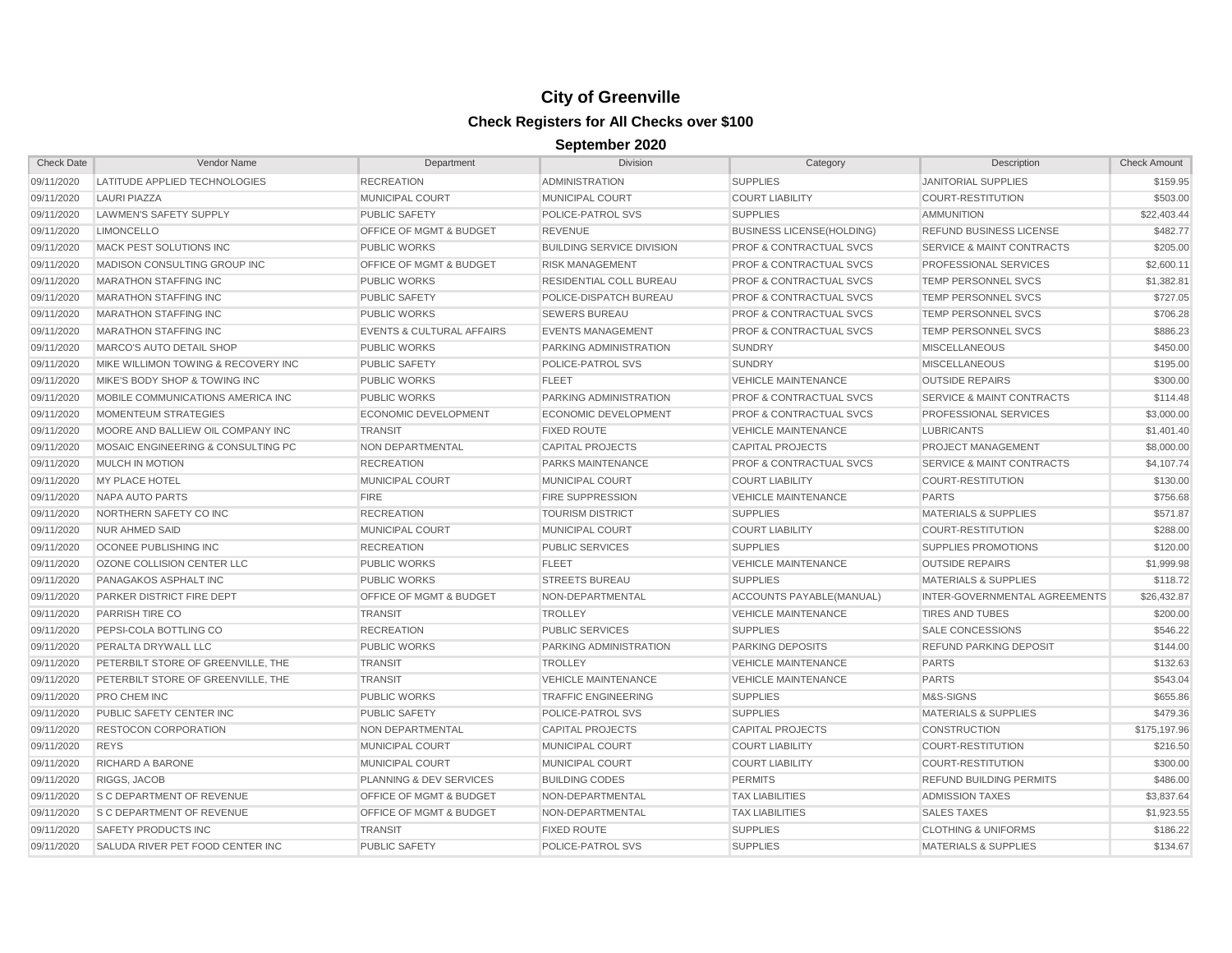# City of Greenville

## Check Registers for All Checks over $100

### September 2020

| Check Date | Vendor Name | Department | Division | Category | Description | Check Amount |
|---|---|---|---|---|---|---|
| 09/11/2020 | LATITUDE APPLIED TECHNOLOGIES | RECREATION | ADMINISTRATION | SUPPLIES | JANITORIAL SUPPLIES | $159.95 |
| 09/11/2020 | LAURI PIAZZA | MUNICIPAL COURT | MUNICIPAL COURT | COURT LIABILITY | COURT-RESTITUTION | $503.00 |
| 09/11/2020 | LAWMEN'S SAFETY SUPPLY | PUBLIC SAFETY | POLICE-PATROL SVS | SUPPLIES | AMMUNITION | $22,403.44 |
| 09/11/2020 | LIMONCELLO | OFFICE OF MGMT & BUDGET | REVENUE | BUSINESS LICENSE(HOLDING) | REFUND BUSINESS LICENSE | $482.77 |
| 09/11/2020 | MACK PEST SOLUTIONS INC | PUBLIC WORKS | BUILDING SERVICE DIVISION | PROF & CONTRACTUAL SVCS | SERVICE & MAINT CONTRACTS | $205.00 |
| 09/11/2020 | MADISON CONSULTING GROUP INC | OFFICE OF MGMT & BUDGET | RISK MANAGEMENT | PROF & CONTRACTUAL SVCS | PROFESSIONAL SERVICES | $2,600.11 |
| 09/11/2020 | MARATHON STAFFING INC | PUBLIC WORKS | RESIDENTIAL COLL BUREAU | PROF & CONTRACTUAL SVCS | TEMP PERSONNEL SVCS | $1,382.81 |
| 09/11/2020 | MARATHON STAFFING INC | PUBLIC SAFETY | POLICE-DISPATCH BUREAU | PROF & CONTRACTUAL SVCS | TEMP PERSONNEL SVCS | $727.05 |
| 09/11/2020 | MARATHON STAFFING INC | PUBLIC WORKS | SEWERS BUREAU | PROF & CONTRACTUAL SVCS | TEMP PERSONNEL SVCS | $706.28 |
| 09/11/2020 | MARATHON STAFFING INC | EVENTS & CULTURAL AFFAIRS | EVENTS MANAGEMENT | PROF & CONTRACTUAL SVCS | TEMP PERSONNEL SVCS | $886.23 |
| 09/11/2020 | MARCO'S AUTO DETAIL SHOP | PUBLIC WORKS | PARKING ADMINISTRATION | SUNDRY | MISCELLANEOUS | $450.00 |
| 09/11/2020 | MIKE WILLIMON TOWING & RECOVERY INC | PUBLIC SAFETY | POLICE-PATROL SVS | SUNDRY | MISCELLANEOUS | $195.00 |
| 09/11/2020 | MIKE'S BODY SHOP & TOWING INC | PUBLIC WORKS | FLEET | VEHICLE MAINTENANCE | OUTSIDE REPAIRS | $300.00 |
| 09/11/2020 | MOBILE COMMUNICATIONS AMERICA INC | PUBLIC WORKS | PARKING ADMINISTRATION | PROF & CONTRACTUAL SVCS | SERVICE & MAINT CONTRACTS | $114.48 |
| 09/11/2020 | MOMENTEUM STRATEGIES | ECONOMIC DEVELOPMENT | ECONOMIC DEVELOPMENT | PROF & CONTRACTUAL SVCS | PROFESSIONAL SERVICES | $3,000.00 |
| 09/11/2020 | MOORE AND BALLIEW OIL COMPANY INC | TRANSIT | FIXED ROUTE | VEHICLE MAINTENANCE | LUBRICANTS | $1,401.40 |
| 09/11/2020 | MOSAIC ENGINEERING & CONSULTING PC | NON DEPARTMENTAL | CAPITAL PROJECTS | CAPITAL PROJECTS | PROJECT MANAGEMENT | $8,000.00 |
| 09/11/2020 | MULCH IN MOTION | RECREATION | PARKS MAINTENANCE | PROF & CONTRACTUAL SVCS | SERVICE & MAINT CONTRACTS | $4,107.74 |
| 09/11/2020 | MY PLACE HOTEL | MUNICIPAL COURT | MUNICIPAL COURT | COURT LIABILITY | COURT-RESTITUTION | $130.00 |
| 09/11/2020 | NAPA AUTO PARTS | FIRE | FIRE SUPPRESSION | VEHICLE MAINTENANCE | PARTS | $756.68 |
| 09/11/2020 | NORTHERN SAFETY CO INC | RECREATION | TOURISM DISTRICT | SUPPLIES | MATERIALS & SUPPLIES | $571.87 |
| 09/11/2020 | NUR AHMED SAID | MUNICIPAL COURT | MUNICIPAL COURT | COURT LIABILITY | COURT-RESTITUTION | $288.00 |
| 09/11/2020 | OCONEE PUBLISHING INC | RECREATION | PUBLIC SERVICES | SUPPLIES | SUPPLIES PROMOTIONS | $120.00 |
| 09/11/2020 | OZONE COLLISION CENTER LLC | PUBLIC WORKS | FLEET | VEHICLE MAINTENANCE | OUTSIDE REPAIRS | $1,999.98 |
| 09/11/2020 | PANAGAKOS ASPHALT INC | PUBLIC WORKS | STREETS BUREAU | SUPPLIES | MATERIALS & SUPPLIES | $118.72 |
| 09/11/2020 | PARKER DISTRICT FIRE DEPT | OFFICE OF MGMT & BUDGET | NON-DEPARTMENTAL | ACCOUNTS PAYABLE(MANUAL) | INTER-GOVERNMENTAL AGREEMENTS | $26,432.87 |
| 09/11/2020 | PARRISH TIRE CO | TRANSIT | TROLLEY | VEHICLE MAINTENANCE | TIRES AND TUBES | $200.00 |
| 09/11/2020 | PEPSI-COLA BOTTLING CO | RECREATION | PUBLIC SERVICES | SUPPLIES | SALE CONCESSIONS | $546.22 |
| 09/11/2020 | PERALTA DRYWALL LLC | PUBLIC WORKS | PARKING ADMINISTRATION | PARKING DEPOSITS | REFUND PARKING DEPOSIT | $144.00 |
| 09/11/2020 | PETERBILT STORE OF GREENVILLE, THE | TRANSIT | TROLLEY | VEHICLE MAINTENANCE | PARTS | $132.63 |
| 09/11/2020 | PETERBILT STORE OF GREENVILLE, THE | TRANSIT | VEHICLE MAINTENANCE | VEHICLE MAINTENANCE | PARTS | $543.04 |
| 09/11/2020 | PRO CHEM INC | PUBLIC WORKS | TRAFFIC ENGINEERING | SUPPLIES | M&S-SIGNS | $655.86 |
| 09/11/2020 | PUBLIC SAFETY CENTER INC | PUBLIC SAFETY | POLICE-PATROL SVS | SUPPLIES | MATERIALS & SUPPLIES | $479.36 |
| 09/11/2020 | RESTOCON CORPORATION | NON DEPARTMENTAL | CAPITAL PROJECTS | CAPITAL PROJECTS | CONSTRUCTION | $175,197.96 |
| 09/11/2020 | REYS | MUNICIPAL COURT | MUNICIPAL COURT | COURT LIABILITY | COURT-RESTITUTION | $216.50 |
| 09/11/2020 | RICHARD A BARONE | MUNICIPAL COURT | MUNICIPAL COURT | COURT LIABILITY | COURT-RESTITUTION | $300.00 |
| 09/11/2020 | RIGGS, JACOB | PLANNING & DEV SERVICES | BUILDING CODES | PERMITS | REFUND BUILDING PERMITS | $486.00 |
| 09/11/2020 | S C DEPARTMENT OF REVENUE | OFFICE OF MGMT & BUDGET | NON-DEPARTMENTAL | TAX LIABILITIES | ADMISSION TAXES | $3,837.64 |
| 09/11/2020 | S C DEPARTMENT OF REVENUE | OFFICE OF MGMT & BUDGET | NON-DEPARTMENTAL | TAX LIABILITIES | SALES TAXES | $1,923.55 |
| 09/11/2020 | SAFETY PRODUCTS INC | TRANSIT | FIXED ROUTE | SUPPLIES | CLOTHING & UNIFORMS | $186.22 |
| 09/11/2020 | SALUDA RIVER PET FOOD CENTER INC | PUBLIC SAFETY | POLICE-PATROL SVS | SUPPLIES | MATERIALS & SUPPLIES | $134.67 |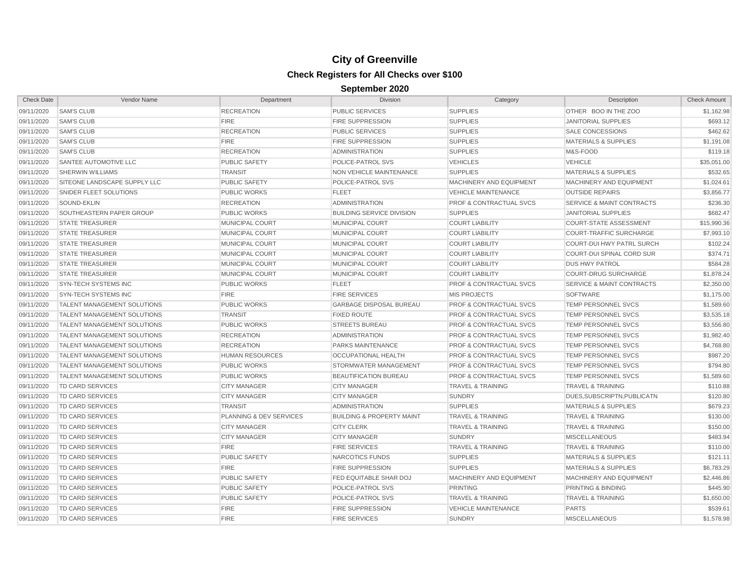# City of Greenville

## Check Registers for All Checks over $100

### September 2020

| Check Date | Vendor Name | Department | Division | Category | Description | Check Amount |
|---|---|---|---|---|---|---|
| 09/11/2020 | SAM'S CLUB | RECREATION | PUBLIC SERVICES | SUPPLIES | OTHER BOO IN THE ZOO | $1,162.98 |
| 09/11/2020 | SAM'S CLUB | FIRE | FIRE SUPPRESSION | SUPPLIES | JANITORIAL SUPPLIES | $693.12 |
| 09/11/2020 | SAM'S CLUB | RECREATION | PUBLIC SERVICES | SUPPLIES | SALE CONCESSIONS | $462.62 |
| 09/11/2020 | SAM'S CLUB | FIRE | FIRE SUPPRESSION | SUPPLIES | MATERIALS & SUPPLIES | $1,191.08 |
| 09/11/2020 | SAM'S CLUB | RECREATION | ADMINISTRATION | SUPPLIES | M&S-FOOD | $119.18 |
| 09/11/2020 | SANTEE AUTOMOTIVE LLC | PUBLIC SAFETY | POLICE-PATROL SVS | VEHICLES | VEHICLE | $35,051.00 |
| 09/11/2020 | SHERWIN WILLIAMS | TRANSIT | NON VEHICLE MAINTENANCE | SUPPLIES | MATERIALS & SUPPLIES | $532.65 |
| 09/11/2020 | SITEONE LANDSCAPE SUPPLY LLC | PUBLIC SAFETY | POLICE-PATROL SVS | MACHINERY AND EQUIPMENT | MACHINERY AND EQUIPMENT | $1,024.61 |
| 09/11/2020 | SNIDER FLEET SOLUTIONS | PUBLIC WORKS | FLEET | VEHICLE MAINTENANCE | OUTSIDE REPAIRS | $3,856.77 |
| 09/11/2020 | SOUND-EKLIN | RECREATION | ADMINISTRATION | PROF & CONTRACTUAL SVCS | SERVICE & MAINT CONTRACTS | $236.30 |
| 09/11/2020 | SOUTHEASTERN PAPER GROUP | PUBLIC WORKS | BUILDING SERVICE DIVISION | SUPPLIES | JANITORIAL SUPPLIES | $682.47 |
| 09/11/2020 | STATE TREASURER | MUNICIPAL COURT | MUNICIPAL COURT | COURT LIABILITY | COURT-STATE ASSESSMENT | $15,990.36 |
| 09/11/2020 | STATE TREASURER | MUNICIPAL COURT | MUNICIPAL COURT | COURT LIABILITY | COURT-TRAFFIC SURCHARGE | $7,993.10 |
| 09/11/2020 | STATE TREASURER | MUNICIPAL COURT | MUNICIPAL COURT | COURT LIABILITY | COURT-DUI HWY PATRL SURCH | $102.24 |
| 09/11/2020 | STATE TREASURER | MUNICIPAL COURT | MUNICIPAL COURT | COURT LIABILITY | COURT-DUI SPINAL CORD SUR | $374.71 |
| 09/11/2020 | STATE TREASURER | MUNICIPAL COURT | MUNICIPAL COURT | COURT LIABILITY | DUS HWY PATROL | $584.28 |
| 09/11/2020 | STATE TREASURER | MUNICIPAL COURT | MUNICIPAL COURT | COURT LIABILITY | COURT-DRUG SURCHARGE | $1,878.24 |
| 09/11/2020 | SYN-TECH SYSTEMS INC | PUBLIC WORKS | FLEET | PROF & CONTRACTUAL SVCS | SERVICE & MAINT CONTRACTS | $2,350.00 |
| 09/11/2020 | SYN-TECH SYSTEMS INC | FIRE | FIRE SERVICES | MIS PROJECTS | SOFTWARE | $1,175.00 |
| 09/11/2020 | TALENT MANAGEMENT SOLUTIONS | PUBLIC WORKS | GARBAGE DISPOSAL BUREAU | PROF & CONTRACTUAL SVCS | TEMP PERSONNEL SVCS | $1,589.60 |
| 09/11/2020 | TALENT MANAGEMENT SOLUTIONS | TRANSIT | FIXED ROUTE | PROF & CONTRACTUAL SVCS | TEMP PERSONNEL SVCS | $3,535.18 |
| 09/11/2020 | TALENT MANAGEMENT SOLUTIONS | PUBLIC WORKS | STREETS BUREAU | PROF & CONTRACTUAL SVCS | TEMP PERSONNEL SVCS | $3,556.80 |
| 09/11/2020 | TALENT MANAGEMENT SOLUTIONS | RECREATION | ADMINISTRATION | PROF & CONTRACTUAL SVCS | TEMP PERSONNEL SVCS | $1,982.40 |
| 09/11/2020 | TALENT MANAGEMENT SOLUTIONS | RECREATION | PARKS MAINTENANCE | PROF & CONTRACTUAL SVCS | TEMP PERSONNEL SVCS | $4,768.80 |
| 09/11/2020 | TALENT MANAGEMENT SOLUTIONS | HUMAN RESOURCES | OCCUPATIONAL HEALTH | PROF & CONTRACTUAL SVCS | TEMP PERSONNEL SVCS | $987.20 |
| 09/11/2020 | TALENT MANAGEMENT SOLUTIONS | PUBLIC WORKS | STORMWATER MANAGEMENT | PROF & CONTRACTUAL SVCS | TEMP PERSONNEL SVCS | $794.80 |
| 09/11/2020 | TALENT MANAGEMENT SOLUTIONS | PUBLIC WORKS | BEAUTIFICATION BUREAU | PROF & CONTRACTUAL SVCS | TEMP PERSONNEL SVCS | $1,589.60 |
| 09/11/2020 | TD CARD SERVICES | CITY MANAGER | CITY MANAGER | TRAVEL & TRAINING | TRAVEL & TRAINING | $110.88 |
| 09/11/2020 | TD CARD SERVICES | CITY MANAGER | CITY MANAGER | SUNDRY | DUES,SUBSCRIPTN,PUBLICATN | $120.80 |
| 09/11/2020 | TD CARD SERVICES | TRANSIT | ADMINISTRATION | SUPPLIES | MATERIALS & SUPPLIES | $679.23 |
| 09/11/2020 | TD CARD SERVICES | PLANNING & DEV SERVICES | BUILDING & PROPERTY MAINT | TRAVEL & TRAINING | TRAVEL & TRAINING | $130.00 |
| 09/11/2020 | TD CARD SERVICES | CITY MANAGER | CITY CLERK | TRAVEL & TRAINING | TRAVEL & TRAINING | $150.00 |
| 09/11/2020 | TD CARD SERVICES | CITY MANAGER | CITY MANAGER | SUNDRY | MISCELLANEOUS | $483.94 |
| 09/11/2020 | TD CARD SERVICES | FIRE | FIRE SERVICES | TRAVEL & TRAINING | TRAVEL & TRAINING | $110.00 |
| 09/11/2020 | TD CARD SERVICES | PUBLIC SAFETY | NARCOTICS FUNDS | SUPPLIES | MATERIALS & SUPPLIES | $121.11 |
| 09/11/2020 | TD CARD SERVICES | FIRE | FIRE SUPPRESSION | SUPPLIES | MATERIALS & SUPPLIES | $6,783.29 |
| 09/11/2020 | TD CARD SERVICES | PUBLIC SAFETY | FED EQUITABLE SHAR DOJ | MACHINERY AND EQUIPMENT | MACHINERY AND EQUIPMENT | $2,446.86 |
| 09/11/2020 | TD CARD SERVICES | PUBLIC SAFETY | POLICE-PATROL SVS | PRINTING | PRINTING & BINDING | $445.90 |
| 09/11/2020 | TD CARD SERVICES | PUBLIC SAFETY | POLICE-PATROL SVS | TRAVEL & TRAINING | TRAVEL & TRAINING | $1,650.00 |
| 09/11/2020 | TD CARD SERVICES | FIRE | FIRE SUPPRESSION | VEHICLE MAINTENANCE | PARTS | $539.61 |
| 09/11/2020 | TD CARD SERVICES | FIRE | FIRE SERVICES | SUNDRY | MISCELLANEOUS | $1,578.98 |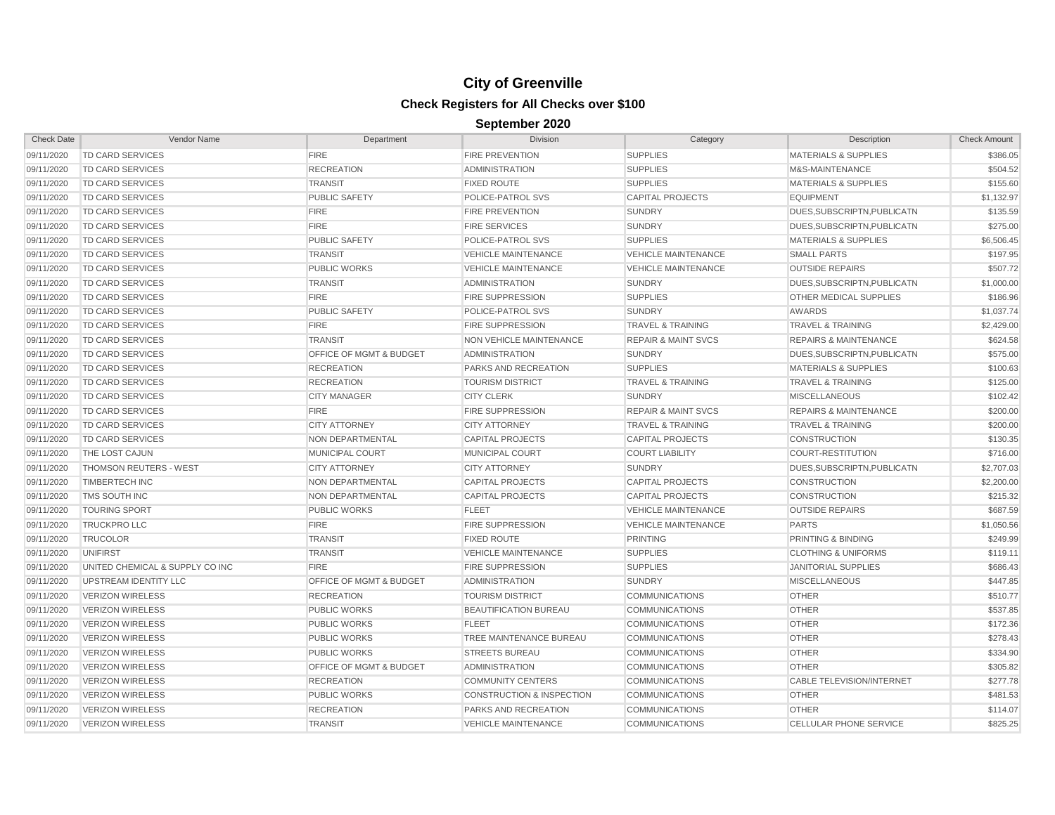# City of Greenville

## Check Registers for All Checks over $100

### September 2020

| Check Date | Vendor Name | Department | Division | Category | Description | Check Amount |
|---|---|---|---|---|---|---|
| 09/11/2020 | TD CARD SERVICES | FIRE | FIRE PREVENTION | SUPPLIES | MATERIALS & SUPPLIES | $386.05 |
| 09/11/2020 | TD CARD SERVICES | RECREATION | ADMINISTRATION | SUPPLIES | M&S-MAINTENANCE | $504.52 |
| 09/11/2020 | TD CARD SERVICES | TRANSIT | FIXED ROUTE | SUPPLIES | MATERIALS & SUPPLIES | $155.60 |
| 09/11/2020 | TD CARD SERVICES | PUBLIC SAFETY | POLICE-PATROL SVS | CAPITAL PROJECTS | EQUIPMENT | $1,132.97 |
| 09/11/2020 | TD CARD SERVICES | FIRE | FIRE PREVENTION | SUNDRY | DUES,SUBSCRIPTN,PUBLICATN | $135.59 |
| 09/11/2020 | TD CARD SERVICES | FIRE | FIRE SERVICES | SUNDRY | DUES,SUBSCRIPTN,PUBLICATN | $275.00 |
| 09/11/2020 | TD CARD SERVICES | PUBLIC SAFETY | POLICE-PATROL SVS | SUPPLIES | MATERIALS & SUPPLIES | $6,506.45 |
| 09/11/2020 | TD CARD SERVICES | TRANSIT | VEHICLE MAINTENANCE | VEHICLE MAINTENANCE | SMALL PARTS | $197.95 |
| 09/11/2020 | TD CARD SERVICES | PUBLIC WORKS | VEHICLE MAINTENANCE | VEHICLE MAINTENANCE | OUTSIDE REPAIRS | $507.72 |
| 09/11/2020 | TD CARD SERVICES | TRANSIT | ADMINISTRATION | SUNDRY | DUES,SUBSCRIPTN,PUBLICATN | $1,000.00 |
| 09/11/2020 | TD CARD SERVICES | FIRE | FIRE SUPPRESSION | SUPPLIES | OTHER MEDICAL SUPPLIES | $186.96 |
| 09/11/2020 | TD CARD SERVICES | PUBLIC SAFETY | POLICE-PATROL SVS | SUNDRY | AWARDS | $1,037.74 |
| 09/11/2020 | TD CARD SERVICES | FIRE | FIRE SUPPRESSION | TRAVEL & TRAINING | TRAVEL & TRAINING | $2,429.00 |
| 09/11/2020 | TD CARD SERVICES | TRANSIT | NON VEHICLE MAINTENANCE | REPAIR & MAINT SVCS | REPAIRS & MAINTENANCE | $624.58 |
| 09/11/2020 | TD CARD SERVICES | OFFICE OF MGMT & BUDGET | ADMINISTRATION | SUNDRY | DUES,SUBSCRIPTN,PUBLICATN | $575.00 |
| 09/11/2020 | TD CARD SERVICES | RECREATION | PARKS AND RECREATION | SUPPLIES | MATERIALS & SUPPLIES | $100.63 |
| 09/11/2020 | TD CARD SERVICES | RECREATION | TOURISM DISTRICT | TRAVEL & TRAINING | TRAVEL & TRAINING | $125.00 |
| 09/11/2020 | TD CARD SERVICES | CITY MANAGER | CITY CLERK | SUNDRY | MISCELLANEOUS | $102.42 |
| 09/11/2020 | TD CARD SERVICES | FIRE | FIRE SUPPRESSION | REPAIR & MAINT SVCS | REPAIRS & MAINTENANCE | $200.00 |
| 09/11/2020 | TD CARD SERVICES | CITY ATTORNEY | CITY ATTORNEY | TRAVEL & TRAINING | TRAVEL & TRAINING | $200.00 |
| 09/11/2020 | TD CARD SERVICES | NON DEPARTMENTAL | CAPITAL PROJECTS | CAPITAL PROJECTS | CONSTRUCTION | $130.35 |
| 09/11/2020 | THE LOST CAJUN | MUNICIPAL COURT | MUNICIPAL COURT | COURT LIABILITY | COURT-RESTITUTION | $716.00 |
| 09/11/2020 | THOMSON REUTERS - WEST | CITY ATTORNEY | CITY ATTORNEY | SUNDRY | DUES,SUBSCRIPTN,PUBLICATN | $2,707.03 |
| 09/11/2020 | TIMBERTECH INC | NON DEPARTMENTAL | CAPITAL PROJECTS | CAPITAL PROJECTS | CONSTRUCTION | $2,200.00 |
| 09/11/2020 | TMS SOUTH INC | NON DEPARTMENTAL | CAPITAL PROJECTS | CAPITAL PROJECTS | CONSTRUCTION | $215.32 |
| 09/11/2020 | TOURING SPORT | PUBLIC WORKS | FLEET | VEHICLE MAINTENANCE | OUTSIDE REPAIRS | $687.59 |
| 09/11/2020 | TRUCKPRO LLC | FIRE | FIRE SUPPRESSION | VEHICLE MAINTENANCE | PARTS | $1,050.56 |
| 09/11/2020 | TRUCOLOR | TRANSIT | FIXED ROUTE | PRINTING | PRINTING & BINDING | $249.99 |
| 09/11/2020 | UNIFIRST | TRANSIT | VEHICLE MAINTENANCE | SUPPLIES | CLOTHING & UNIFORMS | $119.11 |
| 09/11/2020 | UNITED CHEMICAL & SUPPLY CO INC | FIRE | FIRE SUPPRESSION | SUPPLIES | JANITORIAL SUPPLIES | $686.43 |
| 09/11/2020 | UPSTREAM IDENTITY LLC | OFFICE OF MGMT & BUDGET | ADMINISTRATION | SUNDRY | MISCELLANEOUS | $447.85 |
| 09/11/2020 | VERIZON WIRELESS | RECREATION | TOURISM DISTRICT | COMMUNICATIONS | OTHER | $510.77 |
| 09/11/2020 | VERIZON WIRELESS | PUBLIC WORKS | BEAUTIFICATION BUREAU | COMMUNICATIONS | OTHER | $537.85 |
| 09/11/2020 | VERIZON WIRELESS | PUBLIC WORKS | FLEET | COMMUNICATIONS | OTHER | $172.36 |
| 09/11/2020 | VERIZON WIRELESS | PUBLIC WORKS | TREE MAINTENANCE BUREAU | COMMUNICATIONS | OTHER | $278.43 |
| 09/11/2020 | VERIZON WIRELESS | PUBLIC WORKS | STREETS BUREAU | COMMUNICATIONS | OTHER | $334.90 |
| 09/11/2020 | VERIZON WIRELESS | OFFICE OF MGMT & BUDGET | ADMINISTRATION | COMMUNICATIONS | OTHER | $305.82 |
| 09/11/2020 | VERIZON WIRELESS | RECREATION | COMMUNITY CENTERS | COMMUNICATIONS | CABLE TELEVISION/INTERNET | $277.78 |
| 09/11/2020 | VERIZON WIRELESS | PUBLIC WORKS | CONSTRUCTION & INSPECTION | COMMUNICATIONS | OTHER | $481.53 |
| 09/11/2020 | VERIZON WIRELESS | RECREATION | PARKS AND RECREATION | COMMUNICATIONS | OTHER | $114.07 |
| 09/11/2020 | VERIZON WIRELESS | TRANSIT | VEHICLE MAINTENANCE | COMMUNICATIONS | CELLULAR PHONE SERVICE | $825.25 |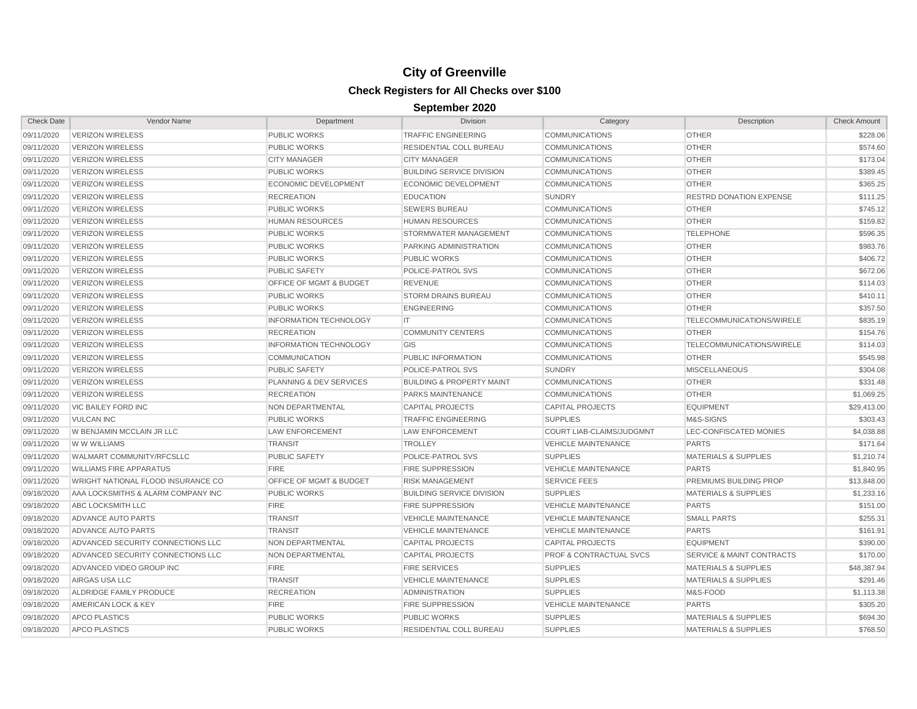# City of Greenville

## Check Registers for All Checks over $100

### September 2020

| Check Date | Vendor Name | Department | Division | Category | Description | Check Amount |
|---|---|---|---|---|---|---|
| 09/11/2020 | VERIZON WIRELESS | PUBLIC WORKS | TRAFFIC ENGINEERING | COMMUNICATIONS | OTHER | $228.06 |
| 09/11/2020 | VERIZON WIRELESS | PUBLIC WORKS | RESIDENTIAL COLL BUREAU | COMMUNICATIONS | OTHER | $574.60 |
| 09/11/2020 | VERIZON WIRELESS | CITY MANAGER | CITY MANAGER | COMMUNICATIONS | OTHER | $173.04 |
| 09/11/2020 | VERIZON WIRELESS | PUBLIC WORKS | BUILDING SERVICE DIVISION | COMMUNICATIONS | OTHER | $389.45 |
| 09/11/2020 | VERIZON WIRELESS | ECONOMIC DEVELOPMENT | ECONOMIC DEVELOPMENT | COMMUNICATIONS | OTHER | $365.25 |
| 09/11/2020 | VERIZON WIRELESS | RECREATION | EDUCATION | SUNDRY | RESTRD DONATION EXPENSE | $111.25 |
| 09/11/2020 | VERIZON WIRELESS | PUBLIC WORKS | SEWERS BUREAU | COMMUNICATIONS | OTHER | $745.12 |
| 09/11/2020 | VERIZON WIRELESS | HUMAN RESOURCES | HUMAN RESOURCES | COMMUNICATIONS | OTHER | $159.82 |
| 09/11/2020 | VERIZON WIRELESS | PUBLIC WORKS | STORMWATER MANAGEMENT | COMMUNICATIONS | TELEPHONE | $596.35 |
| 09/11/2020 | VERIZON WIRELESS | PUBLIC WORKS | PARKING ADMINISTRATION | COMMUNICATIONS | OTHER | $983.76 |
| 09/11/2020 | VERIZON WIRELESS | PUBLIC WORKS | PUBLIC WORKS | COMMUNICATIONS | OTHER | $406.72 |
| 09/11/2020 | VERIZON WIRELESS | PUBLIC SAFETY | POLICE-PATROL SVS | COMMUNICATIONS | OTHER | $672.06 |
| 09/11/2020 | VERIZON WIRELESS | OFFICE OF MGMT & BUDGET | REVENUE | COMMUNICATIONS | OTHER | $114.03 |
| 09/11/2020 | VERIZON WIRELESS | PUBLIC WORKS | STORM DRAINS BUREAU | COMMUNICATIONS | OTHER | $410.11 |
| 09/11/2020 | VERIZON WIRELESS | PUBLIC WORKS | ENGINEERING | COMMUNICATIONS | OTHER | $357.50 |
| 09/11/2020 | VERIZON WIRELESS | INFORMATION TECHNOLOGY | IT | COMMUNICATIONS | TELECOMMUNICATIONS/WIRELE | $835.19 |
| 09/11/2020 | VERIZON WIRELESS | RECREATION | COMMUNITY CENTERS | COMMUNICATIONS | OTHER | $154.76 |
| 09/11/2020 | VERIZON WIRELESS | INFORMATION TECHNOLOGY | GIS | COMMUNICATIONS | TELECOMMUNICATIONS/WIRELE | $114.03 |
| 09/11/2020 | VERIZON WIRELESS | COMMUNICATION | PUBLIC INFORMATION | COMMUNICATIONS | OTHER | $545.98 |
| 09/11/2020 | VERIZON WIRELESS | PUBLIC SAFETY | POLICE-PATROL SVS | SUNDRY | MISCELLANEOUS | $304.08 |
| 09/11/2020 | VERIZON WIRELESS | PLANNING & DEV SERVICES | BUILDING & PROPERTY MAINT | COMMUNICATIONS | OTHER | $331.48 |
| 09/11/2020 | VERIZON WIRELESS | RECREATION | PARKS MAINTENANCE | COMMUNICATIONS | OTHER | $1,069.25 |
| 09/11/2020 | VIC BAILEY FORD INC | NON DEPARTMENTAL | CAPITAL PROJECTS | CAPITAL PROJECTS | EQUIPMENT | $29,413.00 |
| 09/11/2020 | VULCAN INC | PUBLIC WORKS | TRAFFIC ENGINEERING | SUPPLIES | M&S-SIGNS | $303.43 |
| 09/11/2020 | W BENJAMIN MCCLAIN JR LLC | LAW ENFORCEMENT | LAW ENFORCEMENT | COURT LIAB-CLAIMS/JUDGMNT | LEC-CONFISCATED MONIES | $4,038.88 |
| 09/11/2020 | W W WILLIAMS | TRANSIT | TROLLEY | VEHICLE MAINTENANCE | PARTS | $171.64 |
| 09/11/2020 | WALMART COMMUNITY/RFCSLLC | PUBLIC SAFETY | POLICE-PATROL SVS | SUPPLIES | MATERIALS & SUPPLIES | $1,210.74 |
| 09/11/2020 | WILLIAMS FIRE APPARATUS | FIRE | FIRE SUPPRESSION | VEHICLE MAINTENANCE | PARTS | $1,840.95 |
| 09/11/2020 | WRIGHT NATIONAL FLOOD INSURANCE CO | OFFICE OF MGMT & BUDGET | RISK MANAGEMENT | SERVICE FEES | PREMIUMS BUILDING PROP | $13,848.00 |
| 09/18/2020 | AAA LOCKSMITHS & ALARM COMPANY INC | PUBLIC WORKS | BUILDING SERVICE DIVISION | SUPPLIES | MATERIALS & SUPPLIES | $1,233.16 |
| 09/18/2020 | ABC LOCKSMITH LLC | FIRE | FIRE SUPPRESSION | VEHICLE MAINTENANCE | PARTS | $151.00 |
| 09/18/2020 | ADVANCE AUTO PARTS | TRANSIT | VEHICLE MAINTENANCE | VEHICLE MAINTENANCE | SMALL PARTS | $255.31 |
| 09/18/2020 | ADVANCE AUTO PARTS | TRANSIT | VEHICLE MAINTENANCE | VEHICLE MAINTENANCE | PARTS | $161.91 |
| 09/18/2020 | ADVANCED SECURITY CONNECTIONS LLC | NON DEPARTMENTAL | CAPITAL PROJECTS | CAPITAL PROJECTS | EQUIPMENT | $390.00 |
| 09/18/2020 | ADVANCED SECURITY CONNECTIONS LLC | NON DEPARTMENTAL | CAPITAL PROJECTS | PROF & CONTRACTUAL SVCS | SERVICE & MAINT CONTRACTS | $170.00 |
| 09/18/2020 | ADVANCED VIDEO GROUP INC | FIRE | FIRE SERVICES | SUPPLIES | MATERIALS & SUPPLIES | $48,387.94 |
| 09/18/2020 | AIRGAS USA LLC | TRANSIT | VEHICLE MAINTENANCE | SUPPLIES | MATERIALS & SUPPLIES | $291.46 |
| 09/18/2020 | ALDRIDGE FAMILY PRODUCE | RECREATION | ADMINISTRATION | SUPPLIES | M&S-FOOD | $1,113.38 |
| 09/18/2020 | AMERICAN LOCK & KEY | FIRE | FIRE SUPPRESSION | VEHICLE MAINTENANCE | PARTS | $305.20 |
| 09/18/2020 | APCO PLASTICS | PUBLIC WORKS | PUBLIC WORKS | SUPPLIES | MATERIALS & SUPPLIES | $694.30 |
| 09/18/2020 | APCO PLASTICS | PUBLIC WORKS | RESIDENTIAL COLL BUREAU | SUPPLIES | MATERIALS & SUPPLIES | $768.50 |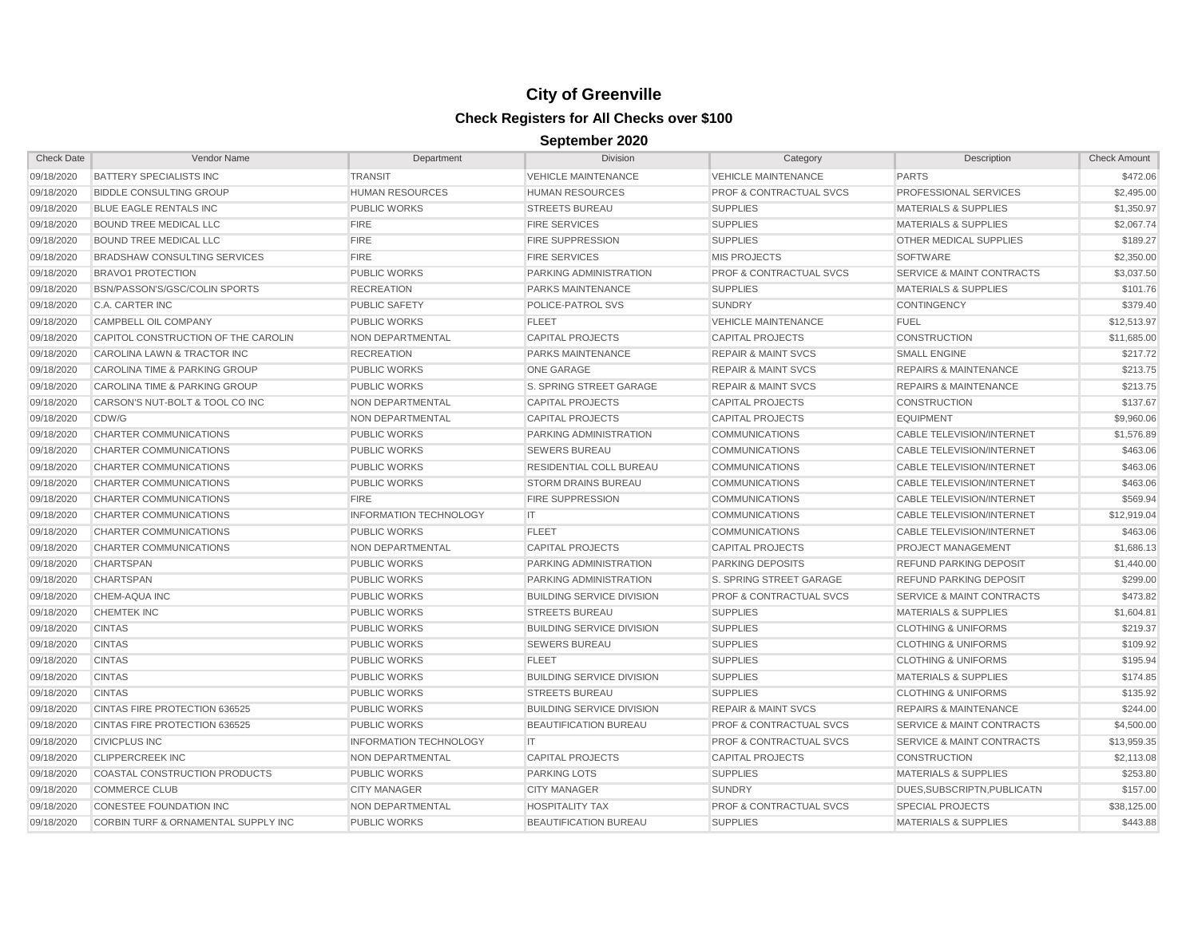# City of Greenville

## Check Registers for All Checks over $100

### September 2020

| Check Date | Vendor Name | Department | Division | Category | Description | Check Amount |
|---|---|---|---|---|---|---|
| 09/18/2020 | BATTERY SPECIALISTS INC | TRANSIT | VEHICLE MAINTENANCE | VEHICLE MAINTENANCE | PARTS | $472.06 |
| 09/18/2020 | BIDDLE CONSULTING GROUP | HUMAN RESOURCES | HUMAN RESOURCES | PROF & CONTRACTUAL SVCS | PROFESSIONAL SERVICES | $2,495.00 |
| 09/18/2020 | BLUE EAGLE RENTALS INC | PUBLIC WORKS | STREETS BUREAU | SUPPLIES | MATERIALS & SUPPLIES | $1,350.97 |
| 09/18/2020 | BOUND TREE MEDICAL LLC | FIRE | FIRE SERVICES | SUPPLIES | MATERIALS & SUPPLIES | $2,067.74 |
| 09/18/2020 | BOUND TREE MEDICAL LLC | FIRE | FIRE SUPPRESSION | SUPPLIES | OTHER MEDICAL SUPPLIES | $189.27 |
| 09/18/2020 | BRADSHAW CONSULTING SERVICES | FIRE | FIRE SERVICES | MIS PROJECTS | SOFTWARE | $2,350.00 |
| 09/18/2020 | BRAVO1 PROTECTION | PUBLIC WORKS | PARKING ADMINISTRATION | PROF & CONTRACTUAL SVCS | SERVICE & MAINT CONTRACTS | $3,037.50 |
| 09/18/2020 | BSN/PASSON'S/GSC/COLIN SPORTS | RECREATION | PARKS MAINTENANCE | SUPPLIES | MATERIALS & SUPPLIES | $101.76 |
| 09/18/2020 | C.A. CARTER INC | PUBLIC SAFETY | POLICE-PATROL SVS | SUNDRY | CONTINGENCY | $379.40 |
| 09/18/2020 | CAMPBELL OIL COMPANY | PUBLIC WORKS | FLEET | VEHICLE MAINTENANCE | FUEL | $12,513.97 |
| 09/18/2020 | CAPITOL CONSTRUCTION OF THE CAROLIN | NON DEPARTMENTAL | CAPITAL PROJECTS | CAPITAL PROJECTS | CONSTRUCTION | $11,685.00 |
| 09/18/2020 | CAROLINA LAWN & TRACTOR INC | RECREATION | PARKS MAINTENANCE | REPAIR & MAINT SVCS | SMALL ENGINE | $217.72 |
| 09/18/2020 | CAROLINA TIME & PARKING GROUP | PUBLIC WORKS | ONE GARAGE | REPAIR & MAINT SVCS | REPAIRS & MAINTENANCE | $213.75 |
| 09/18/2020 | CAROLINA TIME & PARKING GROUP | PUBLIC WORKS | S. SPRING STREET GARAGE | REPAIR & MAINT SVCS | REPAIRS & MAINTENANCE | $213.75 |
| 09/18/2020 | CARSON'S NUT-BOLT & TOOL CO INC | NON DEPARTMENTAL | CAPITAL PROJECTS | CAPITAL PROJECTS | CONSTRUCTION | $137.67 |
| 09/18/2020 | CDW/G | NON DEPARTMENTAL | CAPITAL PROJECTS | CAPITAL PROJECTS | EQUIPMENT | $9,960.06 |
| 09/18/2020 | CHARTER COMMUNICATIONS | PUBLIC WORKS | PARKING ADMINISTRATION | COMMUNICATIONS | CABLE TELEVISION/INTERNET | $1,576.89 |
| 09/18/2020 | CHARTER COMMUNICATIONS | PUBLIC WORKS | SEWERS BUREAU | COMMUNICATIONS | CABLE TELEVISION/INTERNET | $463.06 |
| 09/18/2020 | CHARTER COMMUNICATIONS | PUBLIC WORKS | RESIDENTIAL COLL BUREAU | COMMUNICATIONS | CABLE TELEVISION/INTERNET | $463.06 |
| 09/18/2020 | CHARTER COMMUNICATIONS | PUBLIC WORKS | STORM DRAINS BUREAU | COMMUNICATIONS | CABLE TELEVISION/INTERNET | $463.06 |
| 09/18/2020 | CHARTER COMMUNICATIONS | FIRE | FIRE SUPPRESSION | COMMUNICATIONS | CABLE TELEVISION/INTERNET | $569.94 |
| 09/18/2020 | CHARTER COMMUNICATIONS | INFORMATION TECHNOLOGY | IT | COMMUNICATIONS | CABLE TELEVISION/INTERNET | $12,919.04 |
| 09/18/2020 | CHARTER COMMUNICATIONS | PUBLIC WORKS | FLEET | COMMUNICATIONS | CABLE TELEVISION/INTERNET | $463.06 |
| 09/18/2020 | CHARTER COMMUNICATIONS | NON DEPARTMENTAL | CAPITAL PROJECTS | CAPITAL PROJECTS | PROJECT MANAGEMENT | $1,686.13 |
| 09/18/2020 | CHARTSPAN | PUBLIC WORKS | PARKING ADMINISTRATION | PARKING DEPOSITS | REFUND PARKING DEPOSIT | $1,440.00 |
| 09/18/2020 | CHARTSPAN | PUBLIC WORKS | PARKING ADMINISTRATION | S. SPRING STREET GARAGE | REFUND PARKING DEPOSIT | $299.00 |
| 09/18/2020 | CHEM-AQUA INC | PUBLIC WORKS | BUILDING SERVICE DIVISION | PROF & CONTRACTUAL SVCS | SERVICE & MAINT CONTRACTS | $473.82 |
| 09/18/2020 | CHEMTEK INC | PUBLIC WORKS | STREETS BUREAU | SUPPLIES | MATERIALS & SUPPLIES | $1,604.81 |
| 09/18/2020 | CINTAS | PUBLIC WORKS | BUILDING SERVICE DIVISION | SUPPLIES | CLOTHING & UNIFORMS | $219.37 |
| 09/18/2020 | CINTAS | PUBLIC WORKS | SEWERS BUREAU | SUPPLIES | CLOTHING & UNIFORMS | $109.92 |
| 09/18/2020 | CINTAS | PUBLIC WORKS | FLEET | SUPPLIES | CLOTHING & UNIFORMS | $195.94 |
| 09/18/2020 | CINTAS | PUBLIC WORKS | BUILDING SERVICE DIVISION | SUPPLIES | MATERIALS & SUPPLIES | $174.85 |
| 09/18/2020 | CINTAS | PUBLIC WORKS | STREETS BUREAU | SUPPLIES | CLOTHING & UNIFORMS | $135.92 |
| 09/18/2020 | CINTAS FIRE PROTECTION 636525 | PUBLIC WORKS | BUILDING SERVICE DIVISION | REPAIR & MAINT SVCS | REPAIRS & MAINTENANCE | $244.00 |
| 09/18/2020 | CINTAS FIRE PROTECTION 636525 | PUBLIC WORKS | BEAUTIFICATION BUREAU | PROF & CONTRACTUAL SVCS | SERVICE & MAINT CONTRACTS | $4,500.00 |
| 09/18/2020 | CIVICPLUS INC | INFORMATION TECHNOLOGY | IT | PROF & CONTRACTUAL SVCS | SERVICE & MAINT CONTRACTS | $13,959.35 |
| 09/18/2020 | CLIPPERCREEK INC | NON DEPARTMENTAL | CAPITAL PROJECTS | CAPITAL PROJECTS | CONSTRUCTION | $2,113.08 |
| 09/18/2020 | COASTAL CONSTRUCTION PRODUCTS | PUBLIC WORKS | PARKING LOTS | SUPPLIES | MATERIALS & SUPPLIES | $253.80 |
| 09/18/2020 | COMMERCE CLUB | CITY MANAGER | CITY MANAGER | SUNDRY | DUES,SUBSCRIPTN,PUBLICATN | $157.00 |
| 09/18/2020 | CONESTEE FOUNDATION INC | NON DEPARTMENTAL | HOSPITALITY TAX | PROF & CONTRACTUAL SVCS | SPECIAL PROJECTS | $38,125.00 |
| 09/18/2020 | CORBIN TURF & ORNAMENTAL SUPPLY INC | PUBLIC WORKS | BEAUTIFICATION BUREAU | SUPPLIES | MATERIALS & SUPPLIES | $443.88 |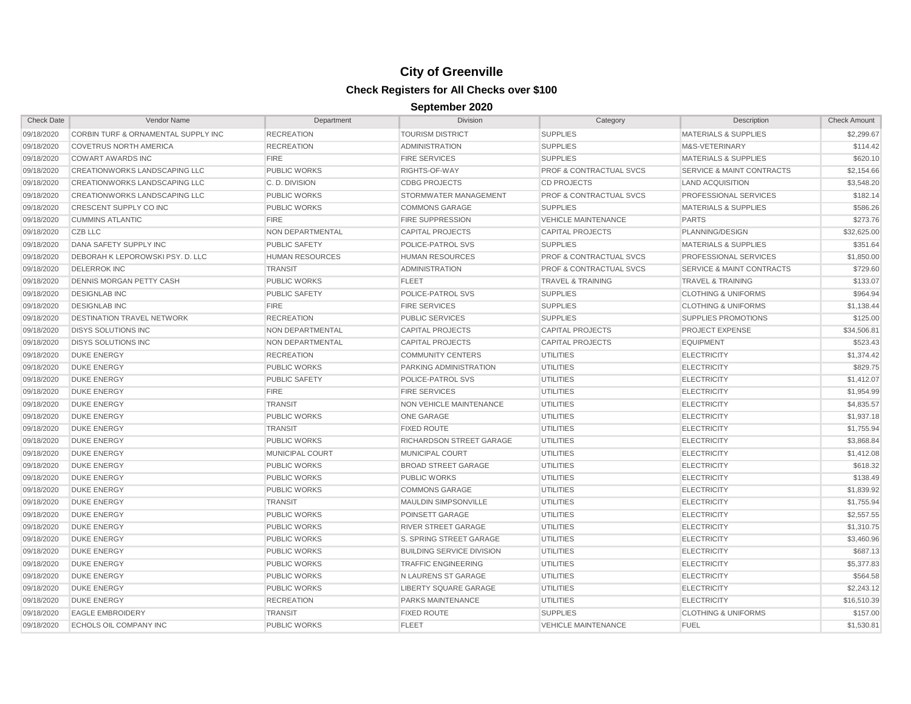# City of Greenville

## Check Registers for All Checks over $100

### September 2020

| Check Date | Vendor Name | Department | Division | Category | Description | Check Amount |
|---|---|---|---|---|---|---|
| 09/18/2020 | CORBIN TURF & ORNAMENTAL SUPPLY INC | RECREATION | TOURISM DISTRICT | SUPPLIES | MATERIALS & SUPPLIES | $2,299.67 |
| 09/18/2020 | COVETRUS NORTH AMERICA | RECREATION | ADMINISTRATION | SUPPLIES | M&S-VETERINARY | $114.42 |
| 09/18/2020 | COWART AWARDS INC | FIRE | FIRE SERVICES | SUPPLIES | MATERIALS & SUPPLIES | $620.10 |
| 09/18/2020 | CREATIONWORKS LANDSCAPING LLC | PUBLIC WORKS | RIGHTS-OF-WAY | PROF & CONTRACTUAL SVCS | SERVICE & MAINT CONTRACTS | $2,154.66 |
| 09/18/2020 | CREATIONWORKS LANDSCAPING LLC | C. D. DIVISION | CDBG PROJECTS | CD PROJECTS | LAND ACQUISITION | $3,548.20 |
| 09/18/2020 | CREATIONWORKS LANDSCAPING LLC | PUBLIC WORKS | STORMWATER MANAGEMENT | PROF & CONTRACTUAL SVCS | PROFESSIONAL SERVICES | $182.14 |
| 09/18/2020 | CRESCENT SUPPLY CO INC | PUBLIC WORKS | COMMONS GARAGE | SUPPLIES | MATERIALS & SUPPLIES | $586.26 |
| 09/18/2020 | CUMMINS ATLANTIC | FIRE | FIRE SUPPRESSION | VEHICLE MAINTENANCE | PARTS | $273.76 |
| 09/18/2020 | CZB LLC | NON DEPARTMENTAL | CAPITAL PROJECTS | CAPITAL PROJECTS | PLANNING/DESIGN | $32,625.00 |
| 09/18/2020 | DANA SAFETY SUPPLY INC | PUBLIC SAFETY | POLICE-PATROL SVS | SUPPLIES | MATERIALS & SUPPLIES | $351.64 |
| 09/18/2020 | DEBORAH K LEPOROWSKI PSY. D. LLC | HUMAN RESOURCES | HUMAN RESOURCES | PROF & CONTRACTUAL SVCS | PROFESSIONAL SERVICES | $1,850.00 |
| 09/18/2020 | DELERROK INC | TRANSIT | ADMINISTRATION | PROF & CONTRACTUAL SVCS | SERVICE & MAINT CONTRACTS | $729.60 |
| 09/18/2020 | DENNIS MORGAN PETTY CASH | PUBLIC WORKS | FLEET | TRAVEL & TRAINING | TRAVEL & TRAINING | $133.07 |
| 09/18/2020 | DESIGNLAB INC | PUBLIC SAFETY | POLICE-PATROL SVS | SUPPLIES | CLOTHING & UNIFORMS | $964.94 |
| 09/18/2020 | DESIGNLAB INC | FIRE | FIRE SERVICES | SUPPLIES | CLOTHING & UNIFORMS | $1,138.44 |
| 09/18/2020 | DESTINATION TRAVEL NETWORK | RECREATION | PUBLIC SERVICES | SUPPLIES | SUPPLIES PROMOTIONS | $125.00 |
| 09/18/2020 | DISYS SOLUTIONS INC | NON DEPARTMENTAL | CAPITAL PROJECTS | CAPITAL PROJECTS | PROJECT EXPENSE | $34,506.81 |
| 09/18/2020 | DISYS SOLUTIONS INC | NON DEPARTMENTAL | CAPITAL PROJECTS | CAPITAL PROJECTS | EQUIPMENT | $523.43 |
| 09/18/2020 | DUKE ENERGY | RECREATION | COMMUNITY CENTERS | UTILITIES | ELECTRICITY | $1,374.42 |
| 09/18/2020 | DUKE ENERGY | PUBLIC WORKS | PARKING ADMINISTRATION | UTILITIES | ELECTRICITY | $829.75 |
| 09/18/2020 | DUKE ENERGY | PUBLIC SAFETY | POLICE-PATROL SVS | UTILITIES | ELECTRICITY | $1,412.07 |
| 09/18/2020 | DUKE ENERGY | FIRE | FIRE SERVICES | UTILITIES | ELECTRICITY | $1,954.99 |
| 09/18/2020 | DUKE ENERGY | TRANSIT | NON VEHICLE MAINTENANCE | UTILITIES | ELECTRICITY | $4,835.57 |
| 09/18/2020 | DUKE ENERGY | PUBLIC WORKS | ONE GARAGE | UTILITIES | ELECTRICITY | $1,937.18 |
| 09/18/2020 | DUKE ENERGY | TRANSIT | FIXED ROUTE | UTILITIES | ELECTRICITY | $1,755.94 |
| 09/18/2020 | DUKE ENERGY | PUBLIC WORKS | RICHARDSON STREET GARAGE | UTILITIES | ELECTRICITY | $3,868.84 |
| 09/18/2020 | DUKE ENERGY | MUNICIPAL COURT | MUNICIPAL COURT | UTILITIES | ELECTRICITY | $1,412.08 |
| 09/18/2020 | DUKE ENERGY | PUBLIC WORKS | BROAD STREET GARAGE | UTILITIES | ELECTRICITY | $618.32 |
| 09/18/2020 | DUKE ENERGY | PUBLIC WORKS | PUBLIC WORKS | UTILITIES | ELECTRICITY | $138.49 |
| 09/18/2020 | DUKE ENERGY | PUBLIC WORKS | COMMONS GARAGE | UTILITIES | ELECTRICITY | $1,839.92 |
| 09/18/2020 | DUKE ENERGY | TRANSIT | MAULDIN SIMPSONVILLE | UTILITIES | ELECTRICITY | $1,755.94 |
| 09/18/2020 | DUKE ENERGY | PUBLIC WORKS | POINSETT GARAGE | UTILITIES | ELECTRICITY | $2,557.55 |
| 09/18/2020 | DUKE ENERGY | PUBLIC WORKS | RIVER STREET GARAGE | UTILITIES | ELECTRICITY | $1,310.75 |
| 09/18/2020 | DUKE ENERGY | PUBLIC WORKS | S. SPRING STREET GARAGE | UTILITIES | ELECTRICITY | $3,460.96 |
| 09/18/2020 | DUKE ENERGY | PUBLIC WORKS | BUILDING SERVICE DIVISION | UTILITIES | ELECTRICITY | $687.13 |
| 09/18/2020 | DUKE ENERGY | PUBLIC WORKS | TRAFFIC ENGINEERING | UTILITIES | ELECTRICITY | $5,377.83 |
| 09/18/2020 | DUKE ENERGY | PUBLIC WORKS | N LAURENS ST GARAGE | UTILITIES | ELECTRICITY | $564.58 |
| 09/18/2020 | DUKE ENERGY | PUBLIC WORKS | LIBERTY SQUARE GARAGE | UTILITIES | ELECTRICITY | $2,243.12 |
| 09/18/2020 | DUKE ENERGY | RECREATION | PARKS MAINTENANCE | UTILITIES | ELECTRICITY | $16,510.39 |
| 09/18/2020 | EAGLE EMBROIDERY | TRANSIT | FIXED ROUTE | SUPPLIES | CLOTHING & UNIFORMS | $157.00 |
| 09/18/2020 | ECHOLS OIL COMPANY INC | PUBLIC WORKS | FLEET | VEHICLE MAINTENANCE | FUEL | $1,530.81 |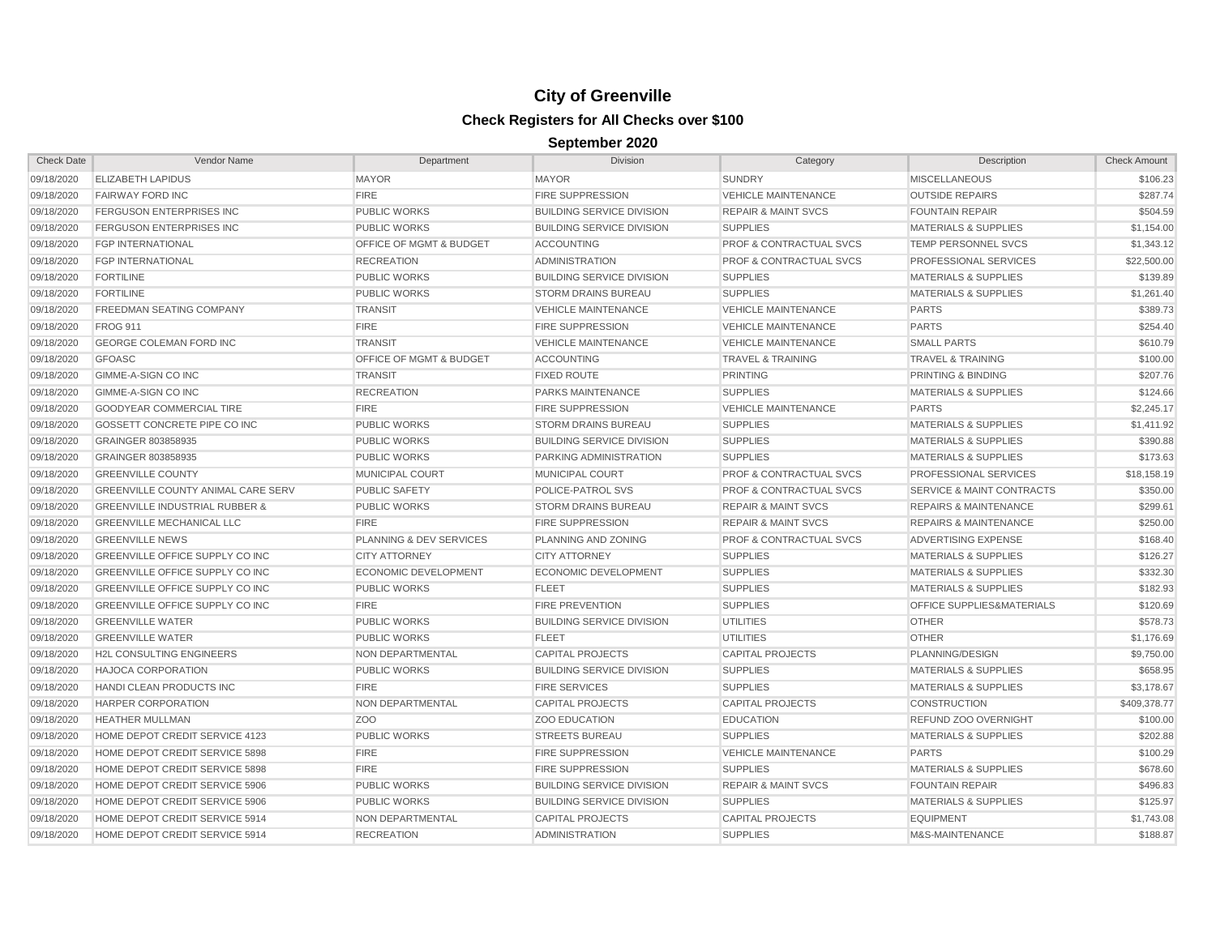# City of Greenville

## Check Registers for All Checks over $100

### September 2020

| Check Date | Vendor Name | Department | Division | Category | Description | Check Amount |
|---|---|---|---|---|---|---|
| 09/18/2020 | ELIZABETH LAPIDUS | MAYOR | MAYOR | SUNDRY | MISCELLANEOUS | $106.23 |
| 09/18/2020 | FAIRWAY FORD INC | FIRE | FIRE SUPPRESSION | VEHICLE MAINTENANCE | OUTSIDE REPAIRS | $287.74 |
| 09/18/2020 | FERGUSON ENTERPRISES INC | PUBLIC WORKS | BUILDING SERVICE DIVISION | REPAIR & MAINT SVCS | FOUNTAIN REPAIR | $504.59 |
| 09/18/2020 | FERGUSON ENTERPRISES INC | PUBLIC WORKS | BUILDING SERVICE DIVISION | SUPPLIES | MATERIALS & SUPPLIES | $1,154.00 |
| 09/18/2020 | FGP INTERNATIONAL | OFFICE OF MGMT & BUDGET | ACCOUNTING | PROF & CONTRACTUAL SVCS | TEMP PERSONNEL SVCS | $1,343.12 |
| 09/18/2020 | FGP INTERNATIONAL | RECREATION | ADMINISTRATION | PROF & CONTRACTUAL SVCS | PROFESSIONAL SERVICES | $22,500.00 |
| 09/18/2020 | FORTILINE | PUBLIC WORKS | BUILDING SERVICE DIVISION | SUPPLIES | MATERIALS & SUPPLIES | $139.89 |
| 09/18/2020 | FORTILINE | PUBLIC WORKS | STORM DRAINS BUREAU | SUPPLIES | MATERIALS & SUPPLIES | $1,261.40 |
| 09/18/2020 | FREEDMAN SEATING COMPANY | TRANSIT | VEHICLE MAINTENANCE | VEHICLE MAINTENANCE | PARTS | $389.73 |
| 09/18/2020 | FROG 911 | FIRE | FIRE SUPPRESSION | VEHICLE MAINTENANCE | PARTS | $254.40 |
| 09/18/2020 | GEORGE COLEMAN FORD INC | TRANSIT | VEHICLE MAINTENANCE | VEHICLE MAINTENANCE | SMALL PARTS | $610.79 |
| 09/18/2020 | GFOASC | OFFICE OF MGMT & BUDGET | ACCOUNTING | TRAVEL & TRAINING | TRAVEL & TRAINING | $100.00 |
| 09/18/2020 | GIMME-A-SIGN CO INC | TRANSIT | FIXED ROUTE | PRINTING | PRINTING & BINDING | $207.76 |
| 09/18/2020 | GIMME-A-SIGN CO INC | RECREATION | PARKS MAINTENANCE | SUPPLIES | MATERIALS & SUPPLIES | $124.66 |
| 09/18/2020 | GOODYEAR COMMERCIAL TIRE | FIRE | FIRE SUPPRESSION | VEHICLE MAINTENANCE | PARTS | $2,245.17 |
| 09/18/2020 | GOSSETT CONCRETE PIPE CO INC | PUBLIC WORKS | STORM DRAINS BUREAU | SUPPLIES | MATERIALS & SUPPLIES | $1,411.92 |
| 09/18/2020 | GRAINGER 803858935 | PUBLIC WORKS | BUILDING SERVICE DIVISION | SUPPLIES | MATERIALS & SUPPLIES | $390.88 |
| 09/18/2020 | GRAINGER 803858935 | PUBLIC WORKS | PARKING ADMINISTRATION | SUPPLIES | MATERIALS & SUPPLIES | $173.63 |
| 09/18/2020 | GREENVILLE COUNTY | MUNICIPAL COURT | MUNICIPAL COURT | PROF & CONTRACTUAL SVCS | PROFESSIONAL SERVICES | $18,158.19 |
| 09/18/2020 | GREENVILLE COUNTY ANIMAL CARE SERV | PUBLIC SAFETY | POLICE-PATROL SVS | PROF & CONTRACTUAL SVCS | SERVICE & MAINT CONTRACTS | $350.00 |
| 09/18/2020 | GREENVILLE INDUSTRIAL RUBBER & | PUBLIC WORKS | STORM DRAINS BUREAU | REPAIR & MAINT SVCS | REPAIRS & MAINTENANCE | $299.61 |
| 09/18/2020 | GREENVILLE MECHANICAL LLC | FIRE | FIRE SUPPRESSION | REPAIR & MAINT SVCS | REPAIRS & MAINTENANCE | $250.00 |
| 09/18/2020 | GREENVILLE NEWS | PLANNING & DEV SERVICES | PLANNING AND ZONING | PROF & CONTRACTUAL SVCS | ADVERTISING EXPENSE | $168.40 |
| 09/18/2020 | GREENVILLE OFFICE SUPPLY CO INC | CITY ATTORNEY | CITY ATTORNEY | SUPPLIES | MATERIALS & SUPPLIES | $126.27 |
| 09/18/2020 | GREENVILLE OFFICE SUPPLY CO INC | ECONOMIC DEVELOPMENT | ECONOMIC DEVELOPMENT | SUPPLIES | MATERIALS & SUPPLIES | $332.30 |
| 09/18/2020 | GREENVILLE OFFICE SUPPLY CO INC | PUBLIC WORKS | FLEET | SUPPLIES | MATERIALS & SUPPLIES | $182.93 |
| 09/18/2020 | GREENVILLE OFFICE SUPPLY CO INC | FIRE | FIRE PREVENTION | SUPPLIES | OFFICE SUPPLIES&MATERIALS | $120.69 |
| 09/18/2020 | GREENVILLE WATER | PUBLIC WORKS | BUILDING SERVICE DIVISION | UTILITIES | OTHER | $578.73 |
| 09/18/2020 | GREENVILLE WATER | PUBLIC WORKS | FLEET | UTILITIES | OTHER | $1,176.69 |
| 09/18/2020 | H2L CONSULTING ENGINEERS | NON DEPARTMENTAL | CAPITAL PROJECTS | CAPITAL PROJECTS | PLANNING/DESIGN | $9,750.00 |
| 09/18/2020 | HAJOCA CORPORATION | PUBLIC WORKS | BUILDING SERVICE DIVISION | SUPPLIES | MATERIALS & SUPPLIES | $658.95 |
| 09/18/2020 | HANDI CLEAN PRODUCTS INC | FIRE | FIRE SERVICES | SUPPLIES | MATERIALS & SUPPLIES | $3,178.67 |
| 09/18/2020 | HARPER CORPORATION | NON DEPARTMENTAL | CAPITAL PROJECTS | CAPITAL PROJECTS | CONSTRUCTION | $409,378.77 |
| 09/18/2020 | HEATHER MULLMAN | ZOO | ZOO EDUCATION | EDUCATION | REFUND ZOO OVERNIGHT | $100.00 |
| 09/18/2020 | HOME DEPOT CREDIT SERVICE 4123 | PUBLIC WORKS | STREETS BUREAU | SUPPLIES | MATERIALS & SUPPLIES | $202.88 |
| 09/18/2020 | HOME DEPOT CREDIT SERVICE 5898 | FIRE | FIRE SUPPRESSION | VEHICLE MAINTENANCE | PARTS | $100.29 |
| 09/18/2020 | HOME DEPOT CREDIT SERVICE 5898 | FIRE | FIRE SUPPRESSION | SUPPLIES | MATERIALS & SUPPLIES | $678.60 |
| 09/18/2020 | HOME DEPOT CREDIT SERVICE 5906 | PUBLIC WORKS | BUILDING SERVICE DIVISION | REPAIR & MAINT SVCS | FOUNTAIN REPAIR | $496.83 |
| 09/18/2020 | HOME DEPOT CREDIT SERVICE 5906 | PUBLIC WORKS | BUILDING SERVICE DIVISION | SUPPLIES | MATERIALS & SUPPLIES | $125.97 |
| 09/18/2020 | HOME DEPOT CREDIT SERVICE 5914 | NON DEPARTMENTAL | CAPITAL PROJECTS | CAPITAL PROJECTS | EQUIPMENT | $1,743.08 |
| 09/18/2020 | HOME DEPOT CREDIT SERVICE 5914 | RECREATION | ADMINISTRATION | SUPPLIES | M&S-MAINTENANCE | $188.87 |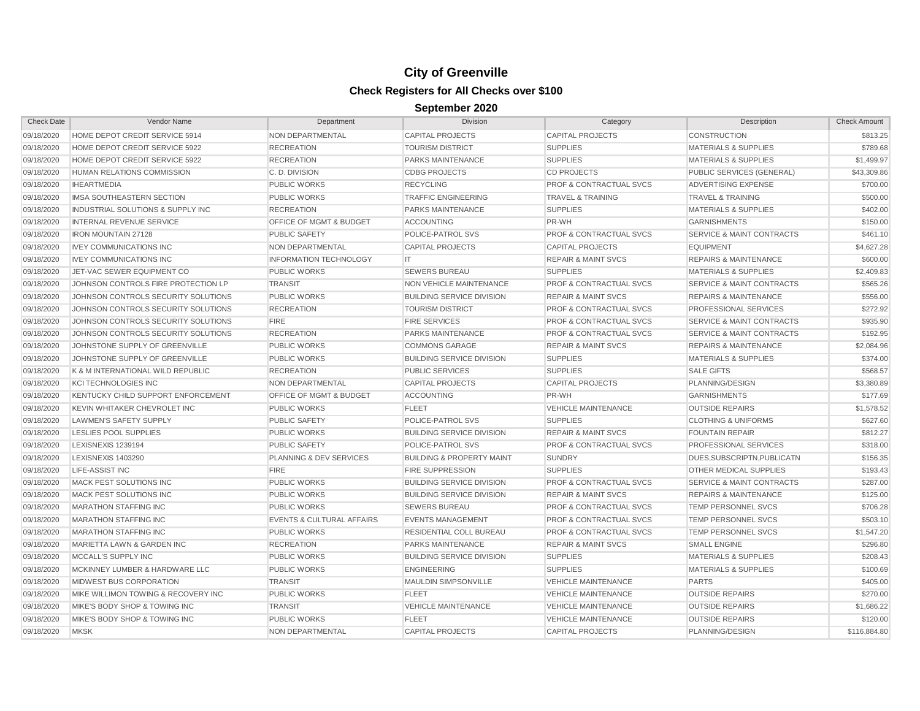# City of Greenville

## Check Registers for All Checks over $100

### September 2020

| Check Date | Vendor Name | Department | Division | Category | Description | Check Amount |
|---|---|---|---|---|---|---|
| 09/18/2020 | HOME DEPOT CREDIT SERVICE 5914 | NON DEPARTMENTAL | CAPITAL PROJECTS | CAPITAL PROJECTS | CONSTRUCTION | $813.25 |
| 09/18/2020 | HOME DEPOT CREDIT SERVICE 5922 | RECREATION | TOURISM DISTRICT | SUPPLIES | MATERIALS & SUPPLIES | $789.68 |
| 09/18/2020 | HOME DEPOT CREDIT SERVICE 5922 | RECREATION | PARKS MAINTENANCE | SUPPLIES | MATERIALS & SUPPLIES | $1,499.97 |
| 09/18/2020 | HUMAN RELATIONS COMMISSION | C. D. DIVISION | CDBG PROJECTS | CD PROJECTS | PUBLIC SERVICES (GENERAL) | $43,309.86 |
| 09/18/2020 | IHEARTMEDIA | PUBLIC WORKS | RECYCLING | PROF & CONTRACTUAL SVCS | ADVERTISING EXPENSE | $700.00 |
| 09/18/2020 | IMSA SOUTHEASTERN SECTION | PUBLIC WORKS | TRAFFIC ENGINEERING | TRAVEL & TRAINING | TRAVEL & TRAINING | $500.00 |
| 09/18/2020 | INDUSTRIAL SOLUTIONS & SUPPLY INC | RECREATION | PARKS MAINTENANCE | SUPPLIES | MATERIALS & SUPPLIES | $402.00 |
| 09/18/2020 | INTERNAL REVENUE SERVICE | OFFICE OF MGMT & BUDGET | ACCOUNTING | PR-WH | GARNISHMENTS | $150.00 |
| 09/18/2020 | IRON MOUNTAIN 27128 | PUBLIC SAFETY | POLICE-PATROL SVS | PROF & CONTRACTUAL SVCS | SERVICE & MAINT CONTRACTS | $461.10 |
| 09/18/2020 | IVEY COMMUNICATIONS INC | NON DEPARTMENTAL | CAPITAL PROJECTS | CAPITAL PROJECTS | EQUIPMENT | $4,627.28 |
| 09/18/2020 | IVEY COMMUNICATIONS INC | INFORMATION TECHNOLOGY | IT | REPAIR & MAINT SVCS | REPAIRS & MAINTENANCE | $600.00 |
| 09/18/2020 | JET-VAC SEWER EQUIPMENT CO | PUBLIC WORKS | SEWERS BUREAU | SUPPLIES | MATERIALS & SUPPLIES | $2,409.83 |
| 09/18/2020 | JOHNSON CONTROLS FIRE PROTECTION LP | TRANSIT | NON VEHICLE MAINTENANCE | PROF & CONTRACTUAL SVCS | SERVICE & MAINT CONTRACTS | $565.26 |
| 09/18/2020 | JOHNSON CONTROLS SECURITY SOLUTIONS | PUBLIC WORKS | BUILDING SERVICE DIVISION | REPAIR & MAINT SVCS | REPAIRS & MAINTENANCE | $556.00 |
| 09/18/2020 | JOHNSON CONTROLS SECURITY SOLUTIONS | RECREATION | TOURISM DISTRICT | PROF & CONTRACTUAL SVCS | PROFESSIONAL SERVICES | $272.92 |
| 09/18/2020 | JOHNSON CONTROLS SECURITY SOLUTIONS | FIRE | FIRE SERVICES | PROF & CONTRACTUAL SVCS | SERVICE & MAINT CONTRACTS | $935.90 |
| 09/18/2020 | JOHNSON CONTROLS SECURITY SOLUTIONS | RECREATION | PARKS MAINTENANCE | PROF & CONTRACTUAL SVCS | SERVICE & MAINT CONTRACTS | $192.95 |
| 09/18/2020 | JOHNSTONE SUPPLY OF GREENVILLE | PUBLIC WORKS | COMMONS GARAGE | REPAIR & MAINT SVCS | REPAIRS & MAINTENANCE | $2,084.96 |
| 09/18/2020 | JOHNSTONE SUPPLY OF GREENVILLE | PUBLIC WORKS | BUILDING SERVICE DIVISION | SUPPLIES | MATERIALS & SUPPLIES | $374.00 |
| 09/18/2020 | K & M INTERNATIONAL WILD REPUBLIC | RECREATION | PUBLIC SERVICES | SUPPLIES | SALE GIFTS | $568.57 |
| 09/18/2020 | KCI TECHNOLOGIES INC | NON DEPARTMENTAL | CAPITAL PROJECTS | CAPITAL PROJECTS | PLANNING/DESIGN | $3,380.89 |
| 09/18/2020 | KENTUCKY CHILD SUPPORT ENFORCEMENT | OFFICE OF MGMT & BUDGET | ACCOUNTING | PR-WH | GARNISHMENTS | $177.69 |
| 09/18/2020 | KEVIN WHITAKER CHEVROLET INC | PUBLIC WORKS | FLEET | VEHICLE MAINTENANCE | OUTSIDE REPAIRS | $1,578.52 |
| 09/18/2020 | LAWMEN'S SAFETY SUPPLY | PUBLIC SAFETY | POLICE-PATROL SVS | SUPPLIES | CLOTHING & UNIFORMS | $627.60 |
| 09/18/2020 | LESLIES POOL SUPPLIES | PUBLIC WORKS | BUILDING SERVICE DIVISION | REPAIR & MAINT SVCS | FOUNTAIN REPAIR | $812.27 |
| 09/18/2020 | LEXISNEXIS 1239194 | PUBLIC SAFETY | POLICE-PATROL SVS | PROF & CONTRACTUAL SVCS | PROFESSIONAL SERVICES | $318.00 |
| 09/18/2020 | LEXISNEXIS 1403290 | PLANNING & DEV SERVICES | BUILDING & PROPERTY MAINT | SUNDRY | DUES,SUBSCRIPTN,PUBLICATN | $156.35 |
| 09/18/2020 | LIFE-ASSIST INC | FIRE | FIRE SUPPRESSION | SUPPLIES | OTHER MEDICAL SUPPLIES | $193.43 |
| 09/18/2020 | MACK PEST SOLUTIONS INC | PUBLIC WORKS | BUILDING SERVICE DIVISION | PROF & CONTRACTUAL SVCS | SERVICE & MAINT CONTRACTS | $287.00 |
| 09/18/2020 | MACK PEST SOLUTIONS INC | PUBLIC WORKS | BUILDING SERVICE DIVISION | REPAIR & MAINT SVCS | REPAIRS & MAINTENANCE | $125.00 |
| 09/18/2020 | MARATHON STAFFING INC | PUBLIC WORKS | SEWERS BUREAU | PROF & CONTRACTUAL SVCS | TEMP PERSONNEL SVCS | $706.28 |
| 09/18/2020 | MARATHON STAFFING INC | EVENTS & CULTURAL AFFAIRS | EVENTS MANAGEMENT | PROF & CONTRACTUAL SVCS | TEMP PERSONNEL SVCS | $503.10 |
| 09/18/2020 | MARATHON STAFFING INC | PUBLIC WORKS | RESIDENTIAL COLL BUREAU | PROF & CONTRACTUAL SVCS | TEMP PERSONNEL SVCS | $1,547.20 |
| 09/18/2020 | MARIETTA LAWN & GARDEN INC | RECREATION | PARKS MAINTENANCE | REPAIR & MAINT SVCS | SMALL ENGINE | $296.80 |
| 09/18/2020 | MCCALL'S SUPPLY INC | PUBLIC WORKS | BUILDING SERVICE DIVISION | SUPPLIES | MATERIALS & SUPPLIES | $208.43 |
| 09/18/2020 | MCKINNEY LUMBER & HARDWARE LLC | PUBLIC WORKS | ENGINEERING | SUPPLIES | MATERIALS & SUPPLIES | $100.69 |
| 09/18/2020 | MIDWEST BUS CORPORATION | TRANSIT | MAULDIN SIMPSONVILLE | VEHICLE MAINTENANCE | PARTS | $405.00 |
| 09/18/2020 | MIKE WILLIMON TOWING & RECOVERY INC | PUBLIC WORKS | FLEET | VEHICLE MAINTENANCE | OUTSIDE REPAIRS | $270.00 |
| 09/18/2020 | MIKE'S BODY SHOP & TOWING INC | TRANSIT | VEHICLE MAINTENANCE | VEHICLE MAINTENANCE | OUTSIDE REPAIRS | $1,686.22 |
| 09/18/2020 | MIKE'S BODY SHOP & TOWING INC | PUBLIC WORKS | FLEET | VEHICLE MAINTENANCE | OUTSIDE REPAIRS | $120.00 |
| 09/18/2020 | MKSK | NON DEPARTMENTAL | CAPITAL PROJECTS | CAPITAL PROJECTS | PLANNING/DESIGN | $116,884.80 |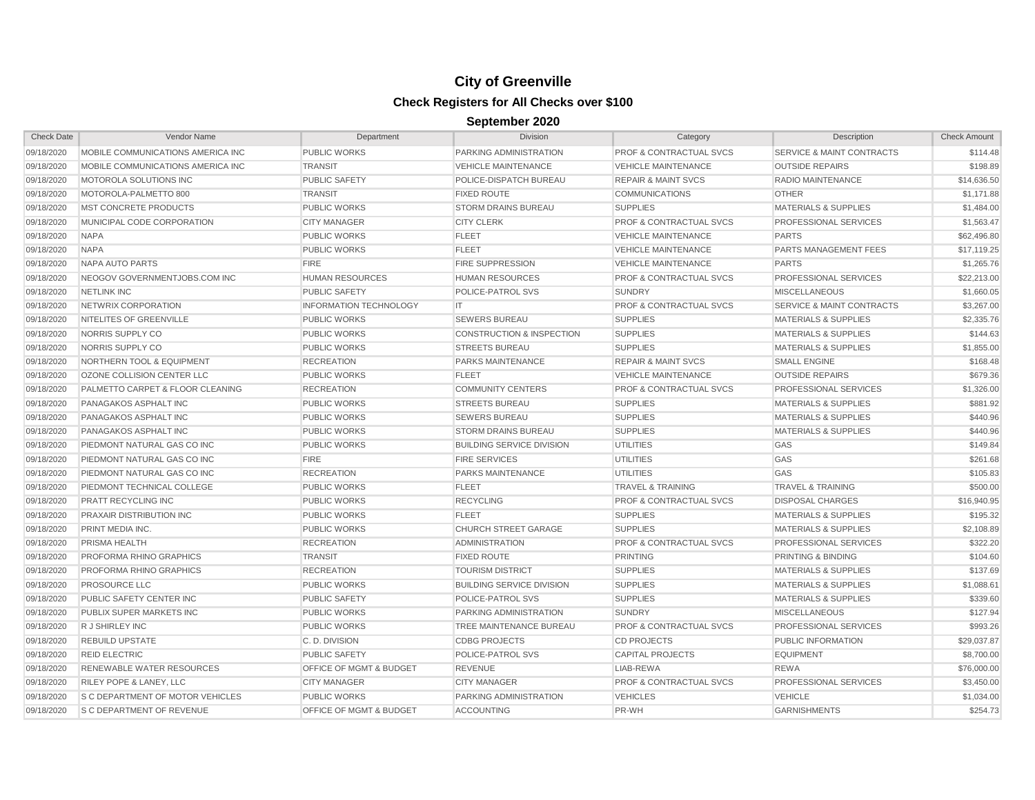# City of Greenville

## Check Registers for All Checks over $100

### September 2020

| Check Date | Vendor Name | Department | Division | Category | Description | Check Amount |
|---|---|---|---|---|---|---|
| 09/18/2020 | MOBILE COMMUNICATIONS AMERICA INC | PUBLIC WORKS | PARKING ADMINISTRATION | PROF & CONTRACTUAL SVCS | SERVICE & MAINT CONTRACTS | $114.48 |
| 09/18/2020 | MOBILE COMMUNICATIONS AMERICA INC | TRANSIT | VEHICLE MAINTENANCE | VEHICLE MAINTENANCE | OUTSIDE REPAIRS | $198.89 |
| 09/18/2020 | MOTOROLA SOLUTIONS INC | PUBLIC SAFETY | POLICE-DISPATCH BUREAU | REPAIR & MAINT SVCS | RADIO MAINTENANCE | $14,636.50 |
| 09/18/2020 | MOTOROLA-PALMETTO 800 | TRANSIT | FIXED ROUTE | COMMUNICATIONS | OTHER | $1,171.88 |
| 09/18/2020 | MST CONCRETE PRODUCTS | PUBLIC WORKS | STORM DRAINS BUREAU | SUPPLIES | MATERIALS & SUPPLIES | $1,484.00 |
| 09/18/2020 | MUNICIPAL CODE CORPORATION | CITY MANAGER | CITY CLERK | PROF & CONTRACTUAL SVCS | PROFESSIONAL SERVICES | $1,563.47 |
| 09/18/2020 | NAPA | PUBLIC WORKS | FLEET | VEHICLE MAINTENANCE | PARTS | $62,496.80 |
| 09/18/2020 | NAPA | PUBLIC WORKS | FLEET | VEHICLE MAINTENANCE | PARTS MANAGEMENT FEES | $17,119.25 |
| 09/18/2020 | NAPA AUTO PARTS | FIRE | FIRE SUPPRESSION | VEHICLE MAINTENANCE | PARTS | $1,265.76 |
| 09/18/2020 | NEOGOV GOVERNMENTJOBS.COM INC | HUMAN RESOURCES | HUMAN RESOURCES | PROF & CONTRACTUAL SVCS | PROFESSIONAL SERVICES | $22,213.00 |
| 09/18/2020 | NETLINK INC | PUBLIC SAFETY | POLICE-PATROL SVS | SUNDRY | MISCELLANEOUS | $1,660.05 |
| 09/18/2020 | NETWRIX CORPORATION | INFORMATION TECHNOLOGY | IT | PROF & CONTRACTUAL SVCS | SERVICE & MAINT CONTRACTS | $3,267.00 |
| 09/18/2020 | NITELITES OF GREENVILLE | PUBLIC WORKS | SEWERS BUREAU | SUPPLIES | MATERIALS & SUPPLIES | $2,335.76 |
| 09/18/2020 | NORRIS SUPPLY CO | PUBLIC WORKS | CONSTRUCTION & INSPECTION | SUPPLIES | MATERIALS & SUPPLIES | $144.63 |
| 09/18/2020 | NORRIS SUPPLY CO | PUBLIC WORKS | STREETS BUREAU | SUPPLIES | MATERIALS & SUPPLIES | $1,855.00 |
| 09/18/2020 | NORTHERN TOOL & EQUIPMENT | RECREATION | PARKS MAINTENANCE | REPAIR & MAINT SVCS | SMALL ENGINE | $168.48 |
| 09/18/2020 | OZONE COLLISION CENTER LLC | PUBLIC WORKS | FLEET | VEHICLE MAINTENANCE | OUTSIDE REPAIRS | $679.36 |
| 09/18/2020 | PALMETTO CARPET & FLOOR CLEANING | RECREATION | COMMUNITY CENTERS | PROF & CONTRACTUAL SVCS | PROFESSIONAL SERVICES | $1,326.00 |
| 09/18/2020 | PANAGAKOS ASPHALT INC | PUBLIC WORKS | STREETS BUREAU | SUPPLIES | MATERIALS & SUPPLIES | $881.92 |
| 09/18/2020 | PANAGAKOS ASPHALT INC | PUBLIC WORKS | SEWERS BUREAU | SUPPLIES | MATERIALS & SUPPLIES | $440.96 |
| 09/18/2020 | PANAGAKOS ASPHALT INC | PUBLIC WORKS | STORM DRAINS BUREAU | SUPPLIES | MATERIALS & SUPPLIES | $440.96 |
| 09/18/2020 | PIEDMONT NATURAL GAS CO INC | PUBLIC WORKS | BUILDING SERVICE DIVISION | UTILITIES | GAS | $149.84 |
| 09/18/2020 | PIEDMONT NATURAL GAS CO INC | FIRE | FIRE SERVICES | UTILITIES | GAS | $261.68 |
| 09/18/2020 | PIEDMONT NATURAL GAS CO INC | RECREATION | PARKS MAINTENANCE | UTILITIES | GAS | $105.83 |
| 09/18/2020 | PIEDMONT TECHNICAL COLLEGE | PUBLIC WORKS | FLEET | TRAVEL & TRAINING | TRAVEL & TRAINING | $500.00 |
| 09/18/2020 | PRATT RECYCLING INC | PUBLIC WORKS | RECYCLING | PROF & CONTRACTUAL SVCS | DISPOSAL CHARGES | $16,940.95 |
| 09/18/2020 | PRAXAIR DISTRIBUTION INC | PUBLIC WORKS | FLEET | SUPPLIES | MATERIALS & SUPPLIES | $195.32 |
| 09/18/2020 | PRINT MEDIA INC. | PUBLIC WORKS | CHURCH STREET GARAGE | SUPPLIES | MATERIALS & SUPPLIES | $2,108.89 |
| 09/18/2020 | PRISMA HEALTH | RECREATION | ADMINISTRATION | PROF & CONTRACTUAL SVCS | PROFESSIONAL SERVICES | $322.20 |
| 09/18/2020 | PROFORMA RHINO GRAPHICS | TRANSIT | FIXED ROUTE | PRINTING | PRINTING & BINDING | $104.60 |
| 09/18/2020 | PROFORMA RHINO GRAPHICS | RECREATION | TOURISM DISTRICT | SUPPLIES | MATERIALS & SUPPLIES | $137.69 |
| 09/18/2020 | PROSOURCE LLC | PUBLIC WORKS | BUILDING SERVICE DIVISION | SUPPLIES | MATERIALS & SUPPLIES | $1,088.61 |
| 09/18/2020 | PUBLIC SAFETY CENTER INC | PUBLIC SAFETY | POLICE-PATROL SVS | SUPPLIES | MATERIALS & SUPPLIES | $339.60 |
| 09/18/2020 | PUBLIX SUPER MARKETS INC | PUBLIC WORKS | PARKING ADMINISTRATION | SUNDRY | MISCELLANEOUS | $127.94 |
| 09/18/2020 | R J SHIRLEY INC | PUBLIC WORKS | TREE MAINTENANCE BUREAU | PROF & CONTRACTUAL SVCS | PROFESSIONAL SERVICES | $993.26 |
| 09/18/2020 | REBUILD UPSTATE | C. D. DIVISION | CDBG PROJECTS | CD PROJECTS | PUBLIC INFORMATION | $29,037.87 |
| 09/18/2020 | REID ELECTRIC | PUBLIC SAFETY | POLICE-PATROL SVS | CAPITAL PROJECTS | EQUIPMENT | $8,700.00 |
| 09/18/2020 | RENEWABLE WATER RESOURCES | OFFICE OF MGMT & BUDGET | REVENUE | LIAB-REWA | REWA | $76,000.00 |
| 09/18/2020 | RILEY POPE & LANEY, LLC | CITY MANAGER | CITY MANAGER | PROF & CONTRACTUAL SVCS | PROFESSIONAL SERVICES | $3,450.00 |
| 09/18/2020 | S C DEPARTMENT OF MOTOR VEHICLES | PUBLIC WORKS | PARKING ADMINISTRATION | VEHICLES | VEHICLE | $1,034.00 |
| 09/18/2020 | S C DEPARTMENT OF REVENUE | OFFICE OF MGMT & BUDGET | ACCOUNTING | PR-WH | GARNISHMENTS | $254.73 |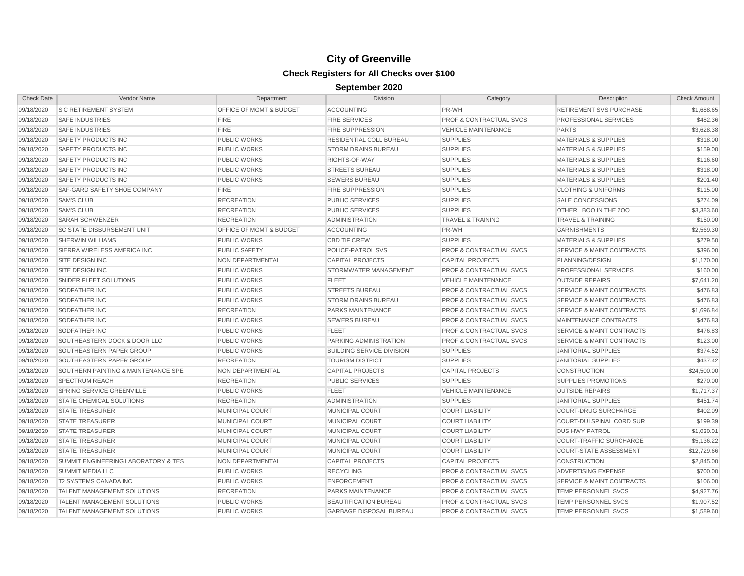# City of Greenville

## Check Registers for All Checks over $100

### September 2020

| Check Date | Vendor Name | Department | Division | Category | Description | Check Amount |
|---|---|---|---|---|---|---|
| 09/18/2020 | S C RETIREMENT SYSTEM | OFFICE OF MGMT & BUDGET | ACCOUNTING | PR-WH | RETIREMENT SVS PURCHASE | $1,688.65 |
| 09/18/2020 | SAFE INDUSTRIES | FIRE | FIRE SERVICES | PROF & CONTRACTUAL SVCS | PROFESSIONAL SERVICES | $482.36 |
| 09/18/2020 | SAFE INDUSTRIES | FIRE | FIRE SUPPRESSION | VEHICLE MAINTENANCE | PARTS | $3,628.38 |
| 09/18/2020 | SAFETY PRODUCTS INC | PUBLIC WORKS | RESIDENTIAL COLL BUREAU | SUPPLIES | MATERIALS & SUPPLIES | $318.00 |
| 09/18/2020 | SAFETY PRODUCTS INC | PUBLIC WORKS | STORM DRAINS BUREAU | SUPPLIES | MATERIALS & SUPPLIES | $159.00 |
| 09/18/2020 | SAFETY PRODUCTS INC | PUBLIC WORKS | RIGHTS-OF-WAY | SUPPLIES | MATERIALS & SUPPLIES | $116.60 |
| 09/18/2020 | SAFETY PRODUCTS INC | PUBLIC WORKS | STREETS BUREAU | SUPPLIES | MATERIALS & SUPPLIES | $318.00 |
| 09/18/2020 | SAFETY PRODUCTS INC | PUBLIC WORKS | SEWERS BUREAU | SUPPLIES | MATERIALS & SUPPLIES | $201.40 |
| 09/18/2020 | SAF-GARD SAFETY SHOE COMPANY | FIRE | FIRE SUPPRESSION | SUPPLIES | CLOTHING & UNIFORMS | $115.00 |
| 09/18/2020 | SAM'S CLUB | RECREATION | PUBLIC SERVICES | SUPPLIES | SALE CONCESSIONS | $274.09 |
| 09/18/2020 | SAM'S CLUB | RECREATION | PUBLIC SERVICES | SUPPLIES | OTHER BOO IN THE ZOO | $3,383.60 |
| 09/18/2020 | SARAH SCHWENZER | RECREATION | ADMINISTRATION | TRAVEL & TRAINING | TRAVEL & TRAINING | $150.00 |
| 09/18/2020 | SC STATE DISBURSEMENT UNIT | OFFICE OF MGMT & BUDGET | ACCOUNTING | PR-WH | GARNISHMENTS | $2,569.30 |
| 09/18/2020 | SHERWIN WILLIAMS | PUBLIC WORKS | CBD TIF CREW | SUPPLIES | MATERIALS & SUPPLIES | $279.50 |
| 09/18/2020 | SIERRA WIRELESS AMERICA INC | PUBLIC SAFETY | POLICE-PATROL SVS | PROF & CONTRACTUAL SVCS | SERVICE & MAINT CONTRACTS | $396.00 |
| 09/18/2020 | SITE DESIGN INC | NON DEPARTMENTAL | CAPITAL PROJECTS | CAPITAL PROJECTS | PLANNING/DESIGN | $1,170.00 |
| 09/18/2020 | SITE DESIGN INC | PUBLIC WORKS | STORMWATER MANAGEMENT | PROF & CONTRACTUAL SVCS | PROFESSIONAL SERVICES | $160.00 |
| 09/18/2020 | SNIDER FLEET SOLUTIONS | PUBLIC WORKS | FLEET | VEHICLE MAINTENANCE | OUTSIDE REPAIRS | $7,641.20 |
| 09/18/2020 | SODFATHER INC | PUBLIC WORKS | STREETS BUREAU | PROF & CONTRACTUAL SVCS | SERVICE & MAINT CONTRACTS | $476.83 |
| 09/18/2020 | SODFATHER INC | PUBLIC WORKS | STORM DRAINS BUREAU | PROF & CONTRACTUAL SVCS | SERVICE & MAINT CONTRACTS | $476.83 |
| 09/18/2020 | SODFATHER INC | RECREATION | PARKS MAINTENANCE | PROF & CONTRACTUAL SVCS | SERVICE & MAINT CONTRACTS | $1,696.84 |
| 09/18/2020 | SODFATHER INC | PUBLIC WORKS | SEWERS BUREAU | PROF & CONTRACTUAL SVCS | MAINTENANCE CONTRACTS | $476.83 |
| 09/18/2020 | SODFATHER INC | PUBLIC WORKS | FLEET | PROF & CONTRACTUAL SVCS | SERVICE & MAINT CONTRACTS | $476.83 |
| 09/18/2020 | SOUTHEASTERN DOCK & DOOR LLC | PUBLIC WORKS | PARKING ADMINISTRATION | PROF & CONTRACTUAL SVCS | SERVICE & MAINT CONTRACTS | $123.00 |
| 09/18/2020 | SOUTHEASTERN PAPER GROUP | PUBLIC WORKS | BUILDING SERVICE DIVISION | SUPPLIES | JANITORIAL SUPPLIES | $374.52 |
| 09/18/2020 | SOUTHEASTERN PAPER GROUP | RECREATION | TOURISM DISTRICT | SUPPLIES | JANITORIAL SUPPLIES | $437.42 |
| 09/18/2020 | SOUTHERN PAINTING & MAINTENANCE SPE | NON DEPARTMENTAL | CAPITAL PROJECTS | CAPITAL PROJECTS | CONSTRUCTION | $24,500.00 |
| 09/18/2020 | SPECTRUM REACH | RECREATION | PUBLIC SERVICES | SUPPLIES | SUPPLIES PROMOTIONS | $270.00 |
| 09/18/2020 | SPRING SERVICE GREENVILLE | PUBLIC WORKS | FLEET | VEHICLE MAINTENANCE | OUTSIDE REPAIRS | $1,717.37 |
| 09/18/2020 | STATE CHEMICAL SOLUTIONS | RECREATION | ADMINISTRATION | SUPPLIES | JANITORIAL SUPPLIES | $451.74 |
| 09/18/2020 | STATE TREASURER | MUNICIPAL COURT | MUNICIPAL COURT | COURT LIABILITY | COURT-DRUG SURCHARGE | $402.09 |
| 09/18/2020 | STATE TREASURER | MUNICIPAL COURT | MUNICIPAL COURT | COURT LIABILITY | COURT-DUI SPINAL CORD SUR | $199.39 |
| 09/18/2020 | STATE TREASURER | MUNICIPAL COURT | MUNICIPAL COURT | COURT LIABILITY | DUS HWY PATROL | $1,030.01 |
| 09/18/2020 | STATE TREASURER | MUNICIPAL COURT | MUNICIPAL COURT | COURT LIABILITY | COURT-TRAFFIC SURCHARGE | $5,136.22 |
| 09/18/2020 | STATE TREASURER | MUNICIPAL COURT | MUNICIPAL COURT | COURT LIABILITY | COURT-STATE ASSESSMENT | $12,729.66 |
| 09/18/2020 | SUMMIT ENGINEERING LABORATORY & TES | NON DEPARTMENTAL | CAPITAL PROJECTS | CAPITAL PROJECTS | CONSTRUCTION | $2,845.00 |
| 09/18/2020 | SUMMIT MEDIA LLC | PUBLIC WORKS | RECYCLING | PROF & CONTRACTUAL SVCS | ADVERTISING EXPENSE | $700.00 |
| 09/18/2020 | T2 SYSTEMS CANADA INC | PUBLIC WORKS | ENFORCEMENT | PROF & CONTRACTUAL SVCS | SERVICE & MAINT CONTRACTS | $106.00 |
| 09/18/2020 | TALENT MANAGEMENT SOLUTIONS | RECREATION | PARKS MAINTENANCE | PROF & CONTRACTUAL SVCS | TEMP PERSONNEL SVCS | $4,927.76 |
| 09/18/2020 | TALENT MANAGEMENT SOLUTIONS | PUBLIC WORKS | BEAUTIFICATION BUREAU | PROF & CONTRACTUAL SVCS | TEMP PERSONNEL SVCS | $1,907.52 |
| 09/18/2020 | TALENT MANAGEMENT SOLUTIONS | PUBLIC WORKS | GARBAGE DISPOSAL BUREAU | PROF & CONTRACTUAL SVCS | TEMP PERSONNEL SVCS | $1,589.60 |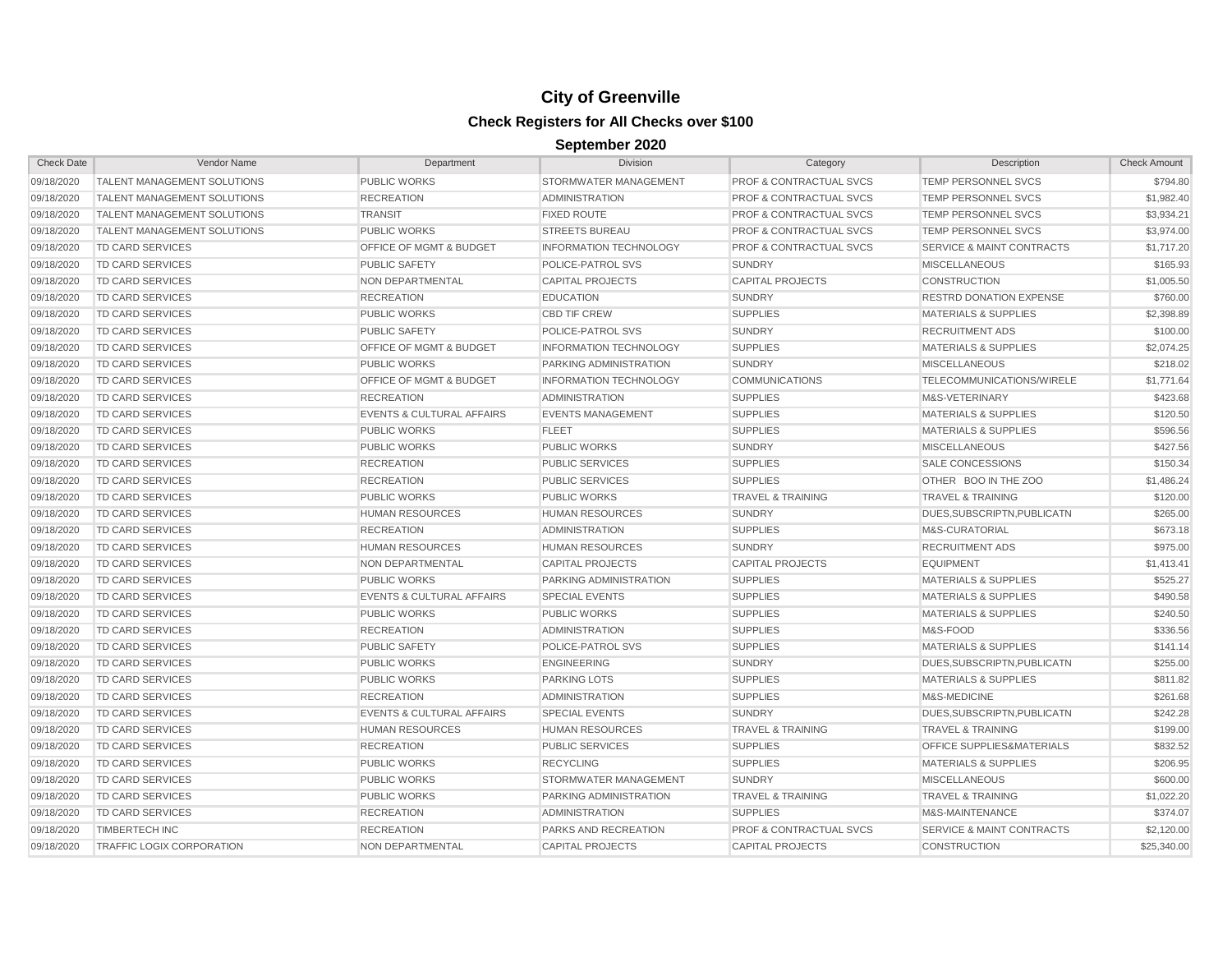# City of Greenville

## Check Registers for All Checks over $100

### September 2020

| Check Date | Vendor Name | Department | Division | Category | Description | Check Amount |
|---|---|---|---|---|---|---|
| 09/18/2020 | TALENT MANAGEMENT SOLUTIONS | PUBLIC WORKS | STORMWATER MANAGEMENT | PROF & CONTRACTUAL SVCS | TEMP PERSONNEL SVCS | $794.80 |
| 09/18/2020 | TALENT MANAGEMENT SOLUTIONS | RECREATION | ADMINISTRATION | PROF & CONTRACTUAL SVCS | TEMP PERSONNEL SVCS | $1,982.40 |
| 09/18/2020 | TALENT MANAGEMENT SOLUTIONS | TRANSIT | FIXED ROUTE | PROF & CONTRACTUAL SVCS | TEMP PERSONNEL SVCS | $3,934.21 |
| 09/18/2020 | TALENT MANAGEMENT SOLUTIONS | PUBLIC WORKS | STREETS BUREAU | PROF & CONTRACTUAL SVCS | TEMP PERSONNEL SVCS | $3,974.00 |
| 09/18/2020 | TD CARD SERVICES | OFFICE OF MGMT & BUDGET | INFORMATION TECHNOLOGY | PROF & CONTRACTUAL SVCS | SERVICE & MAINT CONTRACTS | $1,717.20 |
| 09/18/2020 | TD CARD SERVICES | PUBLIC SAFETY | POLICE-PATROL SVS | SUNDRY | MISCELLANEOUS | $165.93 |
| 09/18/2020 | TD CARD SERVICES | NON DEPARTMENTAL | CAPITAL PROJECTS | CAPITAL PROJECTS | CONSTRUCTION | $1,005.50 |
| 09/18/2020 | TD CARD SERVICES | RECREATION | EDUCATION | SUNDRY | RESTRD DONATION EXPENSE | $760.00 |
| 09/18/2020 | TD CARD SERVICES | PUBLIC WORKS | CBD TIF CREW | SUPPLIES | MATERIALS & SUPPLIES | $2,398.89 |
| 09/18/2020 | TD CARD SERVICES | PUBLIC SAFETY | POLICE-PATROL SVS | SUNDRY | RECRUITMENT ADS | $100.00 |
| 09/18/2020 | TD CARD SERVICES | OFFICE OF MGMT & BUDGET | INFORMATION TECHNOLOGY | SUPPLIES | MATERIALS & SUPPLIES | $2,074.25 |
| 09/18/2020 | TD CARD SERVICES | PUBLIC WORKS | PARKING ADMINISTRATION | SUNDRY | MISCELLANEOUS | $218.02 |
| 09/18/2020 | TD CARD SERVICES | OFFICE OF MGMT & BUDGET | INFORMATION TECHNOLOGY | COMMUNICATIONS | TELECOMMUNICATIONS/WIRELE | $1,771.64 |
| 09/18/2020 | TD CARD SERVICES | RECREATION | ADMINISTRATION | SUPPLIES | M&S-VETERINARY | $423.68 |
| 09/18/2020 | TD CARD SERVICES | EVENTS & CULTURAL AFFAIRS | EVENTS MANAGEMENT | SUPPLIES | MATERIALS & SUPPLIES | $120.50 |
| 09/18/2020 | TD CARD SERVICES | PUBLIC WORKS | FLEET | SUPPLIES | MATERIALS & SUPPLIES | $596.56 |
| 09/18/2020 | TD CARD SERVICES | PUBLIC WORKS | PUBLIC WORKS | SUNDRY | MISCELLANEOUS | $427.56 |
| 09/18/2020 | TD CARD SERVICES | RECREATION | PUBLIC SERVICES | SUPPLIES | SALE CONCESSIONS | $150.34 |
| 09/18/2020 | TD CARD SERVICES | RECREATION | PUBLIC SERVICES | SUPPLIES | OTHER BOO IN THE ZOO | $1,486.24 |
| 09/18/2020 | TD CARD SERVICES | PUBLIC WORKS | PUBLIC WORKS | TRAVEL & TRAINING | TRAVEL & TRAINING | $120.00 |
| 09/18/2020 | TD CARD SERVICES | HUMAN RESOURCES | HUMAN RESOURCES | SUNDRY | DUES,SUBSCRIPTN,PUBLICATN | $265.00 |
| 09/18/2020 | TD CARD SERVICES | RECREATION | ADMINISTRATION | SUPPLIES | M&S-CURATORIAL | $673.18 |
| 09/18/2020 | TD CARD SERVICES | HUMAN RESOURCES | HUMAN RESOURCES | SUNDRY | RECRUITMENT ADS | $975.00 |
| 09/18/2020 | TD CARD SERVICES | NON DEPARTMENTAL | CAPITAL PROJECTS | CAPITAL PROJECTS | EQUIPMENT | $1,413.41 |
| 09/18/2020 | TD CARD SERVICES | PUBLIC WORKS | PARKING ADMINISTRATION | SUPPLIES | MATERIALS & SUPPLIES | $525.27 |
| 09/18/2020 | TD CARD SERVICES | EVENTS & CULTURAL AFFAIRS | SPECIAL EVENTS | SUPPLIES | MATERIALS & SUPPLIES | $490.58 |
| 09/18/2020 | TD CARD SERVICES | PUBLIC WORKS | PUBLIC WORKS | SUPPLIES | MATERIALS & SUPPLIES | $240.50 |
| 09/18/2020 | TD CARD SERVICES | RECREATION | ADMINISTRATION | SUPPLIES | M&S-FOOD | $336.56 |
| 09/18/2020 | TD CARD SERVICES | PUBLIC SAFETY | POLICE-PATROL SVS | SUPPLIES | MATERIALS & SUPPLIES | $141.14 |
| 09/18/2020 | TD CARD SERVICES | PUBLIC WORKS | ENGINEERING | SUNDRY | DUES,SUBSCRIPTN,PUBLICATN | $255.00 |
| 09/18/2020 | TD CARD SERVICES | PUBLIC WORKS | PARKING LOTS | SUPPLIES | MATERIALS & SUPPLIES | $811.82 |
| 09/18/2020 | TD CARD SERVICES | RECREATION | ADMINISTRATION | SUPPLIES | M&S-MEDICINE | $261.68 |
| 09/18/2020 | TD CARD SERVICES | EVENTS & CULTURAL AFFAIRS | SPECIAL EVENTS | SUNDRY | DUES,SUBSCRIPTN,PUBLICATN | $242.28 |
| 09/18/2020 | TD CARD SERVICES | HUMAN RESOURCES | HUMAN RESOURCES | TRAVEL & TRAINING | TRAVEL & TRAINING | $199.00 |
| 09/18/2020 | TD CARD SERVICES | RECREATION | PUBLIC SERVICES | SUPPLIES | OFFICE SUPPLIES&MATERIALS | $832.52 |
| 09/18/2020 | TD CARD SERVICES | PUBLIC WORKS | RECYCLING | SUPPLIES | MATERIALS & SUPPLIES | $206.95 |
| 09/18/2020 | TD CARD SERVICES | PUBLIC WORKS | STORMWATER MANAGEMENT | SUNDRY | MISCELLANEOUS | $600.00 |
| 09/18/2020 | TD CARD SERVICES | PUBLIC WORKS | PARKING ADMINISTRATION | TRAVEL & TRAINING | TRAVEL & TRAINING | $1,022.20 |
| 09/18/2020 | TD CARD SERVICES | RECREATION | ADMINISTRATION | SUPPLIES | M&S-MAINTENANCE | $374.07 |
| 09/18/2020 | TIMBERTECH INC | RECREATION | PARKS AND RECREATION | PROF & CONTRACTUAL SVCS | SERVICE & MAINT CONTRACTS | $2,120.00 |
| 09/18/2020 | TRAFFIC LOGIX CORPORATION | NON DEPARTMENTAL | CAPITAL PROJECTS | CAPITAL PROJECTS | CONSTRUCTION | $25,340.00 |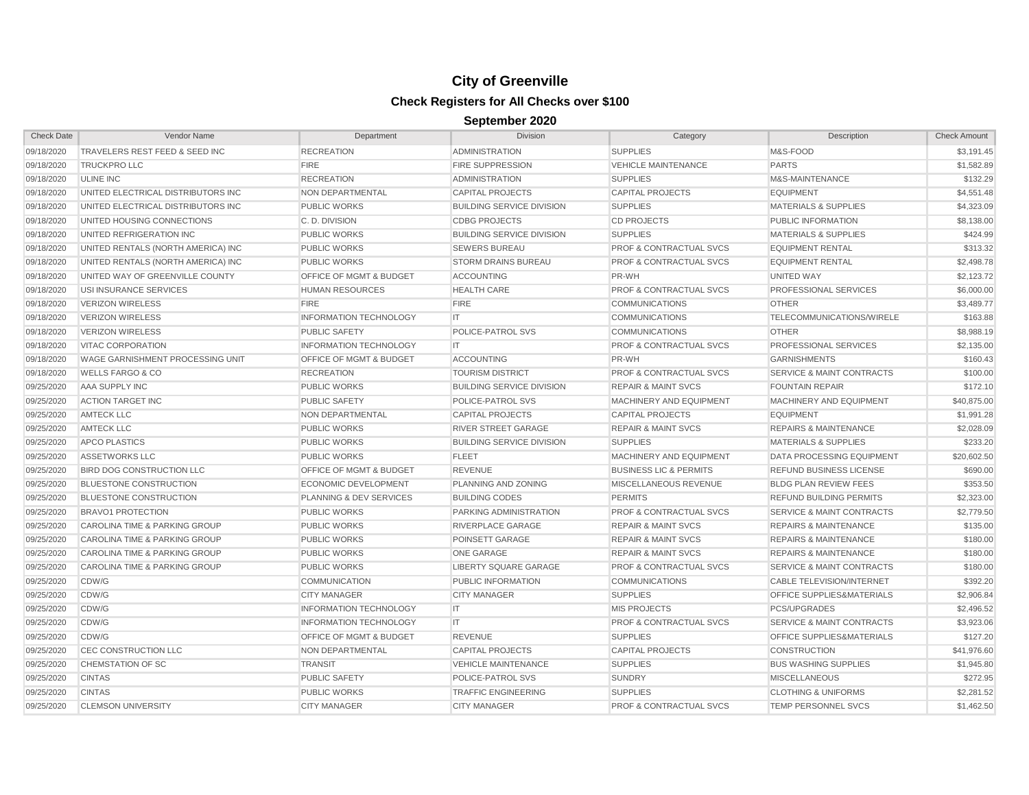# City of Greenville

## Check Registers for All Checks over $100

### September 2020

| Check Date | Vendor Name | Department | Division | Category | Description | Check Amount |
|---|---|---|---|---|---|---|
| 09/18/2020 | TRAVELERS REST FEED & SEED INC | RECREATION | ADMINISTRATION | SUPPLIES | M&S-FOOD | $3,191.45 |
| 09/18/2020 | TRUCKPRO LLC | FIRE | FIRE SUPPRESSION | VEHICLE MAINTENANCE | PARTS | $1,582.89 |
| 09/18/2020 | ULINE INC | RECREATION | ADMINISTRATION | SUPPLIES | M&S-MAINTENANCE | $132.29 |
| 09/18/2020 | UNITED ELECTRICAL DISTRIBUTORS INC | NON DEPARTMENTAL | CAPITAL PROJECTS | CAPITAL PROJECTS | EQUIPMENT | $4,551.48 |
| 09/18/2020 | UNITED ELECTRICAL DISTRIBUTORS INC | PUBLIC WORKS | BUILDING SERVICE DIVISION | SUPPLIES | MATERIALS & SUPPLIES | $4,323.09 |
| 09/18/2020 | UNITED HOUSING CONNECTIONS | C. D. DIVISION | CDBG PROJECTS | CD PROJECTS | PUBLIC INFORMATION | $8,138.00 |
| 09/18/2020 | UNITED REFRIGERATION INC | PUBLIC WORKS | BUILDING SERVICE DIVISION | SUPPLIES | MATERIALS & SUPPLIES | $424.99 |
| 09/18/2020 | UNITED RENTALS (NORTH AMERICA) INC | PUBLIC WORKS | SEWERS BUREAU | PROF & CONTRACTUAL SVCS | EQUIPMENT RENTAL | $313.32 |
| 09/18/2020 | UNITED RENTALS (NORTH AMERICA) INC | PUBLIC WORKS | STORM DRAINS BUREAU | PROF & CONTRACTUAL SVCS | EQUIPMENT RENTAL | $2,498.78 |
| 09/18/2020 | UNITED WAY OF GREENVILLE COUNTY | OFFICE OF MGMT & BUDGET | ACCOUNTING | PR-WH | UNITED WAY | $2,123.72 |
| 09/18/2020 | USI INSURANCE SERVICES | HUMAN RESOURCES | HEALTH CARE | PROF & CONTRACTUAL SVCS | PROFESSIONAL SERVICES | $6,000.00 |
| 09/18/2020 | VERIZON WIRELESS | FIRE | FIRE | COMMUNICATIONS | OTHER | $3,489.77 |
| 09/18/2020 | VERIZON WIRELESS | INFORMATION TECHNOLOGY | IT | COMMUNICATIONS | TELECOMMUNICATIONS/WIRELE | $163.88 |
| 09/18/2020 | VERIZON WIRELESS | PUBLIC SAFETY | POLICE-PATROL SVS | COMMUNICATIONS | OTHER | $8,988.19 |
| 09/18/2020 | VITAC CORPORATION | INFORMATION TECHNOLOGY | IT | PROF & CONTRACTUAL SVCS | PROFESSIONAL SERVICES | $2,135.00 |
| 09/18/2020 | WAGE GARNISHMENT PROCESSING UNIT | OFFICE OF MGMT & BUDGET | ACCOUNTING | PR-WH | GARNISHMENTS | $160.43 |
| 09/18/2020 | WELLS FARGO & CO | RECREATION | TOURISM DISTRICT | PROF & CONTRACTUAL SVCS | SERVICE & MAINT CONTRACTS | $100.00 |
| 09/25/2020 | AAA SUPPLY INC | PUBLIC WORKS | BUILDING SERVICE DIVISION | REPAIR & MAINT SVCS | FOUNTAIN REPAIR | $172.10 |
| 09/25/2020 | ACTION TARGET INC | PUBLIC SAFETY | POLICE-PATROL SVS | MACHINERY AND EQUIPMENT | MACHINERY AND EQUIPMENT | $40,875.00 |
| 09/25/2020 | AMTECK LLC | NON DEPARTMENTAL | CAPITAL PROJECTS | CAPITAL PROJECTS | EQUIPMENT | $1,991.28 |
| 09/25/2020 | AMTECK LLC | PUBLIC WORKS | RIVER STREET GARAGE | REPAIR & MAINT SVCS | REPAIRS & MAINTENANCE | $2,028.09 |
| 09/25/2020 | APCO PLASTICS | PUBLIC WORKS | BUILDING SERVICE DIVISION | SUPPLIES | MATERIALS & SUPPLIES | $233.20 |
| 09/25/2020 | ASSETWORKS LLC | PUBLIC WORKS | FLEET | MACHINERY AND EQUIPMENT | DATA PROCESSING EQUIPMENT | $20,602.50 |
| 09/25/2020 | BIRD DOG CONSTRUCTION LLC | OFFICE OF MGMT & BUDGET | REVENUE | BUSINESS LIC & PERMITS | REFUND BUSINESS LICENSE | $690.00 |
| 09/25/2020 | BLUESTONE CONSTRUCTION | ECONOMIC DEVELOPMENT | PLANNING AND ZONING | MISCELLANEOUS REVENUE | BLDG PLAN REVIEW FEES | $353.50 |
| 09/25/2020 | BLUESTONE CONSTRUCTION | PLANNING & DEV SERVICES | BUILDING CODES | PERMITS | REFUND BUILDING PERMITS | $2,323.00 |
| 09/25/2020 | BRAVO1 PROTECTION | PUBLIC WORKS | PARKING ADMINISTRATION | PROF & CONTRACTUAL SVCS | SERVICE & MAINT CONTRACTS | $2,779.50 |
| 09/25/2020 | CAROLINA TIME & PARKING GROUP | PUBLIC WORKS | RIVERPLACE GARAGE | REPAIR & MAINT SVCS | REPAIRS & MAINTENANCE | $135.00 |
| 09/25/2020 | CAROLINA TIME & PARKING GROUP | PUBLIC WORKS | POINSETT GARAGE | REPAIR & MAINT SVCS | REPAIRS & MAINTENANCE | $180.00 |
| 09/25/2020 | CAROLINA TIME & PARKING GROUP | PUBLIC WORKS | ONE GARAGE | REPAIR & MAINT SVCS | REPAIRS & MAINTENANCE | $180.00 |
| 09/25/2020 | CAROLINA TIME & PARKING GROUP | PUBLIC WORKS | LIBERTY SQUARE GARAGE | PROF & CONTRACTUAL SVCS | SERVICE & MAINT CONTRACTS | $180.00 |
| 09/25/2020 | CDW/G | COMMUNICATION | PUBLIC INFORMATION | COMMUNICATIONS | CABLE TELEVISION/INTERNET | $392.20 |
| 09/25/2020 | CDW/G | CITY MANAGER | CITY MANAGER | SUPPLIES | OFFICE SUPPLIES&MATERIALS | $2,906.84 |
| 09/25/2020 | CDW/G | INFORMATION TECHNOLOGY | IT | MIS PROJECTS | PCS/UPGRADES | $2,496.52 |
| 09/25/2020 | CDW/G | INFORMATION TECHNOLOGY | IT | PROF & CONTRACTUAL SVCS | SERVICE & MAINT CONTRACTS | $3,923.06 |
| 09/25/2020 | CDW/G | OFFICE OF MGMT & BUDGET | REVENUE | SUPPLIES | OFFICE SUPPLIES&MATERIALS | $127.20 |
| 09/25/2020 | CEC CONSTRUCTION LLC | NON DEPARTMENTAL | CAPITAL PROJECTS | CAPITAL PROJECTS | CONSTRUCTION | $41,976.60 |
| 09/25/2020 | CHEMSTATION OF SC | TRANSIT | VEHICLE MAINTENANCE | SUPPLIES | BUS WASHING SUPPLIES | $1,945.80 |
| 09/25/2020 | CINTAS | PUBLIC SAFETY | POLICE-PATROL SVS | SUNDRY | MISCELLANEOUS | $272.95 |
| 09/25/2020 | CINTAS | PUBLIC WORKS | TRAFFIC ENGINEERING | SUPPLIES | CLOTHING & UNIFORMS | $2,281.52 |
| 09/25/2020 | CLEMSON UNIVERSITY | CITY MANAGER | CITY MANAGER | PROF & CONTRACTUAL SVCS | TEMP PERSONNEL SVCS | $1,462.50 |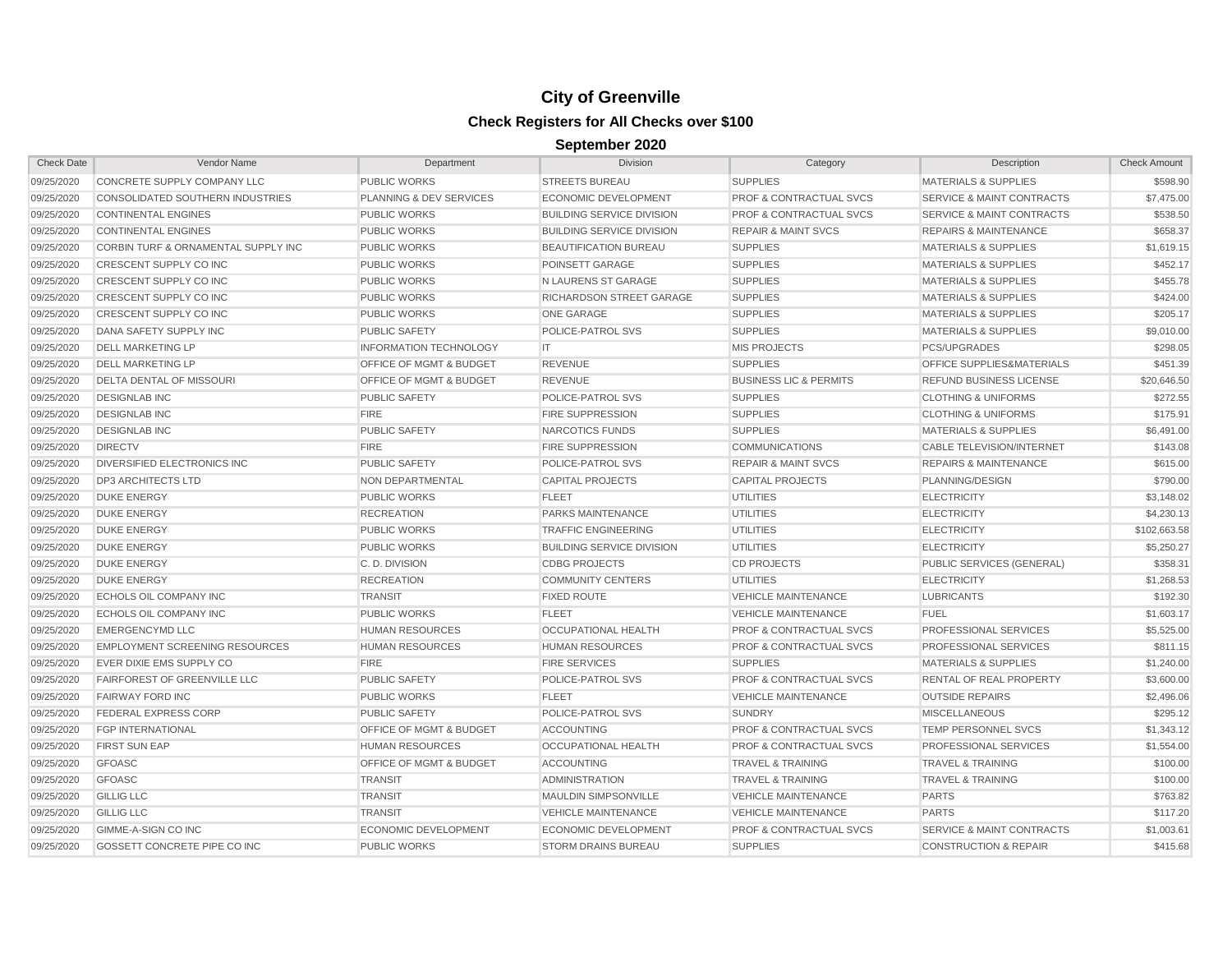# City of Greenville

## Check Registers for All Checks over $100

### September 2020

| Check Date | Vendor Name | Department | Division | Category | Description | Check Amount |
|---|---|---|---|---|---|---|
| 09/25/2020 | CONCRETE SUPPLY COMPANY LLC | PUBLIC WORKS | STREETS BUREAU | SUPPLIES | MATERIALS & SUPPLIES | $598.90 |
| 09/25/2020 | CONSOLIDATED SOUTHERN INDUSTRIES | PLANNING & DEV SERVICES | ECONOMIC DEVELOPMENT | PROF & CONTRACTUAL SVCS | SERVICE & MAINT CONTRACTS | $7,475.00 |
| 09/25/2020 | CONTINENTAL ENGINES | PUBLIC WORKS | BUILDING SERVICE DIVISION | PROF & CONTRACTUAL SVCS | SERVICE & MAINT CONTRACTS | $538.50 |
| 09/25/2020 | CONTINENTAL ENGINES | PUBLIC WORKS | BUILDING SERVICE DIVISION | REPAIR & MAINT SVCS | REPAIRS & MAINTENANCE | $658.37 |
| 09/25/2020 | CORBIN TURF & ORNAMENTAL SUPPLY INC | PUBLIC WORKS | BEAUTIFICATION BUREAU | SUPPLIES | MATERIALS & SUPPLIES | $1,619.15 |
| 09/25/2020 | CRESCENT SUPPLY CO INC | PUBLIC WORKS | POINSETT GARAGE | SUPPLIES | MATERIALS & SUPPLIES | $452.17 |
| 09/25/2020 | CRESCENT SUPPLY CO INC | PUBLIC WORKS | N LAURENS ST GARAGE | SUPPLIES | MATERIALS & SUPPLIES | $455.78 |
| 09/25/2020 | CRESCENT SUPPLY CO INC | PUBLIC WORKS | RICHARDSON STREET GARAGE | SUPPLIES | MATERIALS & SUPPLIES | $424.00 |
| 09/25/2020 | CRESCENT SUPPLY CO INC | PUBLIC WORKS | ONE GARAGE | SUPPLIES | MATERIALS & SUPPLIES | $205.17 |
| 09/25/2020 | DANA SAFETY SUPPLY INC | PUBLIC SAFETY | POLICE-PATROL SVS | SUPPLIES | MATERIALS & SUPPLIES | $9,010.00 |
| 09/25/2020 | DELL MARKETING LP | INFORMATION TECHNOLOGY | IT | MIS PROJECTS | PCS/UPGRADES | $298.05 |
| 09/25/2020 | DELL MARKETING LP | OFFICE OF MGMT & BUDGET | REVENUE | SUPPLIES | OFFICE SUPPLIES&MATERIALS | $451.39 |
| 09/25/2020 | DELTA DENTAL OF MISSOURI | OFFICE OF MGMT & BUDGET | REVENUE | BUSINESS LIC & PERMITS | REFUND BUSINESS LICENSE | $20,646.50 |
| 09/25/2020 | DESIGNLAB INC | PUBLIC SAFETY | POLICE-PATROL SVS | SUPPLIES | CLOTHING & UNIFORMS | $272.55 |
| 09/25/2020 | DESIGNLAB INC | FIRE | FIRE SUPPRESSION | SUPPLIES | CLOTHING & UNIFORMS | $175.91 |
| 09/25/2020 | DESIGNLAB INC | PUBLIC SAFETY | NARCOTICS FUNDS | SUPPLIES | MATERIALS & SUPPLIES | $6,491.00 |
| 09/25/2020 | DIRECTV | FIRE | FIRE SUPPRESSION | COMMUNICATIONS | CABLE TELEVISION/INTERNET | $143.08 |
| 09/25/2020 | DIVERSIFIED ELECTRONICS INC | PUBLIC SAFETY | POLICE-PATROL SVS | REPAIR & MAINT SVCS | REPAIRS & MAINTENANCE | $615.00 |
| 09/25/2020 | DP3 ARCHITECTS LTD | NON DEPARTMENTAL | CAPITAL PROJECTS | CAPITAL PROJECTS | PLANNING/DESIGN | $790.00 |
| 09/25/2020 | DUKE ENERGY | PUBLIC WORKS | FLEET | UTILITIES | ELECTRICITY | $3,148.02 |
| 09/25/2020 | DUKE ENERGY | RECREATION | PARKS MAINTENANCE | UTILITIES | ELECTRICITY | $4,230.13 |
| 09/25/2020 | DUKE ENERGY | PUBLIC WORKS | TRAFFIC ENGINEERING | UTILITIES | ELECTRICITY | $102,663.58 |
| 09/25/2020 | DUKE ENERGY | PUBLIC WORKS | BUILDING SERVICE DIVISION | UTILITIES | ELECTRICITY | $5,250.27 |
| 09/25/2020 | DUKE ENERGY | C. D. DIVISION | CDBG PROJECTS | CD PROJECTS | PUBLIC SERVICES (GENERAL) | $358.31 |
| 09/25/2020 | DUKE ENERGY | RECREATION | COMMUNITY CENTERS | UTILITIES | ELECTRICITY | $1,268.53 |
| 09/25/2020 | ECHOLS OIL COMPANY INC | TRANSIT | FIXED ROUTE | VEHICLE MAINTENANCE | LUBRICANTS | $192.30 |
| 09/25/2020 | ECHOLS OIL COMPANY INC | PUBLIC WORKS | FLEET | VEHICLE MAINTENANCE | FUEL | $1,603.17 |
| 09/25/2020 | EMERGENCYMD LLC | HUMAN RESOURCES | OCCUPATIONAL HEALTH | PROF & CONTRACTUAL SVCS | PROFESSIONAL SERVICES | $5,525.00 |
| 09/25/2020 | EMPLOYMENT SCREENING RESOURCES | HUMAN RESOURCES | HUMAN RESOURCES | PROF & CONTRACTUAL SVCS | PROFESSIONAL SERVICES | $811.15 |
| 09/25/2020 | EVER DIXIE EMS SUPPLY CO | FIRE | FIRE SERVICES | SUPPLIES | MATERIALS & SUPPLIES | $1,240.00 |
| 09/25/2020 | FAIRFOREST OF GREENVILLE LLC | PUBLIC SAFETY | POLICE-PATROL SVS | PROF & CONTRACTUAL SVCS | RENTAL OF REAL PROPERTY | $3,600.00 |
| 09/25/2020 | FAIRWAY FORD INC | PUBLIC WORKS | FLEET | VEHICLE MAINTENANCE | OUTSIDE REPAIRS | $2,496.06 |
| 09/25/2020 | FEDERAL EXPRESS CORP | PUBLIC SAFETY | POLICE-PATROL SVS | SUNDRY | MISCELLANEOUS | $295.12 |
| 09/25/2020 | FGP INTERNATIONAL | OFFICE OF MGMT & BUDGET | ACCOUNTING | PROF & CONTRACTUAL SVCS | TEMP PERSONNEL SVCS | $1,343.12 |
| 09/25/2020 | FIRST SUN EAP | HUMAN RESOURCES | OCCUPATIONAL HEALTH | PROF & CONTRACTUAL SVCS | PROFESSIONAL SERVICES | $1,554.00 |
| 09/25/2020 | GFOASC | OFFICE OF MGMT & BUDGET | ACCOUNTING | TRAVEL & TRAINING | TRAVEL & TRAINING | $100.00 |
| 09/25/2020 | GFOASC | TRANSIT | ADMINISTRATION | TRAVEL & TRAINING | TRAVEL & TRAINING | $100.00 |
| 09/25/2020 | GILLIG LLC | TRANSIT | MAULDIN SIMPSONVILLE | VEHICLE MAINTENANCE | PARTS | $763.82 |
| 09/25/2020 | GILLIG LLC | TRANSIT | VEHICLE MAINTENANCE | VEHICLE MAINTENANCE | PARTS | $117.20 |
| 09/25/2020 | GIMME-A-SIGN CO INC | ECONOMIC DEVELOPMENT | ECONOMIC DEVELOPMENT | PROF & CONTRACTUAL SVCS | SERVICE & MAINT CONTRACTS | $1,003.61 |
| 09/25/2020 | GOSSETT CONCRETE PIPE CO INC | PUBLIC WORKS | STORM DRAINS BUREAU | SUPPLIES | CONSTRUCTION & REPAIR | $415.68 |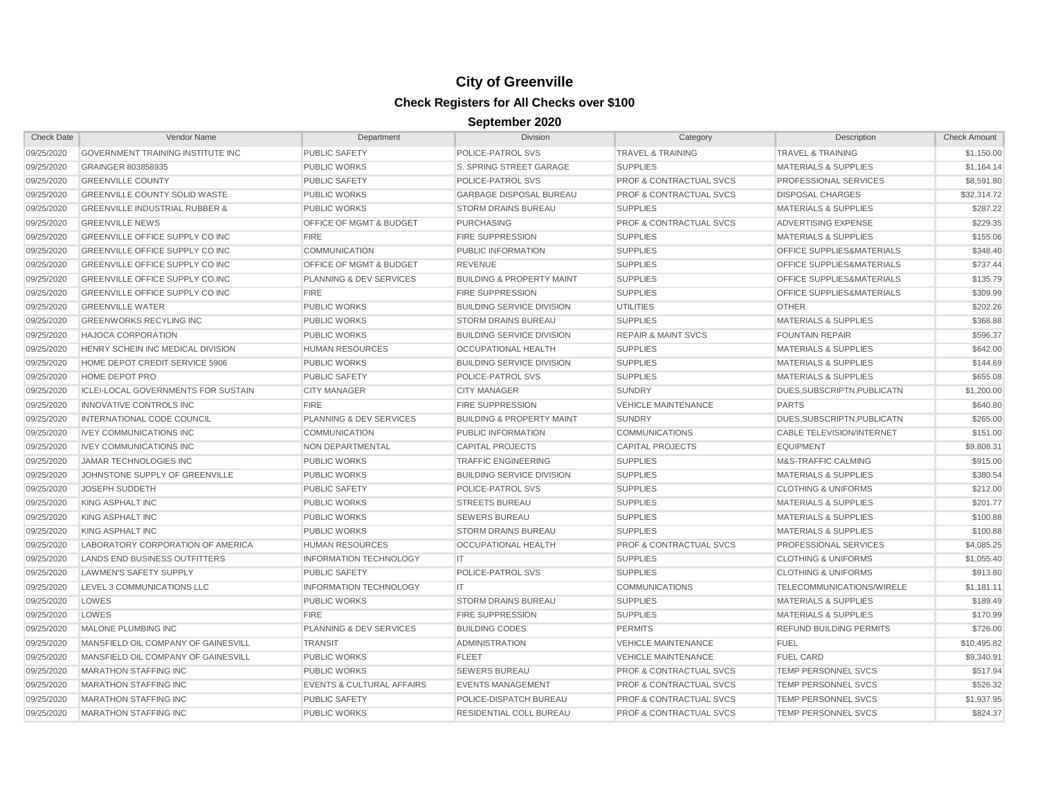# City of Greenville

## Check Registers for All Checks over $100

### September 2020

| Check Date | Vendor Name | Department | Division | Category | Description | Check Amount |
|---|---|---|---|---|---|---|
| 09/25/2020 | GOVERNMENT TRAINING INSTITUTE INC | PUBLIC SAFETY | POLICE-PATROL SVS | TRAVEL & TRAINING | TRAVEL & TRAINING | $1,150.00 |
| 09/25/2020 | GRAINGER 803858935 | PUBLIC WORKS | S. SPRING STREET GARAGE | SUPPLIES | MATERIALS & SUPPLIES | $1,164.14 |
| 09/25/2020 | GREENVILLE COUNTY | PUBLIC SAFETY | POLICE-PATROL SVS | PROF & CONTRACTUAL SVCS | PROFESSIONAL SERVICES | $8,591.80 |
| 09/25/2020 | GREENVILLE COUNTY SOLID WASTE | PUBLIC WORKS | GARBAGE DISPOSAL BUREAU | PROF & CONTRACTUAL SVCS | DISPOSAL CHARGES | $32,314.72 |
| 09/25/2020 | GREENVILLE INDUSTRIAL RUBBER & | PUBLIC WORKS | STORM DRAINS BUREAU | SUPPLIES | MATERIALS & SUPPLIES | $287.22 |
| 09/25/2020 | GREENVILLE NEWS | OFFICE OF MGMT & BUDGET | PURCHASING | PROF & CONTRACTUAL SVCS | ADVERTISING EXPENSE | $229.35 |
| 09/25/2020 | GREENVILLE OFFICE SUPPLY CO INC | FIRE | FIRE SUPPRESSION | SUPPLIES | MATERIALS & SUPPLIES | $155.06 |
| 09/25/2020 | GREENVILLE OFFICE SUPPLY CO INC | COMMUNICATION | PUBLIC INFORMATION | SUPPLIES | OFFICE SUPPLIES&MATERIALS | $348.40 |
| 09/25/2020 | GREENVILLE OFFICE SUPPLY CO INC | OFFICE OF MGMT & BUDGET | REVENUE | SUPPLIES | OFFICE SUPPLIES&MATERIALS | $737.44 |
| 09/25/2020 | GREENVILLE OFFICE SUPPLY CO INC | PLANNING & DEV SERVICES | BUILDING & PROPERTY MAINT | SUPPLIES | OFFICE SUPPLIES&MATERIALS | $135.79 |
| 09/25/2020 | GREENVILLE OFFICE SUPPLY CO INC | FIRE | FIRE SUPPRESSION | SUPPLIES | OFFICE SUPPLIES&MATERIALS | $309.99 |
| 09/25/2020 | GREENVILLE WATER | PUBLIC WORKS | BUILDING SERVICE DIVISION | UTILITIES | OTHER | $202.26 |
| 09/25/2020 | GREENWORKS RECYLING INC | PUBLIC WORKS | STORM DRAINS BUREAU | SUPPLIES | MATERIALS & SUPPLIES | $368.88 |
| 09/25/2020 | HAJOCA CORPORATION | PUBLIC WORKS | BUILDING SERVICE DIVISION | REPAIR & MAINT SVCS | FOUNTAIN REPAIR | $596.37 |
| 09/25/2020 | HENRY SCHEIN INC MEDICAL DIVISION | HUMAN RESOURCES | OCCUPATIONAL HEALTH | SUPPLIES | MATERIALS & SUPPLIES | $642.00 |
| 09/25/2020 | HOME DEPOT CREDIT SERVICE 5906 | PUBLIC WORKS | BUILDING SERVICE DIVISION | SUPPLIES | MATERIALS & SUPPLIES | $144.69 |
| 09/25/2020 | HOME DEPOT PRO | PUBLIC SAFETY | POLICE-PATROL SVS | SUPPLIES | MATERIALS & SUPPLIES | $655.08 |
| 09/25/2020 | ICLEI-LOCAL GOVERNMENTS FOR SUSTAIN | CITY MANAGER | CITY MANAGER | SUNDRY | DUES,SUBSCRIPTN,PUBLICATN | $1,200.00 |
| 09/25/2020 | INNOVATIVE CONTROLS INC | FIRE | FIRE SUPPRESSION | VEHICLE MAINTENANCE | PARTS | $640.80 |
| 09/25/2020 | INTERNATIONAL CODE COUNCIL | PLANNING & DEV SERVICES | BUILDING & PROPERTY MAINT | SUNDRY | DUES,SUBSCRIPTN,PUBLICATN | $265.00 |
| 09/25/2020 | IVEY COMMUNICATIONS INC | COMMUNICATION | PUBLIC INFORMATION | COMMUNICATIONS | CABLE TELEVISION/INTERNET | $151.00 |
| 09/25/2020 | IVEY COMMUNICATIONS INC | NON DEPARTMENTAL | CAPITAL PROJECTS | CAPITAL PROJECTS | EQUIPMENT | $9,808.31 |
| 09/25/2020 | JAMAR TECHNOLOGIES INC | PUBLIC WORKS | TRAFFIC ENGINEERING | SUPPLIES | M&S-TRAFFIC CALMING | $915.00 |
| 09/25/2020 | JOHNSTONE SUPPLY OF GREENVILLE | PUBLIC WORKS | BUILDING SERVICE DIVISION | SUPPLIES | MATERIALS & SUPPLIES | $380.54 |
| 09/25/2020 | JOSEPH SUDDETH | PUBLIC SAFETY | POLICE-PATROL SVS | SUPPLIES | CLOTHING & UNIFORMS | $212.00 |
| 09/25/2020 | KING ASPHALT INC | PUBLIC WORKS | STREETS BUREAU | SUPPLIES | MATERIALS & SUPPLIES | $201.77 |
| 09/25/2020 | KING ASPHALT INC | PUBLIC WORKS | SEWERS BUREAU | SUPPLIES | MATERIALS & SUPPLIES | $100.88 |
| 09/25/2020 | KING ASPHALT INC | PUBLIC WORKS | STORM DRAINS BUREAU | SUPPLIES | MATERIALS & SUPPLIES | $100.88 |
| 09/25/2020 | LABORATORY CORPORATION OF AMERICA | HUMAN RESOURCES | OCCUPATIONAL HEALTH | PROF & CONTRACTUAL SVCS | PROFESSIONAL SERVICES | $4,085.25 |
| 09/25/2020 | LANDS END BUSINESS OUTFITTERS | INFORMATION TECHNOLOGY | IT | SUPPLIES | CLOTHING & UNIFORMS | $1,055.40 |
| 09/25/2020 | LAWMEN'S SAFETY SUPPLY | PUBLIC SAFETY | POLICE-PATROL SVS | SUPPLIES | CLOTHING & UNIFORMS | $913.80 |
| 09/25/2020 | LEVEL 3 COMMUNICATIONS LLC | INFORMATION TECHNOLOGY | IT | COMMUNICATIONS | TELECOMMUNICATIONS/WIRELE | $1,181.11 |
| 09/25/2020 | LOWES | PUBLIC WORKS | STORM DRAINS BUREAU | SUPPLIES | MATERIALS & SUPPLIES | $189.49 |
| 09/25/2020 | LOWES | FIRE | FIRE SUPPRESSION | SUPPLIES | MATERIALS & SUPPLIES | $170.99 |
| 09/25/2020 | MALONE PLUMBING INC | PLANNING & DEV SERVICES | BUILDING CODES | PERMITS | REFUND BUILDING PERMITS | $726.00 |
| 09/25/2020 | MANSFIELD OIL COMPANY OF GAINESVILL | TRANSIT | ADMINISTRATION | VEHICLE MAINTENANCE | FUEL | $10,495.82 |
| 09/25/2020 | MANSFIELD OIL COMPANY OF GAINESVILL | PUBLIC WORKS | FLEET | VEHICLE MAINTENANCE | FUEL CARD | $9,340.91 |
| 09/25/2020 | MARATHON STAFFING INC | PUBLIC WORKS | SEWERS BUREAU | PROF & CONTRACTUAL SVCS | TEMP PERSONNEL SVCS | $517.94 |
| 09/25/2020 | MARATHON STAFFING INC | EVENTS & CULTURAL AFFAIRS | EVENTS MANAGEMENT | PROF & CONTRACTUAL SVCS | TEMP PERSONNEL SVCS | $526.32 |
| 09/25/2020 | MARATHON STAFFING INC | PUBLIC SAFETY | POLICE-DISPATCH BUREAU | PROF & CONTRACTUAL SVCS | TEMP PERSONNEL SVCS | $1,937.95 |
| 09/25/2020 | MARATHON STAFFING INC | PUBLIC WORKS | RESIDENTIAL COLL BUREAU | PROF & CONTRACTUAL SVCS | TEMP PERSONNEL SVCS | $824.37 |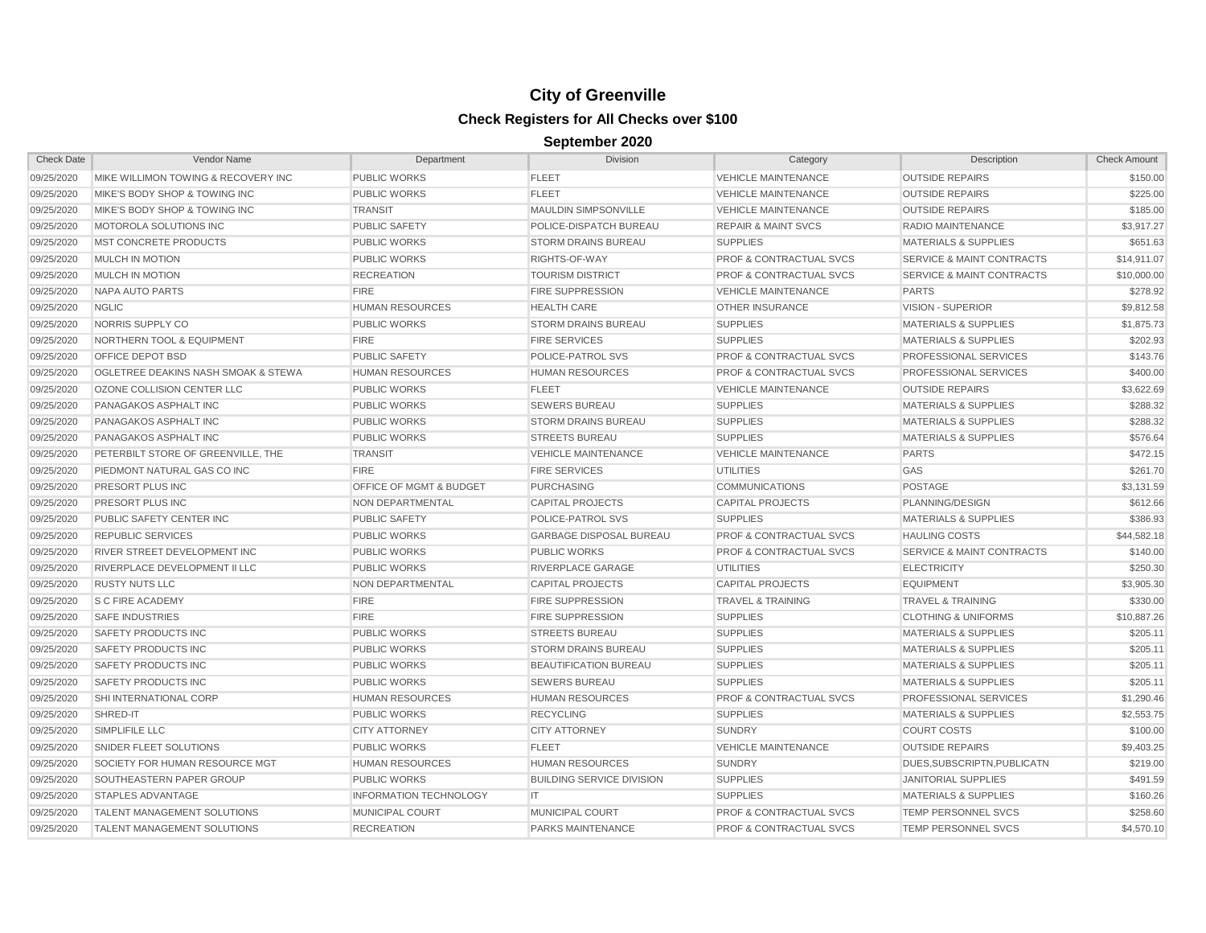# City of Greenville

## Check Registers for All Checks over $100

### September 2020

| Check Date | Vendor Name | Department | Division | Category | Description | Check Amount |
|---|---|---|---|---|---|---|
| 09/25/2020 | MIKE WILLIMON TOWING & RECOVERY INC | PUBLIC WORKS | FLEET | VEHICLE MAINTENANCE | OUTSIDE REPAIRS | $150.00 |
| 09/25/2020 | MIKE'S BODY SHOP & TOWING INC | PUBLIC WORKS | FLEET | VEHICLE MAINTENANCE | OUTSIDE REPAIRS | $225.00 |
| 09/25/2020 | MIKE'S BODY SHOP & TOWING INC | TRANSIT | MAULDIN SIMPSONVILLE | VEHICLE MAINTENANCE | OUTSIDE REPAIRS | $185.00 |
| 09/25/2020 | MOTOROLA SOLUTIONS INC | PUBLIC SAFETY | POLICE-DISPATCH BUREAU | REPAIR & MAINT SVCS | RADIO MAINTENANCE | $3,917.27 |
| 09/25/2020 | MST CONCRETE PRODUCTS | PUBLIC WORKS | STORM DRAINS BUREAU | SUPPLIES | MATERIALS & SUPPLIES | $651.63 |
| 09/25/2020 | MULCH IN MOTION | PUBLIC WORKS | RIGHTS-OF-WAY | PROF & CONTRACTUAL SVCS | SERVICE & MAINT CONTRACTS | $14,911.07 |
| 09/25/2020 | MULCH IN MOTION | RECREATION | TOURISM DISTRICT | PROF & CONTRACTUAL SVCS | SERVICE & MAINT CONTRACTS | $10,000.00 |
| 09/25/2020 | NAPA AUTO PARTS | FIRE | FIRE SUPPRESSION | VEHICLE MAINTENANCE | PARTS | $278.92 |
| 09/25/2020 | NGLIC | HUMAN RESOURCES | HEALTH CARE | OTHER INSURANCE | VISION - SUPERIOR | $9,812.58 |
| 09/25/2020 | NORRIS SUPPLY CO | PUBLIC WORKS | STORM DRAINS BUREAU | SUPPLIES | MATERIALS & SUPPLIES | $1,875.73 |
| 09/25/2020 | NORTHERN TOOL & EQUIPMENT | FIRE | FIRE SERVICES | SUPPLIES | MATERIALS & SUPPLIES | $202.93 |
| 09/25/2020 | OFFICE DEPOT BSD | PUBLIC SAFETY | POLICE-PATROL SVS | PROF & CONTRACTUAL SVCS | PROFESSIONAL SERVICES | $143.76 |
| 09/25/2020 | OGLETREE DEAKINS NASH SMOAK & STEWA | HUMAN RESOURCES | HUMAN RESOURCES | PROF & CONTRACTUAL SVCS | PROFESSIONAL SERVICES | $400.00 |
| 09/25/2020 | OZONE COLLISION CENTER LLC | PUBLIC WORKS | FLEET | VEHICLE MAINTENANCE | OUTSIDE REPAIRS | $3,622.69 |
| 09/25/2020 | PANAGAKOS ASPHALT INC | PUBLIC WORKS | SEWERS BUREAU | SUPPLIES | MATERIALS & SUPPLIES | $288.32 |
| 09/25/2020 | PANAGAKOS ASPHALT INC | PUBLIC WORKS | STORM DRAINS BUREAU | SUPPLIES | MATERIALS & SUPPLIES | $288.32 |
| 09/25/2020 | PANAGAKOS ASPHALT INC | PUBLIC WORKS | STREETS BUREAU | SUPPLIES | MATERIALS & SUPPLIES | $576.64 |
| 09/25/2020 | PETERBILT STORE OF GREENVILLE, THE | TRANSIT | VEHICLE MAINTENANCE | VEHICLE MAINTENANCE | PARTS | $472.15 |
| 09/25/2020 | PIEDMONT NATURAL GAS CO INC | FIRE | FIRE SERVICES | UTILITIES | GAS | $261.70 |
| 09/25/2020 | PRESORT PLUS INC | OFFICE OF MGMT & BUDGET | PURCHASING | COMMUNICATIONS | POSTAGE | $3,131.59 |
| 09/25/2020 | PRESORT PLUS INC | NON DEPARTMENTAL | CAPITAL PROJECTS | CAPITAL PROJECTS | PLANNING/DESIGN | $612.66 |
| 09/25/2020 | PUBLIC SAFETY CENTER INC | PUBLIC SAFETY | POLICE-PATROL SVS | SUPPLIES | MATERIALS & SUPPLIES | $386.93 |
| 09/25/2020 | REPUBLIC SERVICES | PUBLIC WORKS | GARBAGE DISPOSAL BUREAU | PROF & CONTRACTUAL SVCS | HAULING COSTS | $44,582.18 |
| 09/25/2020 | RIVER STREET DEVELOPMENT INC | PUBLIC WORKS | PUBLIC WORKS | PROF & CONTRACTUAL SVCS | SERVICE & MAINT CONTRACTS | $140.00 |
| 09/25/2020 | RIVERPLACE DEVELOPMENT II LLC | PUBLIC WORKS | RIVERPLACE GARAGE | UTILITIES | ELECTRICITY | $250.30 |
| 09/25/2020 | RUSTY NUTS LLC | NON DEPARTMENTAL | CAPITAL PROJECTS | CAPITAL PROJECTS | EQUIPMENT | $3,905.30 |
| 09/25/2020 | S C FIRE ACADEMY | FIRE | FIRE SUPPRESSION | TRAVEL & TRAINING | TRAVEL & TRAINING | $330.00 |
| 09/25/2020 | SAFE INDUSTRIES | FIRE | FIRE SUPPRESSION | SUPPLIES | CLOTHING & UNIFORMS | $10,887.26 |
| 09/25/2020 | SAFETY PRODUCTS INC | PUBLIC WORKS | STREETS BUREAU | SUPPLIES | MATERIALS & SUPPLIES | $205.11 |
| 09/25/2020 | SAFETY PRODUCTS INC | PUBLIC WORKS | STORM DRAINS BUREAU | SUPPLIES | MATERIALS & SUPPLIES | $205.11 |
| 09/25/2020 | SAFETY PRODUCTS INC | PUBLIC WORKS | BEAUTIFICATION BUREAU | SUPPLIES | MATERIALS & SUPPLIES | $205.11 |
| 09/25/2020 | SAFETY PRODUCTS INC | PUBLIC WORKS | SEWERS BUREAU | SUPPLIES | MATERIALS & SUPPLIES | $205.11 |
| 09/25/2020 | SHI INTERNATIONAL CORP | HUMAN RESOURCES | HUMAN RESOURCES | PROF & CONTRACTUAL SVCS | PROFESSIONAL SERVICES | $1,290.46 |
| 09/25/2020 | SHRED-IT | PUBLIC WORKS | RECYCLING | SUPPLIES | MATERIALS & SUPPLIES | $2,553.75 |
| 09/25/2020 | SIMPLIFILE LLC | CITY ATTORNEY | CITY ATTORNEY | SUNDRY | COURT COSTS | $100.00 |
| 09/25/2020 | SNIDER FLEET SOLUTIONS | PUBLIC WORKS | FLEET | VEHICLE MAINTENANCE | OUTSIDE REPAIRS | $9,403.25 |
| 09/25/2020 | SOCIETY FOR HUMAN RESOURCE MGT | HUMAN RESOURCES | HUMAN RESOURCES | SUNDRY | DUES,SUBSCRIPTN,PUBLICATN | $219.00 |
| 09/25/2020 | SOUTHEASTERN PAPER GROUP | PUBLIC WORKS | BUILDING SERVICE DIVISION | SUPPLIES | JANITORIAL SUPPLIES | $491.59 |
| 09/25/2020 | STAPLES ADVANTAGE | INFORMATION TECHNOLOGY | IT | SUPPLIES | MATERIALS & SUPPLIES | $160.26 |
| 09/25/2020 | TALENT MANAGEMENT SOLUTIONS | MUNICIPAL COURT | MUNICIPAL COURT | PROF & CONTRACTUAL SVCS | TEMP PERSONNEL SVCS | $258.60 |
| 09/25/2020 | TALENT MANAGEMENT SOLUTIONS | RECREATION | PARKS MAINTENANCE | PROF & CONTRACTUAL SVCS | TEMP PERSONNEL SVCS | $4,570.10 |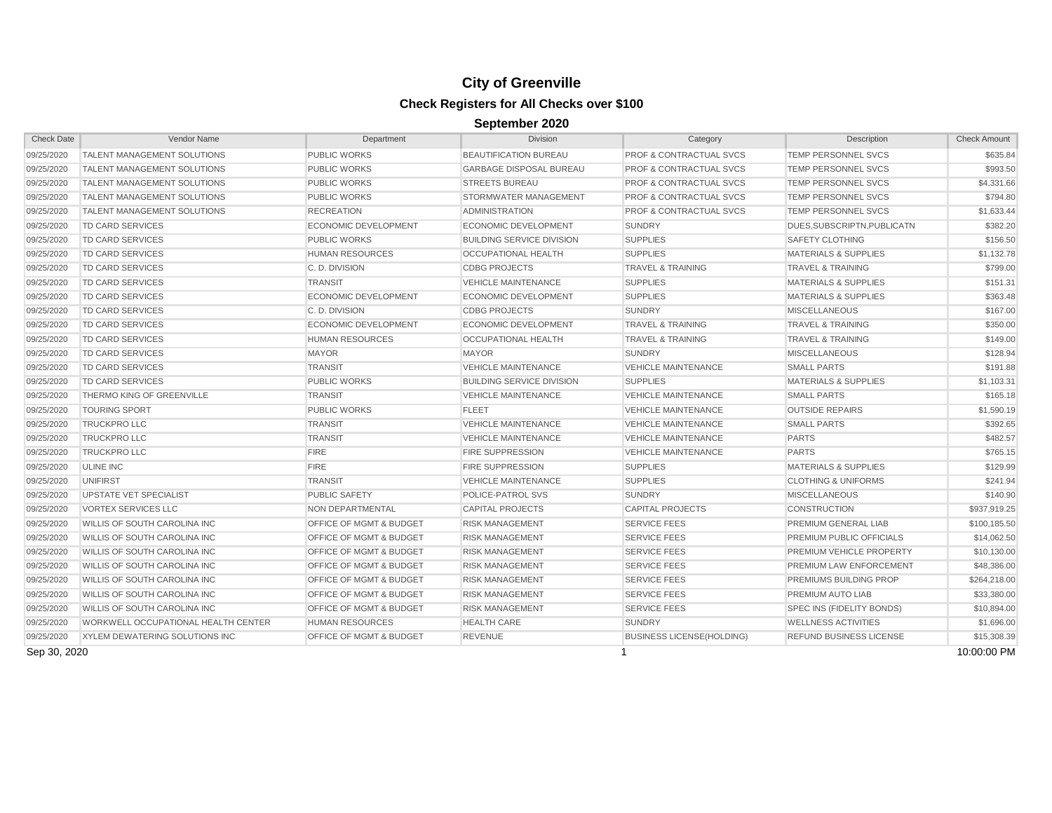# City of Greenville

## Check Registers for All Checks over $100

### September 2020

| Check Date | Vendor Name | Department | Division | Category | Description | Check Amount |
|---|---|---|---|---|---|---|
| 09/25/2020 | TALENT MANAGEMENT SOLUTIONS | PUBLIC WORKS | BEAUTIFICATION BUREAU | PROF & CONTRACTUAL SVCS | TEMP PERSONNEL SVCS | $635.84 |
| 09/25/2020 | TALENT MANAGEMENT SOLUTIONS | PUBLIC WORKS | GARBAGE DISPOSAL BUREAU | PROF & CONTRACTUAL SVCS | TEMP PERSONNEL SVCS | $993.50 |
| 09/25/2020 | TALENT MANAGEMENT SOLUTIONS | PUBLIC WORKS | STREETS BUREAU | PROF & CONTRACTUAL SVCS | TEMP PERSONNEL SVCS | $4,331.66 |
| 09/25/2020 | TALENT MANAGEMENT SOLUTIONS | PUBLIC WORKS | STORMWATER MANAGEMENT | PROF & CONTRACTUAL SVCS | TEMP PERSONNEL SVCS | $794.80 |
| 09/25/2020 | TALENT MANAGEMENT SOLUTIONS | RECREATION | ADMINISTRATION | PROF & CONTRACTUAL SVCS | TEMP PERSONNEL SVCS | $1,633.44 |
| 09/25/2020 | TD CARD SERVICES | ECONOMIC DEVELOPMENT | ECONOMIC DEVELOPMENT | SUNDRY | DUES,SUBSCRIPTN,PUBLICATN | $382.20 |
| 09/25/2020 | TD CARD SERVICES | PUBLIC WORKS | BUILDING SERVICE DIVISION | SUPPLIES | SAFETY CLOTHING | $156.50 |
| 09/25/2020 | TD CARD SERVICES | HUMAN RESOURCES | OCCUPATIONAL HEALTH | SUPPLIES | MATERIALS & SUPPLIES | $1,132.78 |
| 09/25/2020 | TD CARD SERVICES | C. D. DIVISION | CDBG PROJECTS | TRAVEL & TRAINING | TRAVEL & TRAINING | $799.00 |
| 09/25/2020 | TD CARD SERVICES | TRANSIT | VEHICLE MAINTENANCE | SUPPLIES | MATERIALS & SUPPLIES | $151.31 |
| 09/25/2020 | TD CARD SERVICES | ECONOMIC DEVELOPMENT | ECONOMIC DEVELOPMENT | SUPPLIES | MATERIALS & SUPPLIES | $363.48 |
| 09/25/2020 | TD CARD SERVICES | C. D. DIVISION | CDBG PROJECTS | SUNDRY | MISCELLANEOUS | $167.00 |
| 09/25/2020 | TD CARD SERVICES | ECONOMIC DEVELOPMENT | ECONOMIC DEVELOPMENT | TRAVEL & TRAINING | TRAVEL & TRAINING | $350.00 |
| 09/25/2020 | TD CARD SERVICES | HUMAN RESOURCES | OCCUPATIONAL HEALTH | TRAVEL & TRAINING | TRAVEL & TRAINING | $149.00 |
| 09/25/2020 | TD CARD SERVICES | MAYOR | MAYOR | SUNDRY | MISCELLANEOUS | $128.94 |
| 09/25/2020 | TD CARD SERVICES | TRANSIT | VEHICLE MAINTENANCE | VEHICLE MAINTENANCE | SMALL PARTS | $191.88 |
| 09/25/2020 | TD CARD SERVICES | PUBLIC WORKS | BUILDING SERVICE DIVISION | SUPPLIES | MATERIALS & SUPPLIES | $1,103.31 |
| 09/25/2020 | THERMO KING OF GREENVILLE | TRANSIT | VEHICLE MAINTENANCE | VEHICLE MAINTENANCE | SMALL PARTS | $165.18 |
| 09/25/2020 | TOURING SPORT | PUBLIC WORKS | FLEET | VEHICLE MAINTENANCE | OUTSIDE REPAIRS | $1,590.19 |
| 09/25/2020 | TRUCKPRO LLC | TRANSIT | VEHICLE MAINTENANCE | VEHICLE MAINTENANCE | SMALL PARTS | $392.65 |
| 09/25/2020 | TRUCKPRO LLC | TRANSIT | VEHICLE MAINTENANCE | VEHICLE MAINTENANCE | PARTS | $482.57 |
| 09/25/2020 | TRUCKPRO LLC | FIRE | FIRE SUPPRESSION | VEHICLE MAINTENANCE | PARTS | $765.15 |
| 09/25/2020 | ULINE INC | FIRE | FIRE SUPPRESSION | SUPPLIES | MATERIALS & SUPPLIES | $129.99 |
| 09/25/2020 | UNIFIRST | TRANSIT | VEHICLE MAINTENANCE | SUPPLIES | CLOTHING & UNIFORMS | $241.94 |
| 09/25/2020 | UPSTATE VET SPECIALIST | PUBLIC SAFETY | POLICE-PATROL SVS | SUNDRY | MISCELLANEOUS | $140.90 |
| 09/25/2020 | VORTEX SERVICES LLC | NON DEPARTMENTAL | CAPITAL PROJECTS | CAPITAL PROJECTS | CONSTRUCTION | $937,919.25 |
| 09/25/2020 | WILLIS OF SOUTH CAROLINA INC | OFFICE OF MGMT & BUDGET | RISK MANAGEMENT | SERVICE FEES | PREMIUM GENERAL LIAB | $100,185.50 |
| 09/25/2020 | WILLIS OF SOUTH CAROLINA INC | OFFICE OF MGMT & BUDGET | RISK MANAGEMENT | SERVICE FEES | PREMIUM PUBLIC OFFICIALS | $14,062.50 |
| 09/25/2020 | WILLIS OF SOUTH CAROLINA INC | OFFICE OF MGMT & BUDGET | RISK MANAGEMENT | SERVICE FEES | PREMIUM VEHICLE PROPERTY | $10,130.00 |
| 09/25/2020 | WILLIS OF SOUTH CAROLINA INC | OFFICE OF MGMT & BUDGET | RISK MANAGEMENT | SERVICE FEES | PREMIUM LAW ENFORCEMENT | $48,386.00 |
| 09/25/2020 | WILLIS OF SOUTH CAROLINA INC | OFFICE OF MGMT & BUDGET | RISK MANAGEMENT | SERVICE FEES | PREMIUMS BUILDING PROP | $264,218.00 |
| 09/25/2020 | WILLIS OF SOUTH CAROLINA INC | OFFICE OF MGMT & BUDGET | RISK MANAGEMENT | SERVICE FEES | PREMIUM AUTO LIAB | $33,380.00 |
| 09/25/2020 | WILLIS OF SOUTH CAROLINA INC | OFFICE OF MGMT & BUDGET | RISK MANAGEMENT | SERVICE FEES | SPEC INS (FIDELITY BONDS) | $10,894.00 |
| 09/25/2020 | WORKWELL OCCUPATIONAL HEALTH CENTER | HUMAN RESOURCES | HEALTH CARE | SUNDRY | WELLNESS ACTIVITIES | $1,696.00 |
| 09/25/2020 | XYLEM DEWATERING SOLUTIONS INC | OFFICE OF MGMT & BUDGET | REVENUE | BUSINESS LICENSE(HOLDING) | REFUND BUSINESS LICENSE | $15,308.39 |

Sep 30, 2020 10:00:00 PM